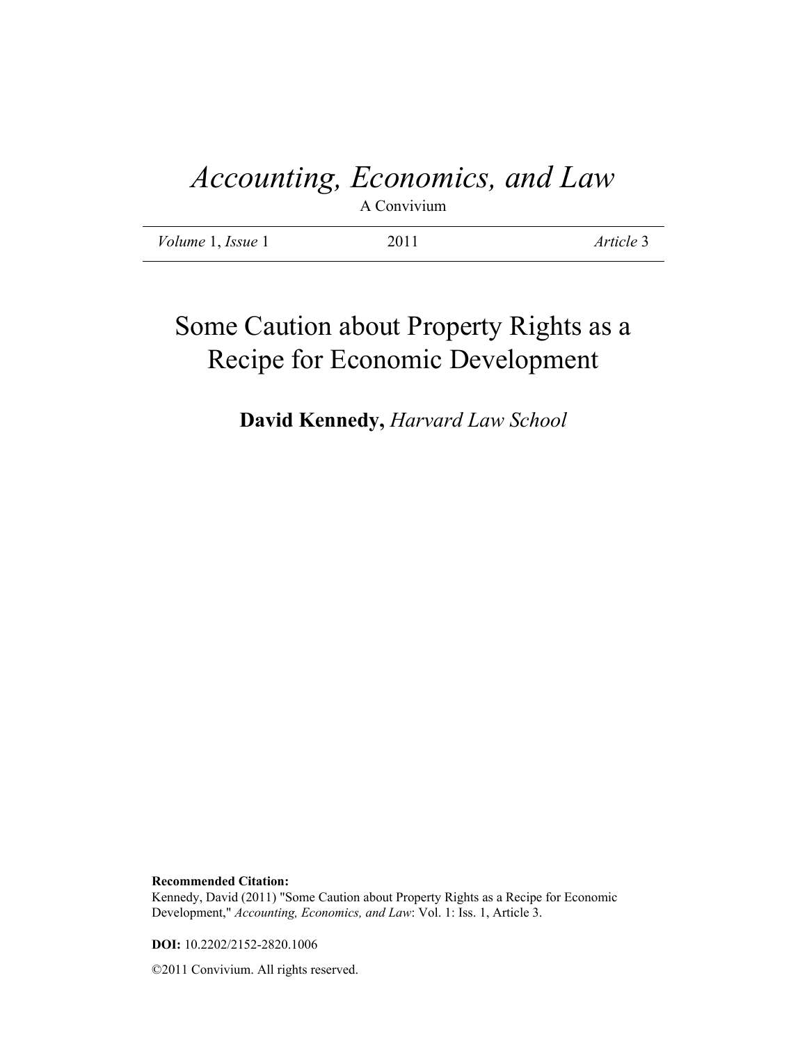# *Accounting, Economics, and Law*

A Convivium

| *Volume* 1, *Issue* 1 | 2011 | *Article* 3 |
|---|---|---|

# Some Caution about Property Rights as a Recipe for Economic Development

**David Kennedy,** *Harvard Law School*

**Recommended Citation:**
Kennedy, David (2011) "Some Caution about Property Rights as a Recipe for Economic Development," *Accounting, Economics, and Law*: Vol. 1: Iss. 1, Article 3.

**DOI:** 10.2202/2152-2820.1006

©2011 Convivium. All rights reserved.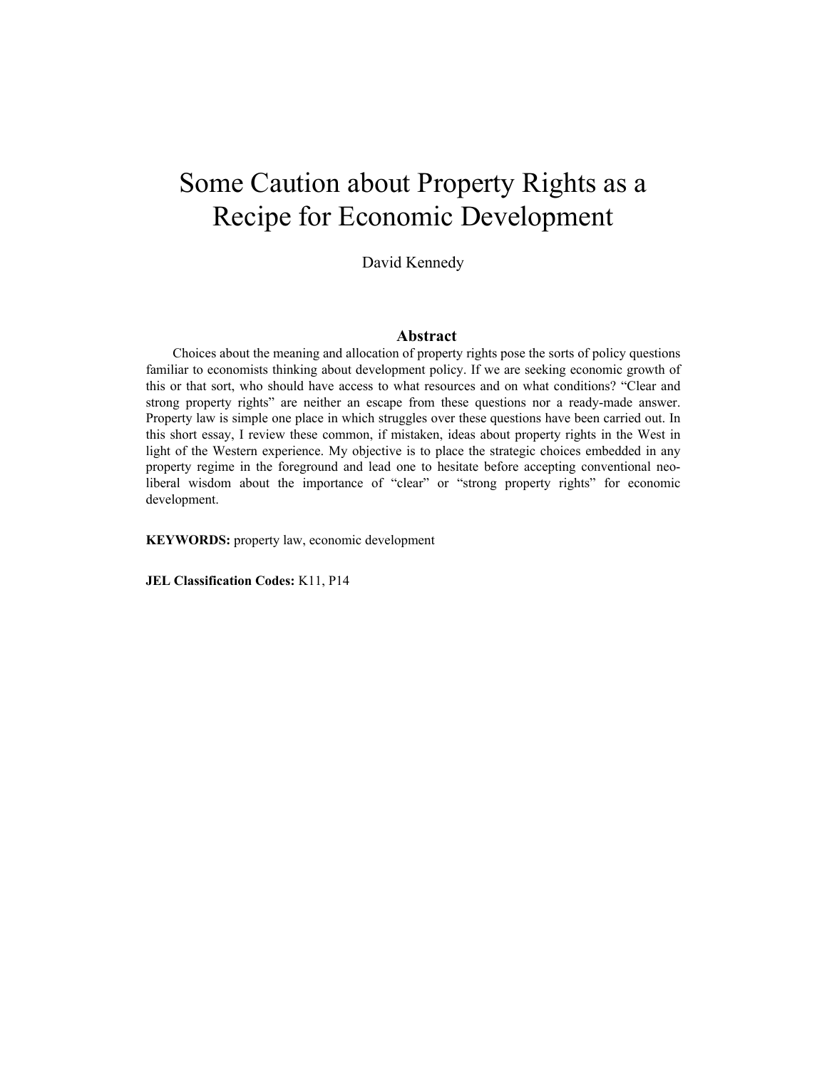# Some Caution about Property Rights as a Recipe for Economic Development

David Kennedy

## Abstract

Choices about the meaning and allocation of property rights pose the sorts of policy questions familiar to economists thinking about development policy. If we are seeking economic growth of this or that sort, who should have access to what resources and on what conditions? "Clear and strong property rights" are neither an escape from these questions nor a ready-made answer. Property law is simple one place in which struggles over these questions have been carried out. In this short essay, I review these common, if mistaken, ideas about property rights in the West in light of the Western experience. My objective is to place the strategic choices embedded in any property regime in the foreground and lead one to hesitate before accepting conventional neo-liberal wisdom about the importance of "clear" or "strong property rights" for economic development.

**KEYWORDS:** property law, economic development

**JEL Classification Codes:** K11, P14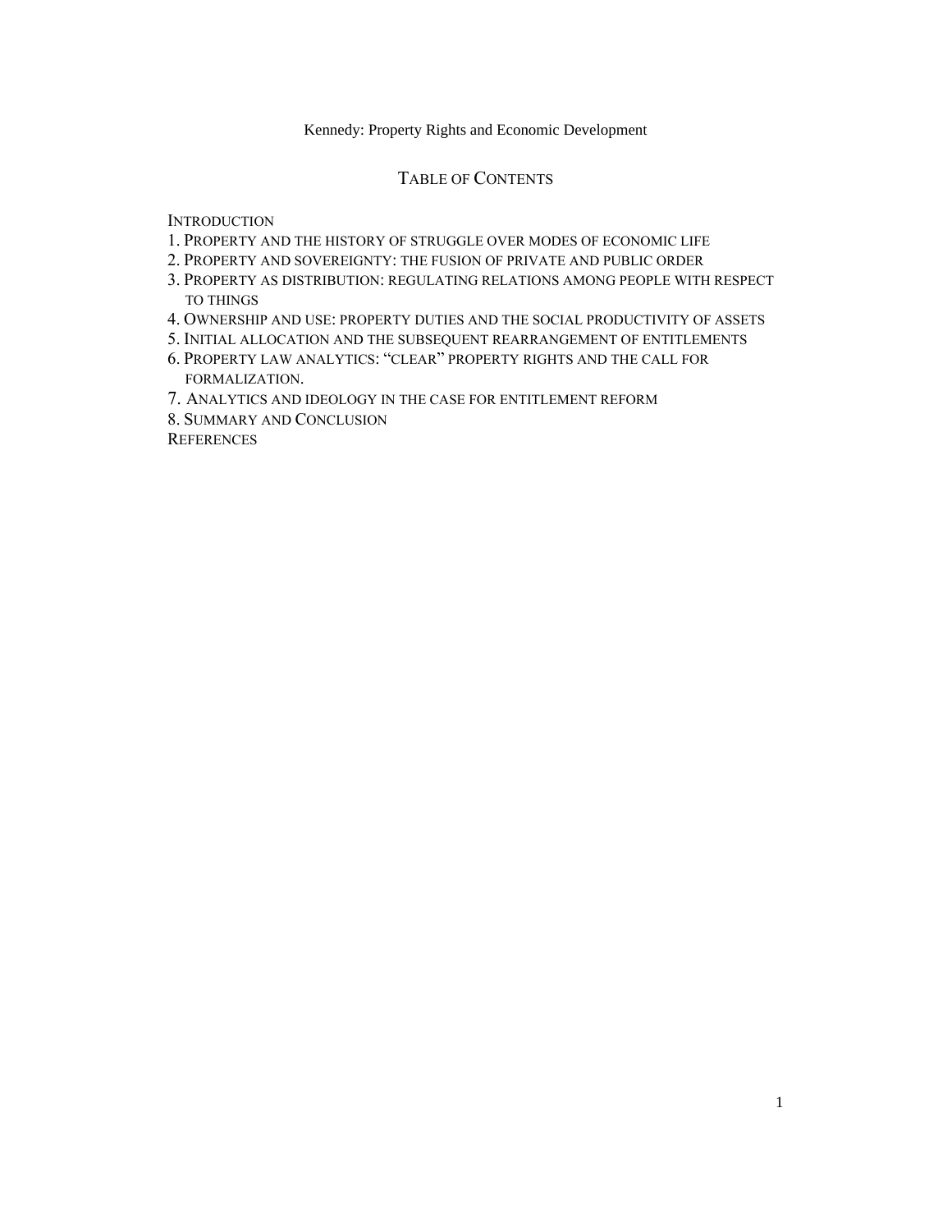# Kennedy: Property Rights and Economic Development

## Table of Contents

Introduction

1. Property and the history of struggle over modes of economic life
2. Property and sovereignty: the fusion of private and public order
3. Property as distribution: regulating relations among people with respect to things
4. Ownership and use: property duties and the social productivity of assets
5. Initial allocation and the subsequent rearrangement of entitlements
6. Property law analytics: "clear" property rights and the call for formalization.
7. Analytics and ideology in the case for entitlement reform
8. Summary and Conclusion

References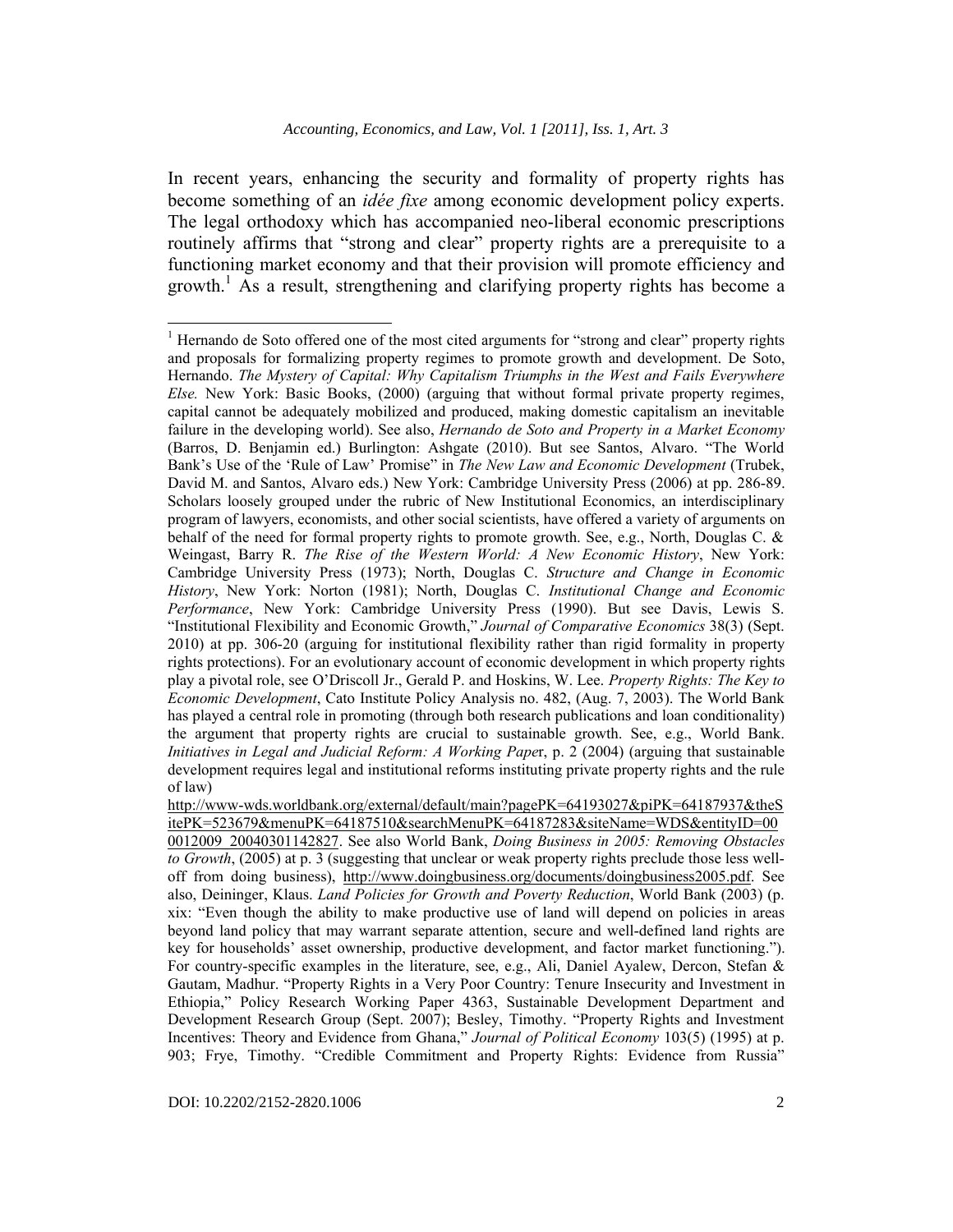In recent years, enhancing the security and formality of property rights has become something of an *idée fixe* among economic development policy experts. The legal orthodoxy which has accompanied neo-liberal economic prescriptions routinely affirms that "strong and clear" property rights are a prerequisite to a functioning market economy and that their provision will promote efficiency and growth.[1] As a result, strengthening and clarifying property rights has become a

---

[1] Hernando de Soto offered one of the most cited arguments for "strong and clear" property rights and proposals for formalizing property regimes to promote growth and development. De Soto, Hernando. *The Mystery of Capital: Why Capitalism Triumphs in the West and Fails Everywhere Else.* New York: Basic Books, (2000) (arguing that without formal private property regimes, capital cannot be adequately mobilized and produced, making domestic capitalism an inevitable failure in the developing world). See also, *Hernando de Soto and Property in a Market Economy* (Barros, D. Benjamin ed.) Burlington: Ashgate (2010). But see Santos, Alvaro. "The World Bank's Use of the 'Rule of Law' Promise" in *The New Law and Economic Development* (Trubek, David M. and Santos, Alvaro eds.) New York: Cambridge University Press (2006) at pp. 286-89. Scholars loosely grouped under the rubric of New Institutional Economics, an interdisciplinary program of lawyers, economists, and other social scientists, have offered a variety of arguments on behalf of the need for formal property rights to promote growth. See, e.g., North, Douglas C. & Weingast, Barry R. *The Rise of the Western World: A New Economic History*, New York: Cambridge University Press (1973); North, Douglas C. *Structure and Change in Economic History*, New York: Norton (1981); North, Douglas C. *Institutional Change and Economic Performance*, New York: Cambridge University Press (1990). But see Davis, Lewis S. "Institutional Flexibility and Economic Growth," *Journal of Comparative Economics* 38(3) (Sept. 2010) at pp. 306-20 (arguing for institutional flexibility rather than rigid formality in property rights protections). For an evolutionary account of economic development in which property rights play a pivotal role, see O'Driscoll Jr., Gerald P. and Hoskins, W. Lee. *Property Rights: The Key to Economic Development*, Cato Institute Policy Analysis no. 482, (Aug. 7, 2003). The World Bank has played a central role in promoting (through both research publications and loan conditionality) the argument that property rights are crucial to sustainable growth. See, e.g., World Bank. *Initiatives in Legal and Judicial Reform: A Working Paper*, p. 2 (2004) (arguing that sustainable development requires legal and institutional reforms instituting private property rights and the rule of law) http://www-wds.worldbank.org/external/default/main?pagePK=64193027&piPK=64187937&theSitePK=523679&menuPK=64187510&searchMenuPK=64187283&siteName=WDS&entityID=000012009_20040301142827. See also World Bank, *Doing Business in 2005: Removing Obstacles to Growth*, (2005) at p. 3 (suggesting that unclear or weak property rights preclude those less well-off from doing business), http://www.doingbusiness.org/documents/doingbusiness2005.pdf. See also, Deininger, Klaus. *Land Policies for Growth and Poverty Reduction*, World Bank (2003) (p. xix: "Even though the ability to make productive use of land will depend on policies in areas beyond land policy that may warrant separate attention, secure and well-defined land rights are key for households' asset ownership, productive development, and factor market functioning."). For country-specific examples in the literature, see, e.g., Ali, Daniel Ayalew, Dercon, Stefan & Gautam, Madhur. "Property Rights in a Very Poor Country: Tenure Insecurity and Investment in Ethiopia," Policy Research Working Paper 4363, Sustainable Development Department and Development Research Group (Sept. 2007); Besley, Timothy. "Property Rights and Investment Incentives: Theory and Evidence from Ghana," *Journal of Political Economy* 103(5) (1995) at p. 903; Frye, Timothy. "Credible Commitment and Property Rights: Evidence from Russia"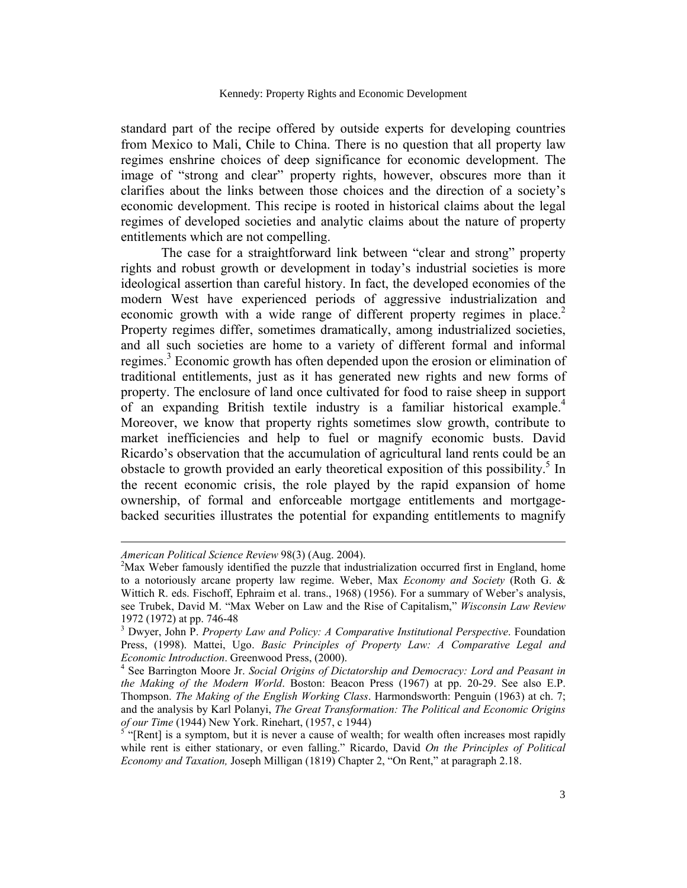standard part of the recipe offered by outside experts for developing countries from Mexico to Mali, Chile to China. There is no question that all property law regimes enshrine choices of deep significance for economic development. The image of "strong and clear" property rights, however, obscures more than it clarifies about the links between those choices and the direction of a society's economic development. This recipe is rooted in historical claims about the legal regimes of developed societies and analytic claims about the nature of property entitlements which are not compelling.

The case for a straightforward link between "clear and strong" property rights and robust growth or development in today's industrial societies is more ideological assertion than careful history. In fact, the developed economies of the modern West have experienced periods of aggressive industrialization and economic growth with a wide range of different property regimes in place.[2] Property regimes differ, sometimes dramatically, among industrialized societies, and all such societies are home to a variety of different formal and informal regimes.[3] Economic growth has often depended upon the erosion or elimination of traditional entitlements, just as it has generated new rights and new forms of property. The enclosure of land once cultivated for food to raise sheep in support of an expanding British textile industry is a familiar historical example.[4] Moreover, we know that property rights sometimes slow growth, contribute to market inefficiencies and help to fuel or magnify economic busts. David Ricardo's observation that the accumulation of agricultural land rents could be an obstacle to growth provided an early theoretical exposition of this possibility.[5] In the recent economic crisis, the role played by the rapid expansion of home ownership, of formal and enforceable mortgage entitlements and mortgage-backed securities illustrates the potential for expanding entitlements to magnify

---

*American Political Science Review* 98(3) (Aug. 2004).

[2] Max Weber famously identified the puzzle that industrialization occurred first in England, home to a notoriously arcane property law regime. Weber, Max *Economy and Society* (Roth G. & Wittich R. eds. Fischoff, Ephraim et al. trans., 1968) (1956). For a summary of Weber's analysis, see Trubek, David M. "Max Weber on Law and the Rise of Capitalism," *Wisconsin Law Review* 1972 (1972) at pp. 746-48

[3] Dwyer, John P. *Property Law and Policy: A Comparative Institutional Perspective*. Foundation Press, (1998). Mattei, Ugo. *Basic Principles of Property Law: A Comparative Legal and Economic Introduction*. Greenwood Press, (2000).

[4] See Barrington Moore Jr. *Social Origins of Dictatorship and Democracy: Lord and Peasant in the Making of the Modern World*. Boston: Beacon Press (1967) at pp. 20-29. See also E.P. Thompson. *The Making of the English Working Class*. Harmondsworth: Penguin (1963) at ch. 7; and the analysis by Karl Polanyi, *The Great Transformation: The Political and Economic Origins of our Time* (1944) New York. Rinehart, (1957, c 1944)

[5] "[Rent] is a symptom, but it is never a cause of wealth; for wealth often increases most rapidly while rent is either stationary, or even falling." Ricardo, David *On the Principles of Political Economy and Taxation,* Joseph Milligan (1819) Chapter 2, "On Rent," at paragraph 2.18.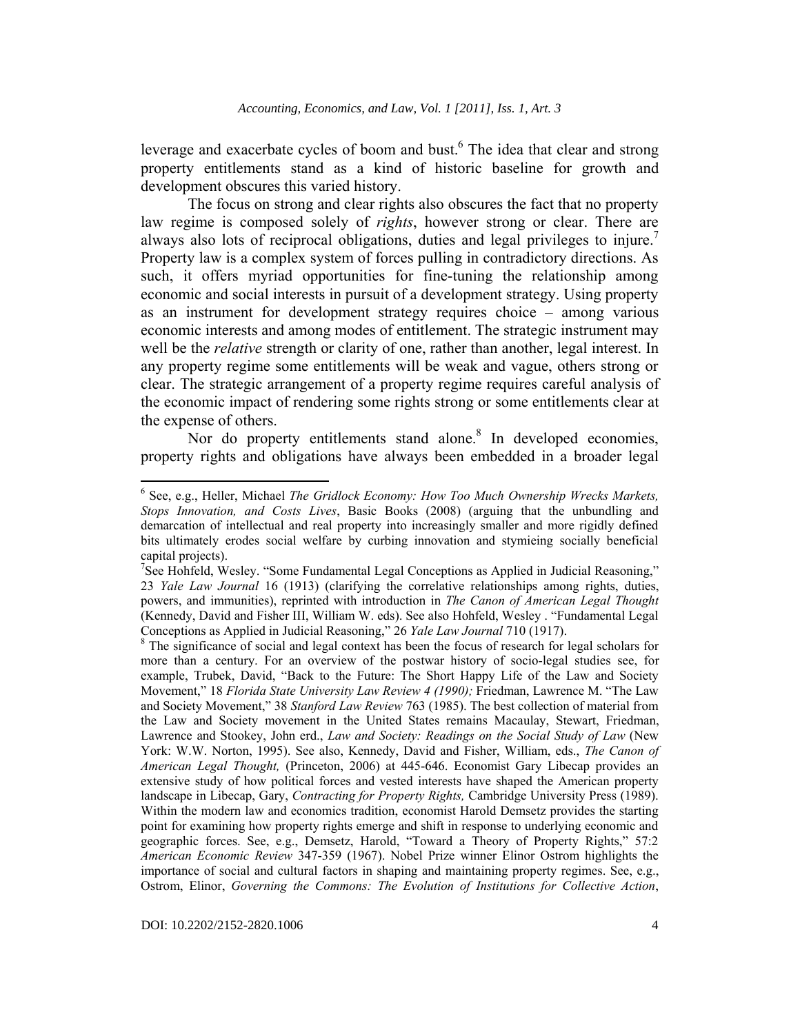leverage and exacerbate cycles of boom and bust.[6] The idea that clear and strong property entitlements stand as a kind of historic baseline for growth and development obscures this varied history.

The focus on strong and clear rights also obscures the fact that no property law regime is composed solely of *rights*, however strong or clear. There are always also lots of reciprocal obligations, duties and legal privileges to injure.[7] Property law is a complex system of forces pulling in contradictory directions. As such, it offers myriad opportunities for fine-tuning the relationship among economic and social interests in pursuit of a development strategy. Using property as an instrument for development strategy requires choice – among various economic interests and among modes of entitlement. The strategic instrument may well be the *relative* strength or clarity of one, rather than another, legal interest. In any property regime some entitlements will be weak and vague, others strong or clear. The strategic arrangement of a property regime requires careful analysis of the economic impact of rendering some rights strong or some entitlements clear at the expense of others.

Nor do property entitlements stand alone.[8] In developed economies, property rights and obligations have always been embedded in a broader legal

---

[6] See, e.g., Heller, Michael *The Gridlock Economy: How Too Much Ownership Wrecks Markets, Stops Innovation, and Costs Lives*, Basic Books (2008) (arguing that the unbundling and demarcation of intellectual and real property into increasingly smaller and more rigidly defined bits ultimately erodes social welfare by curbing innovation and stymieing socially beneficial capital projects).

[7] See Hohfeld, Wesley. "Some Fundamental Legal Conceptions as Applied in Judicial Reasoning," 23 *Yale Law Journal* 16 (1913) (clarifying the correlative relationships among rights, duties, powers, and immunities), reprinted with introduction in *The Canon of American Legal Thought* (Kennedy, David and Fisher III, William W. eds). See also Hohfeld, Wesley . "Fundamental Legal Conceptions as Applied in Judicial Reasoning," 26 *Yale Law Journal* 710 (1917).

[8] The significance of social and legal context has been the focus of research for legal scholars for more than a century. For an overview of the postwar history of socio-legal studies see, for example, Trubek, David, "Back to the Future: The Short Happy Life of the Law and Society Movement," 18 *Florida State University Law Review 4 (1990);* Friedman, Lawrence M. "The Law and Society Movement," 38 *Stanford Law Review* 763 (1985). The best collection of material from the Law and Society movement in the United States remains Macaulay, Stewart, Friedman, Lawrence and Stookey, John erd., *Law and Society: Readings on the Social Study of Law* (New York: W.W. Norton, 1995). See also, Kennedy, David and Fisher, William, eds., *The Canon of American Legal Thought,* (Princeton, 2006) at 445-646. Economist Gary Libecap provides an extensive study of how political forces and vested interests have shaped the American property landscape in Libecap, Gary, *Contracting for Property Rights,* Cambridge University Press (1989). Within the modern law and economics tradition, economist Harold Demsetz provides the starting point for examining how property rights emerge and shift in response to underlying economic and geographic forces. See, e.g., Demsetz, Harold, "Toward a Theory of Property Rights," 57:2 *American Economic Review* 347-359 (1967). Nobel Prize winner Elinor Ostrom highlights the importance of social and cultural factors in shaping and maintaining property regimes. See, e.g., Ostrom, Elinor, *Governing the Commons: The Evolution of Institutions for Collective Action*,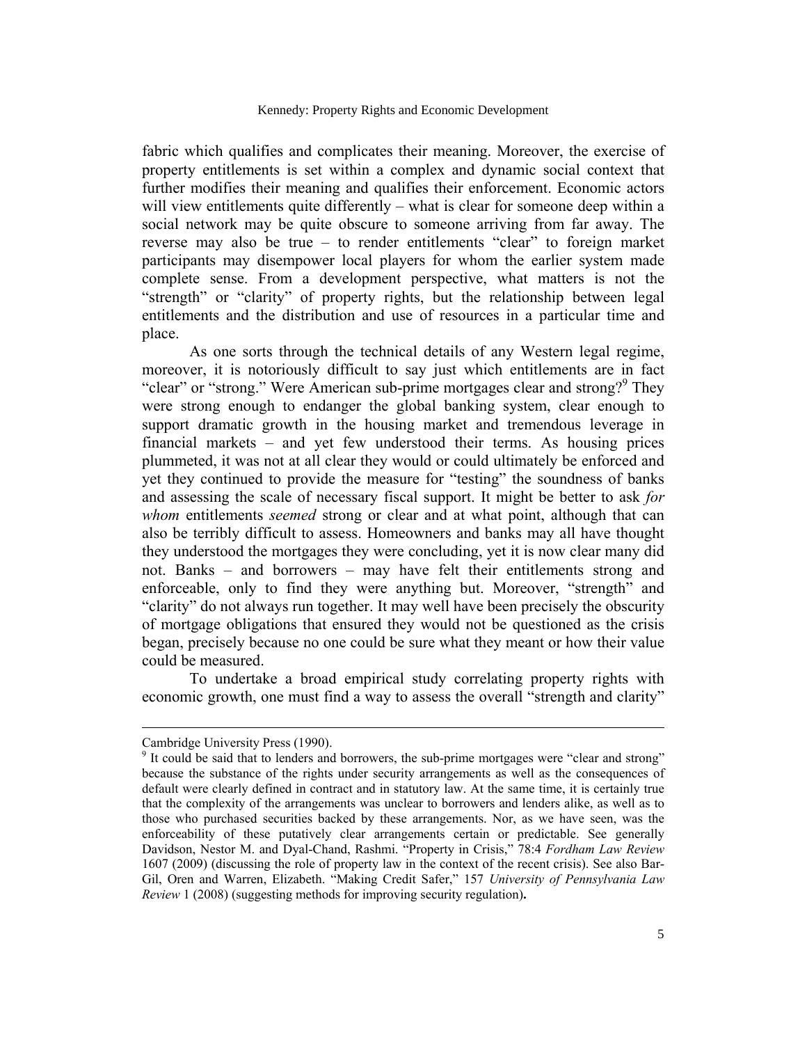fabric which qualifies and complicates their meaning. Moreover, the exercise of property entitlements is set within a complex and dynamic social context that further modifies their meaning and qualifies their enforcement. Economic actors will view entitlements quite differently – what is clear for someone deep within a social network may be quite obscure to someone arriving from far away. The reverse may also be true – to render entitlements "clear" to foreign market participants may disempower local players for whom the earlier system made complete sense. From a development perspective, what matters is not the "strength" or "clarity" of property rights, but the relationship between legal entitlements and the distribution and use of resources in a particular time and place.

As one sorts through the technical details of any Western legal regime, moreover, it is notoriously difficult to say just which entitlements are in fact "clear" or "strong." Were American sub-prime mortgages clear and strong?[9] They were strong enough to endanger the global banking system, clear enough to support dramatic growth in the housing market and tremendous leverage in financial markets – and yet few understood their terms. As housing prices plummeted, it was not at all clear they would or could ultimately be enforced and yet they continued to provide the measure for "testing" the soundness of banks and assessing the scale of necessary fiscal support. It might be better to ask *for whom* entitlements *seemed* strong or clear and at what point, although that can also be terribly difficult to assess. Homeowners and banks may all have thought they understood the mortgages they were concluding, yet it is now clear many did not. Banks – and borrowers – may have felt their entitlements strong and enforceable, only to find they were anything but. Moreover, "strength" and "clarity" do not always run together. It may well have been precisely the obscurity of mortgage obligations that ensured they would not be questioned as the crisis began, precisely because no one could be sure what they meant or how their value could be measured.

To undertake a broad empirical study correlating property rights with economic growth, one must find a way to assess the overall "strength and clarity"

---

Cambridge University Press (1990).

[9] It could be said that to lenders and borrowers, the sub-prime mortgages were "clear and strong" because the substance of the rights under security arrangements as well as the consequences of default were clearly defined in contract and in statutory law. At the same time, it is certainly true that the complexity of the arrangements was unclear to borrowers and lenders alike, as well as to those who purchased securities backed by these arrangements. Nor, as we have seen, was the enforceability of these putatively clear arrangements certain or predictable. See generally Davidson, Nestor M. and Dyal-Chand, Rashmi. "Property in Crisis," 78:4 *Fordham Law Review* 1607 (2009) (discussing the role of property law in the context of the recent crisis). See also Bar-Gil, Oren and Warren, Elizabeth. "Making Credit Safer," 157 *University of Pennsylvania Law Review* 1 (2008) (suggesting methods for improving security regulation).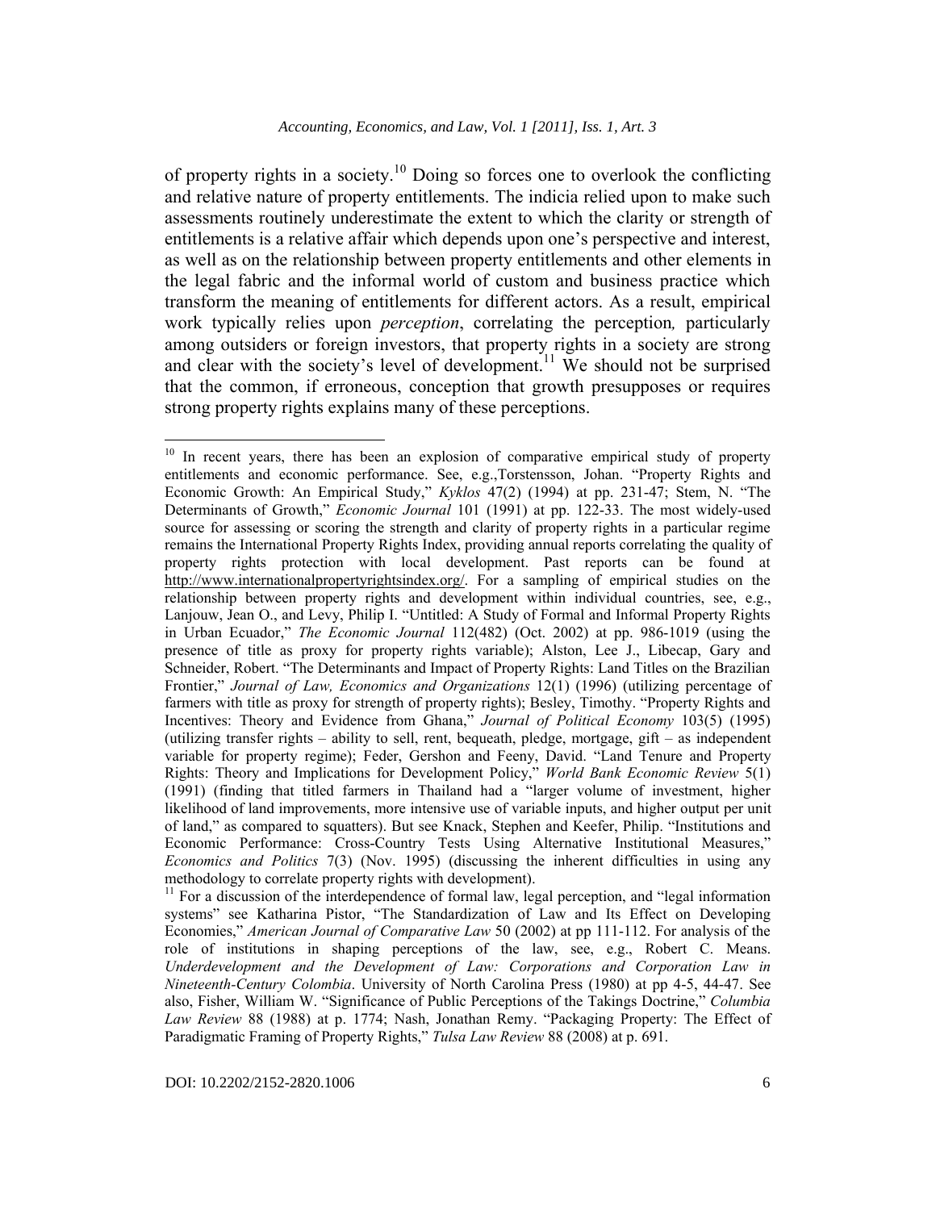of property rights in a society.[10] Doing so forces one to overlook the conflicting and relative nature of property entitlements. The indicia relied upon to make such assessments routinely underestimate the extent to which the clarity or strength of entitlements is a relative affair which depends upon one's perspective and interest, as well as on the relationship between property entitlements and other elements in the legal fabric and the informal world of custom and business practice which transform the meaning of entitlements for different actors. As a result, empirical work typically relies upon *perception*, correlating the perception*,* particularly among outsiders or foreign investors, that property rights in a society are strong and clear with the society's level of development.[11] We should not be surprised that the common, if erroneous, conception that growth presupposes or requires strong property rights explains many of these perceptions.

---

[10] In recent years, there has been an explosion of comparative empirical study of property entitlements and economic performance. See, e.g.,Torstensson, Johan. "Property Rights and Economic Growth: An Empirical Study," *Kyklos* 47(2) (1994) at pp. 231-47; Stem, N. "The Determinants of Growth," *Economic Journal* 101 (1991) at pp. 122-33. The most widely-used source for assessing or scoring the strength and clarity of property rights in a particular regime remains the International Property Rights Index, providing annual reports correlating the quality of property rights protection with local development. Past reports can be found at http://www.internationalpropertyrightsindex.org/. For a sampling of empirical studies on the relationship between property rights and development within individual countries, see, e.g., Lanjouw, Jean O., and Levy, Philip I. "Untitled: A Study of Formal and Informal Property Rights in Urban Ecuador," *The Economic Journal* 112(482) (Oct. 2002) at pp. 986-1019 (using the presence of title as proxy for property rights variable); Alston, Lee J., Libecap, Gary and Schneider, Robert. "The Determinants and Impact of Property Rights: Land Titles on the Brazilian Frontier," *Journal of Law, Economics and Organizations* 12(1) (1996) (utilizing percentage of farmers with title as proxy for strength of property rights); Besley, Timothy. "Property Rights and Incentives: Theory and Evidence from Ghana," *Journal of Political Economy* 103(5) (1995) (utilizing transfer rights – ability to sell, rent, bequeath, pledge, mortgage, gift – as independent variable for property regime); Feder, Gershon and Feeny, David. "Land Tenure and Property Rights: Theory and Implications for Development Policy," *World Bank Economic Review* 5(1) (1991) (finding that titled farmers in Thailand had a "larger volume of investment, higher likelihood of land improvements, more intensive use of variable inputs, and higher output per unit of land," as compared to squatters). But see Knack, Stephen and Keefer, Philip. "Institutions and Economic Performance: Cross-Country Tests Using Alternative Institutional Measures," *Economics and Politics* 7(3) (Nov. 1995) (discussing the inherent difficulties in using any methodology to correlate property rights with development).

[11] For a discussion of the interdependence of formal law, legal perception, and "legal information systems" see Katharina Pistor, "The Standardization of Law and Its Effect on Developing Economies," *American Journal of Comparative Law* 50 (2002) at pp 111-112. For analysis of the role of institutions in shaping perceptions of the law, see, e.g., Robert C. Means. *Underdevelopment and the Development of Law: Corporations and Corporation Law in Nineteenth-Century Colombia*. University of North Carolina Press (1980) at pp 4-5, 44-47. See also, Fisher, William W. "Significance of Public Perceptions of the Takings Doctrine," *Columbia Law Review* 88 (1988) at p. 1774; Nash, Jonathan Remy. "Packaging Property: The Effect of Paradigmatic Framing of Property Rights," *Tulsa Law Review* 88 (2008) at p. 691.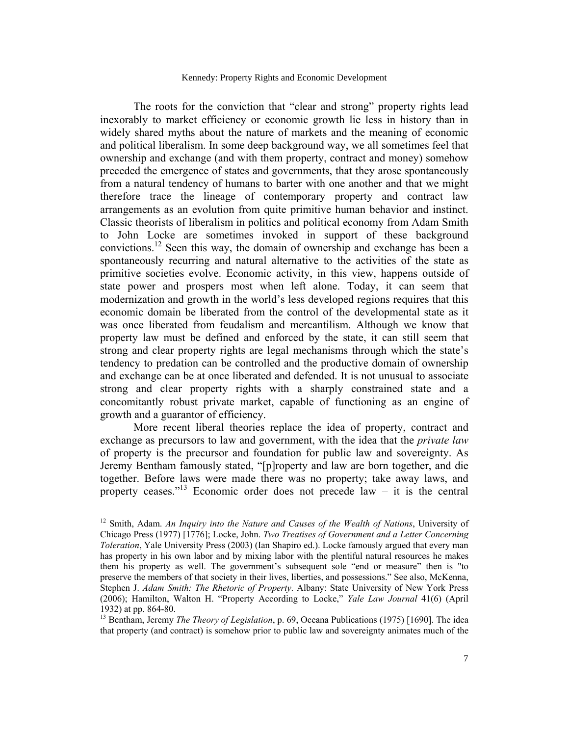The roots for the conviction that "clear and strong" property rights lead inexorably to market efficiency or economic growth lie less in history than in widely shared myths about the nature of markets and the meaning of economic and political liberalism. In some deep background way, we all sometimes feel that ownership and exchange (and with them property, contract and money) somehow preceded the emergence of states and governments, that they arose spontaneously from a natural tendency of humans to barter with one another and that we might therefore trace the lineage of contemporary property and contract law arrangements as an evolution from quite primitive human behavior and instinct. Classic theorists of liberalism in politics and political economy from Adam Smith to John Locke are sometimes invoked in support of these background convictions.[12] Seen this way, the domain of ownership and exchange has been a spontaneously recurring and natural alternative to the activities of the state as primitive societies evolve. Economic activity, in this view, happens outside of state power and prospers most when left alone. Today, it can seem that modernization and growth in the world's less developed regions requires that this economic domain be liberated from the control of the developmental state as it was once liberated from feudalism and mercantilism. Although we know that property law must be defined and enforced by the state, it can still seem that strong and clear property rights are legal mechanisms through which the state's tendency to predation can be controlled and the productive domain of ownership and exchange can be at once liberated and defended. It is not unusual to associate strong and clear property rights with a sharply constrained state and a concomitantly robust private market, capable of functioning as an engine of growth and a guarantor of efficiency.

More recent liberal theories replace the idea of property, contract and exchange as precursors to law and government, with the idea that the *private law* of property is the precursor and foundation for public law and sovereignty. As Jeremy Bentham famously stated, "[p]roperty and law are born together, and die together. Before laws were made there was no property; take away laws, and property ceases."[13] Economic order does not precede law – it is the central

---

[12] Smith, Adam. *An Inquiry into the Nature and Causes of the Wealth of Nations*, University of Chicago Press (1977) [1776]; Locke, John. *Two Treatises of Government and a Letter Concerning Toleration*, Yale University Press (2003) (Ian Shapiro ed.). Locke famously argued that every man has property in his own labor and by mixing labor with the plentiful natural resources he makes them his property as well. The government's subsequent sole "end or measure" then is "to preserve the members of that society in their lives, liberties, and possessions." See also, McKenna, Stephen J. *Adam Smith: The Rhetoric of Property*. Albany: State University of New York Press (2006); Hamilton, Walton H. "Property According to Locke," *Yale Law Journal* 41(6) (April 1932) at pp. 864-80.

[13] Bentham, Jeremy *The Theory of Legislation*, p. 69, Oceana Publications (1975) [1690]. The idea that property (and contract) is somehow prior to public law and sovereignty animates much of the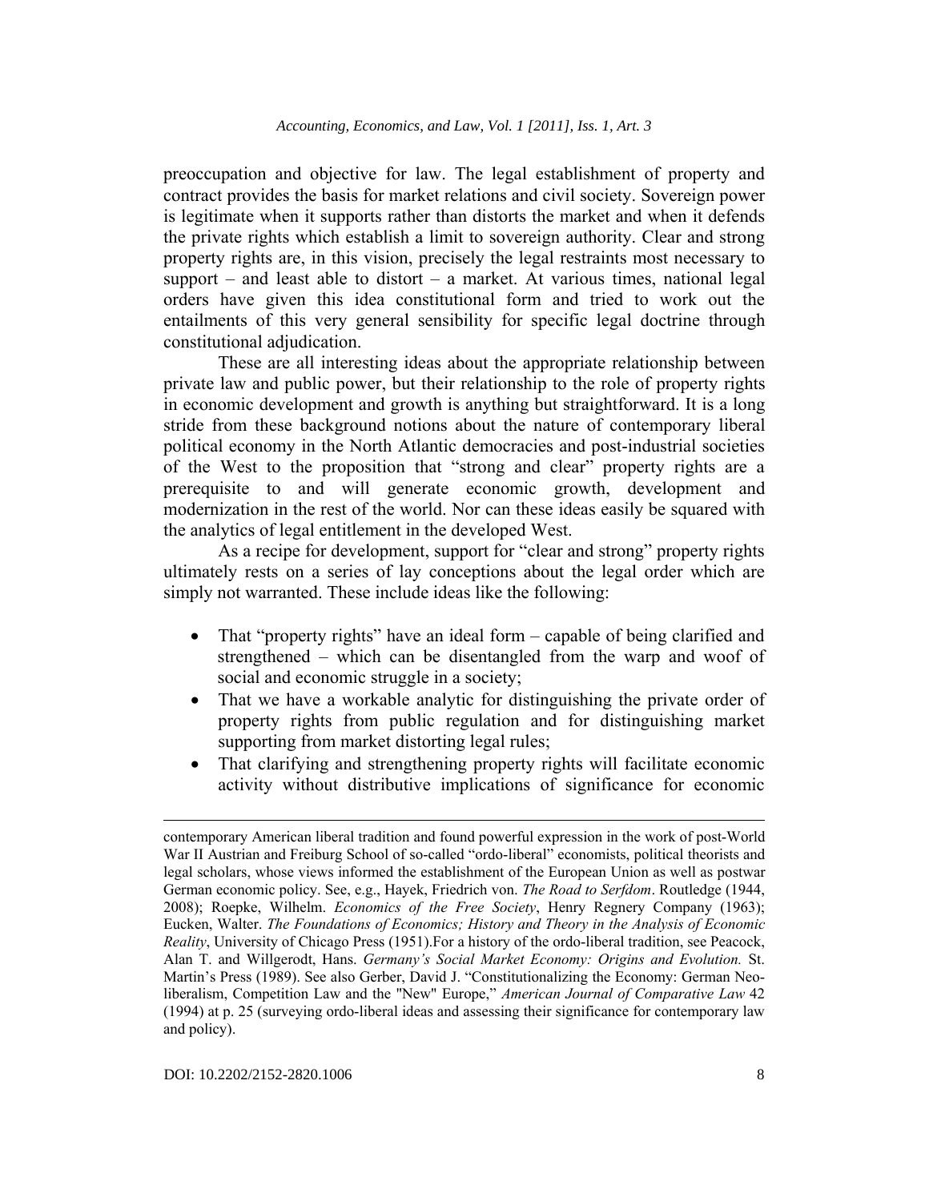preoccupation and objective for law. The legal establishment of property and contract provides the basis for market relations and civil society. Sovereign power is legitimate when it supports rather than distorts the market and when it defends the private rights which establish a limit to sovereign authority. Clear and strong property rights are, in this vision, precisely the legal restraints most necessary to support – and least able to distort – a market. At various times, national legal orders have given this idea constitutional form and tried to work out the entailments of this very general sensibility for specific legal doctrine through constitutional adjudication.

These are all interesting ideas about the appropriate relationship between private law and public power, but their relationship to the role of property rights in economic development and growth is anything but straightforward. It is a long stride from these background notions about the nature of contemporary liberal political economy in the North Atlantic democracies and post-industrial societies of the West to the proposition that "strong and clear" property rights are a prerequisite to and will generate economic growth, development and modernization in the rest of the world. Nor can these ideas easily be squared with the analytics of legal entitlement in the developed West.

As a recipe for development, support for "clear and strong" property rights ultimately rests on a series of lay conceptions about the legal order which are simply not warranted. These include ideas like the following:

- That "property rights" have an ideal form – capable of being clarified and strengthened – which can be disentangled from the warp and woof of social and economic struggle in a society;
- That we have a workable analytic for distinguishing the private order of property rights from public regulation and for distinguishing market supporting from market distorting legal rules;
- That clarifying and strengthening property rights will facilitate economic activity without distributive implications of significance for economic

---

contemporary American liberal tradition and found powerful expression in the work of post-World War II Austrian and Freiburg School of so-called "ordo-liberal" economists, political theorists and legal scholars, whose views informed the establishment of the European Union as well as postwar German economic policy. See, e.g., Hayek, Friedrich von. *The Road to Serfdom*. Routledge (1944, 2008); Roepke, Wilhelm. *Economics of the Free Society*, Henry Regnery Company (1963); Eucken, Walter. *The Foundations of Economics; History and Theory in the Analysis of Economic Reality*, University of Chicago Press (1951).For a history of the ordo-liberal tradition, see Peacock, Alan T. and Willgerodt, Hans. *Germany's Social Market Economy: Origins and Evolution.* St. Martin's Press (1989). See also Gerber, David J. "Constitutionalizing the Economy: German Neo-liberalism, Competition Law and the "New" Europe," *American Journal of Comparative Law* 42 (1994) at p. 25 (surveying ordo-liberal ideas and assessing their significance for contemporary law and policy).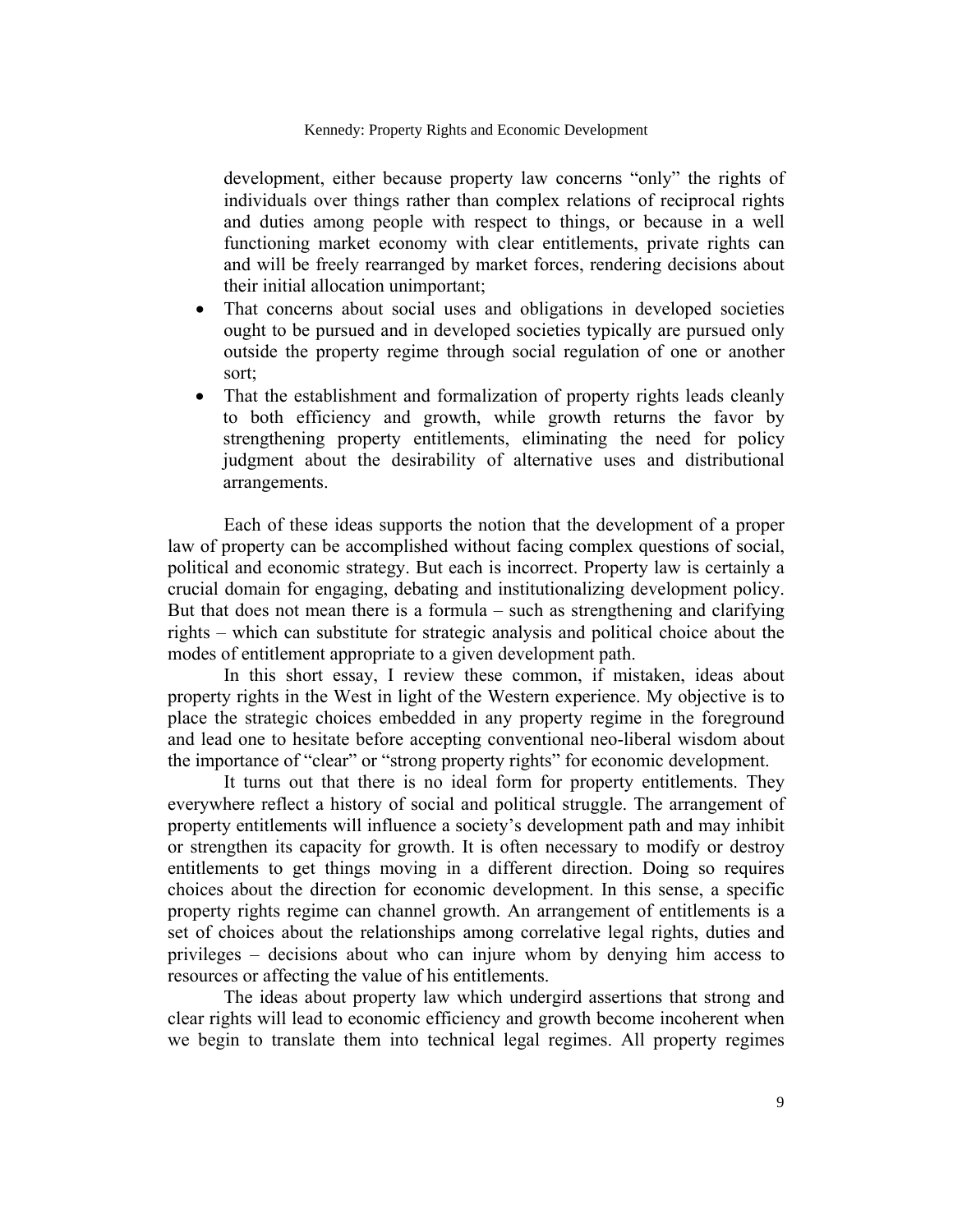development, either because property law concerns "only" the rights of individuals over things rather than complex relations of reciprocal rights and duties among people with respect to things, or because in a well functioning market economy with clear entitlements, private rights can and will be freely rearranged by market forces, rendering decisions about their initial allocation unimportant;

- That concerns about social uses and obligations in developed societies ought to be pursued and in developed societies typically are pursued only outside the property regime through social regulation of one or another sort;
- That the establishment and formalization of property rights leads cleanly to both efficiency and growth, while growth returns the favor by strengthening property entitlements, eliminating the need for policy judgment about the desirability of alternative uses and distributional arrangements.

Each of these ideas supports the notion that the development of a proper law of property can be accomplished without facing complex questions of social, political and economic strategy. But each is incorrect. Property law is certainly a crucial domain for engaging, debating and institutionalizing development policy. But that does not mean there is a formula – such as strengthening and clarifying rights – which can substitute for strategic analysis and political choice about the modes of entitlement appropriate to a given development path.

In this short essay, I review these common, if mistaken, ideas about property rights in the West in light of the Western experience. My objective is to place the strategic choices embedded in any property regime in the foreground and lead one to hesitate before accepting conventional neo-liberal wisdom about the importance of "clear" or "strong property rights" for economic development.

It turns out that there is no ideal form for property entitlements. They everywhere reflect a history of social and political struggle. The arrangement of property entitlements will influence a society's development path and may inhibit or strengthen its capacity for growth. It is often necessary to modify or destroy entitlements to get things moving in a different direction. Doing so requires choices about the direction for economic development. In this sense, a specific property rights regime can channel growth. An arrangement of entitlements is a set of choices about the relationships among correlative legal rights, duties and privileges – decisions about who can injure whom by denying him access to resources or affecting the value of his entitlements.

The ideas about property law which undergird assertions that strong and clear rights will lead to economic efficiency and growth become incoherent when we begin to translate them into technical legal regimes. All property regimes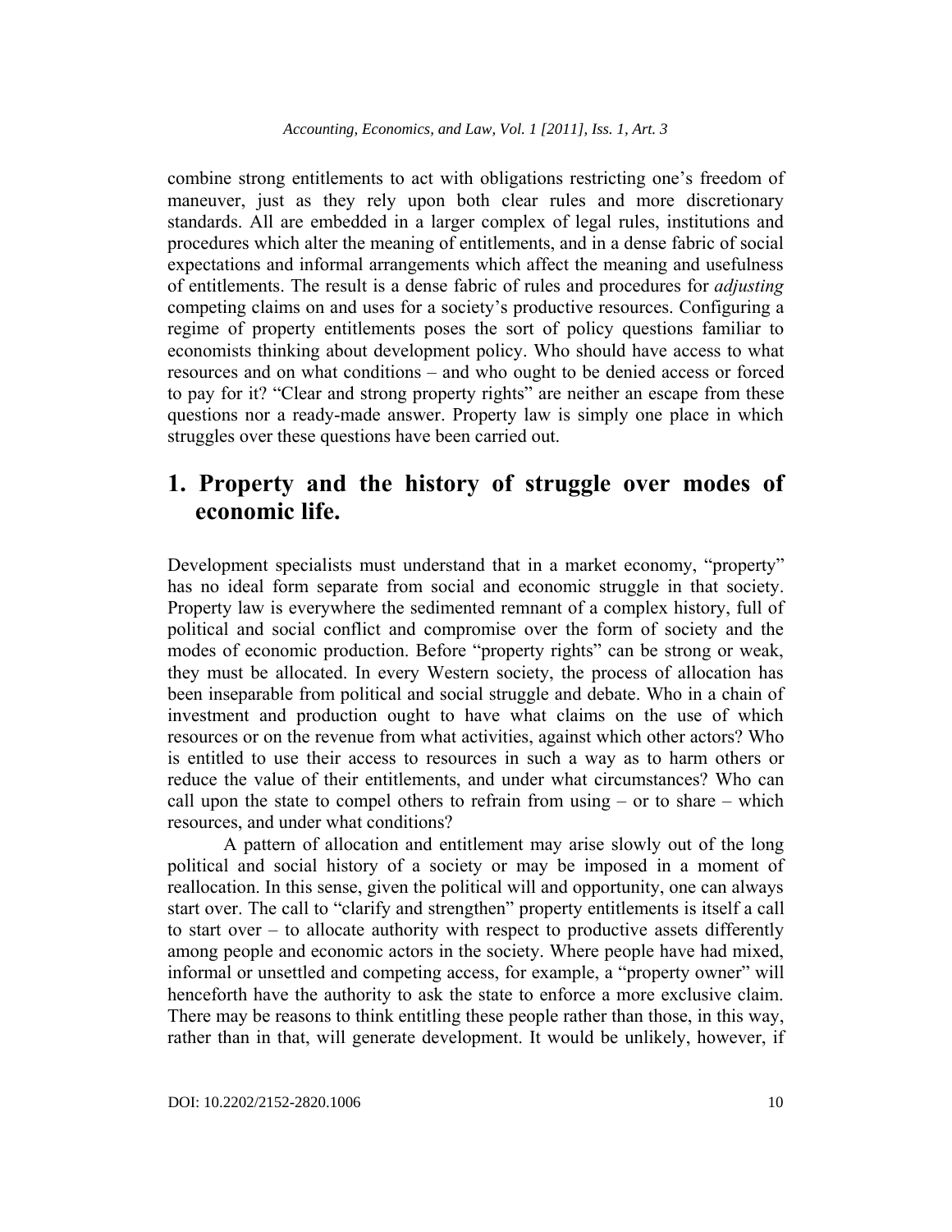combine strong entitlements to act with obligations restricting one's freedom of maneuver, just as they rely upon both clear rules and more discretionary standards. All are embedded in a larger complex of legal rules, institutions and procedures which alter the meaning of entitlements, and in a dense fabric of social expectations and informal arrangements which affect the meaning and usefulness of entitlements. The result is a dense fabric of rules and procedures for *adjusting* competing claims on and uses for a society's productive resources. Configuring a regime of property entitlements poses the sort of policy questions familiar to economists thinking about development policy. Who should have access to what resources and on what conditions – and who ought to be denied access or forced to pay for it? "Clear and strong property rights" are neither an escape from these questions nor a ready-made answer. Property law is simply one place in which struggles over these questions have been carried out.

## 1. Property and the history of struggle over modes of economic life.

Development specialists must understand that in a market economy, "property" has no ideal form separate from social and economic struggle in that society. Property law is everywhere the sedimented remnant of a complex history, full of political and social conflict and compromise over the form of society and the modes of economic production. Before "property rights" can be strong or weak, they must be allocated. In every Western society, the process of allocation has been inseparable from political and social struggle and debate. Who in a chain of investment and production ought to have what claims on the use of which resources or on the revenue from what activities, against which other actors? Who is entitled to use their access to resources in such a way as to harm others or reduce the value of their entitlements, and under what circumstances? Who can call upon the state to compel others to refrain from using – or to share – which resources, and under what conditions?

A pattern of allocation and entitlement may arise slowly out of the long political and social history of a society or may be imposed in a moment of reallocation. In this sense, given the political will and opportunity, one can always start over. The call to "clarify and strengthen" property entitlements is itself a call to start over – to allocate authority with respect to productive assets differently among people and economic actors in the society. Where people have had mixed, informal or unsettled and competing access, for example, a "property owner" will henceforth have the authority to ask the state to enforce a more exclusive claim. There may be reasons to think entitling these people rather than those, in this way, rather than in that, will generate development. It would be unlikely, however, if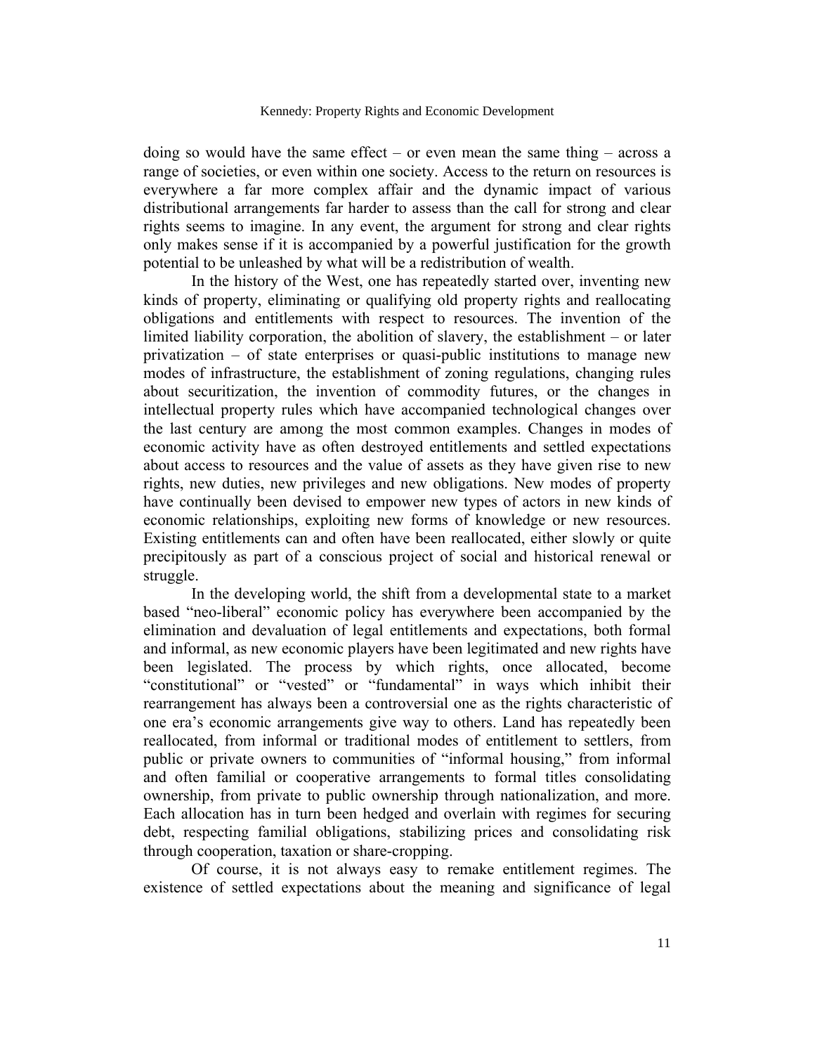doing so would have the same effect – or even mean the same thing – across a range of societies, or even within one society. Access to the return on resources is everywhere a far more complex affair and the dynamic impact of various distributional arrangements far harder to assess than the call for strong and clear rights seems to imagine. In any event, the argument for strong and clear rights only makes sense if it is accompanied by a powerful justification for the growth potential to be unleashed by what will be a redistribution of wealth.

In the history of the West, one has repeatedly started over, inventing new kinds of property, eliminating or qualifying old property rights and reallocating obligations and entitlements with respect to resources. The invention of the limited liability corporation, the abolition of slavery, the establishment – or later privatization – of state enterprises or quasi-public institutions to manage new modes of infrastructure, the establishment of zoning regulations, changing rules about securitization, the invention of commodity futures, or the changes in intellectual property rules which have accompanied technological changes over the last century are among the most common examples. Changes in modes of economic activity have as often destroyed entitlements and settled expectations about access to resources and the value of assets as they have given rise to new rights, new duties, new privileges and new obligations. New modes of property have continually been devised to empower new types of actors in new kinds of economic relationships, exploiting new forms of knowledge or new resources. Existing entitlements can and often have been reallocated, either slowly or quite precipitously as part of a conscious project of social and historical renewal or struggle.

In the developing world, the shift from a developmental state to a market based "neo-liberal" economic policy has everywhere been accompanied by the elimination and devaluation of legal entitlements and expectations, both formal and informal, as new economic players have been legitimated and new rights have been legislated. The process by which rights, once allocated, become "constitutional" or "vested" or "fundamental" in ways which inhibit their rearrangement has always been a controversial one as the rights characteristic of one era's economic arrangements give way to others. Land has repeatedly been reallocated, from informal or traditional modes of entitlement to settlers, from public or private owners to communities of "informal housing," from informal and often familial or cooperative arrangements to formal titles consolidating ownership, from private to public ownership through nationalization, and more. Each allocation has in turn been hedged and overlain with regimes for securing debt, respecting familial obligations, stabilizing prices and consolidating risk through cooperation, taxation or share-cropping.

Of course, it is not always easy to remake entitlement regimes. The existence of settled expectations about the meaning and significance of legal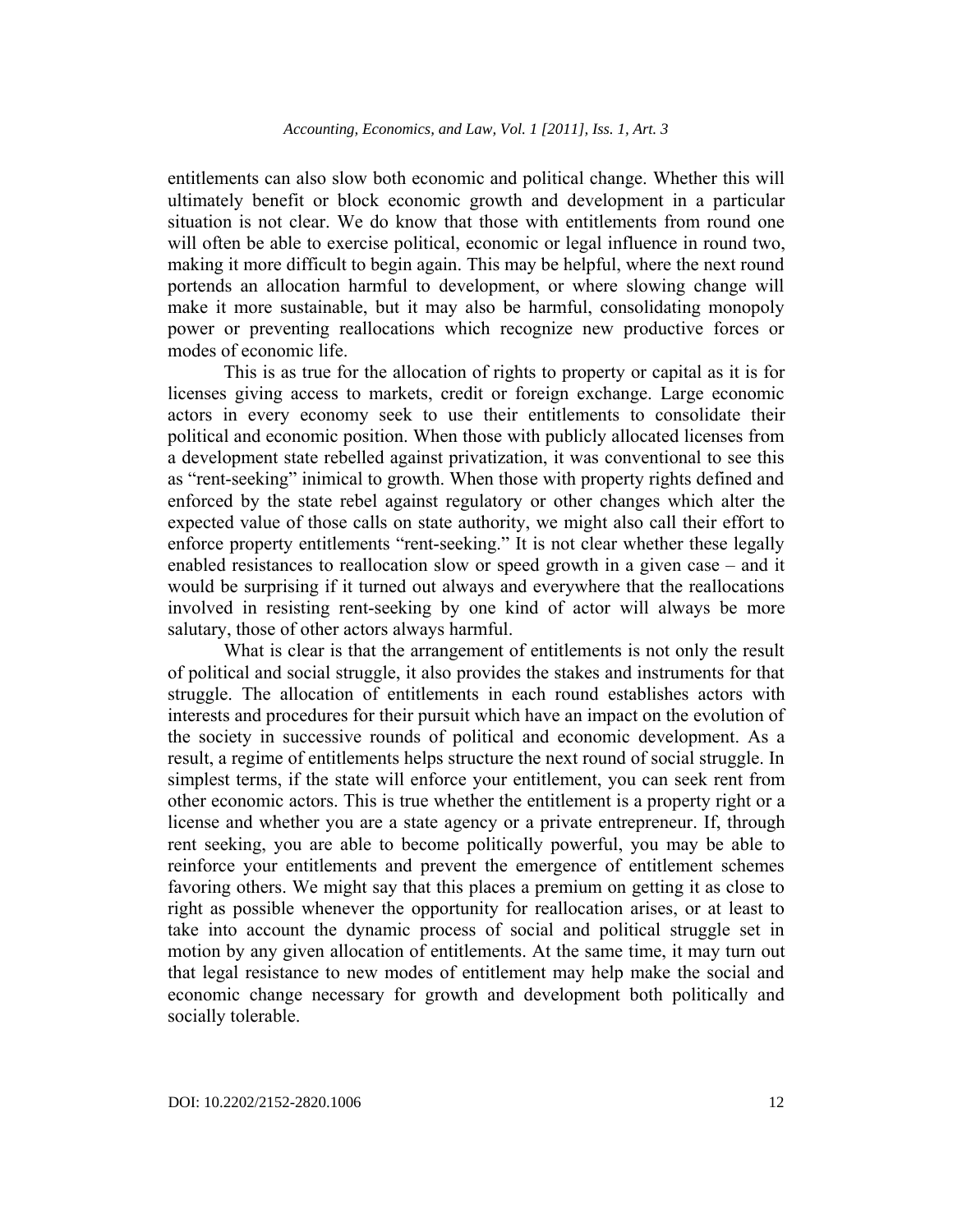entitlements can also slow both economic and political change. Whether this will ultimately benefit or block economic growth and development in a particular situation is not clear. We do know that those with entitlements from round one will often be able to exercise political, economic or legal influence in round two, making it more difficult to begin again. This may be helpful, where the next round portends an allocation harmful to development, or where slowing change will make it more sustainable, but it may also be harmful, consolidating monopoly power or preventing reallocations which recognize new productive forces or modes of economic life.

This is as true for the allocation of rights to property or capital as it is for licenses giving access to markets, credit or foreign exchange. Large economic actors in every economy seek to use their entitlements to consolidate their political and economic position. When those with publicly allocated licenses from a development state rebelled against privatization, it was conventional to see this as "rent-seeking" inimical to growth. When those with property rights defined and enforced by the state rebel against regulatory or other changes which alter the expected value of those calls on state authority, we might also call their effort to enforce property entitlements "rent-seeking." It is not clear whether these legally enabled resistances to reallocation slow or speed growth in a given case – and it would be surprising if it turned out always and everywhere that the reallocations involved in resisting rent-seeking by one kind of actor will always be more salutary, those of other actors always harmful.

What is clear is that the arrangement of entitlements is not only the result of political and social struggle, it also provides the stakes and instruments for that struggle. The allocation of entitlements in each round establishes actors with interests and procedures for their pursuit which have an impact on the evolution of the society in successive rounds of political and economic development. As a result, a regime of entitlements helps structure the next round of social struggle. In simplest terms, if the state will enforce your entitlement, you can seek rent from other economic actors. This is true whether the entitlement is a property right or a license and whether you are a state agency or a private entrepreneur. If, through rent seeking, you are able to become politically powerful, you may be able to reinforce your entitlements and prevent the emergence of entitlement schemes favoring others. We might say that this places a premium on getting it as close to right as possible whenever the opportunity for reallocation arises, or at least to take into account the dynamic process of social and political struggle set in motion by any given allocation of entitlements. At the same time, it may turn out that legal resistance to new modes of entitlement may help make the social and economic change necessary for growth and development both politically and socially tolerable.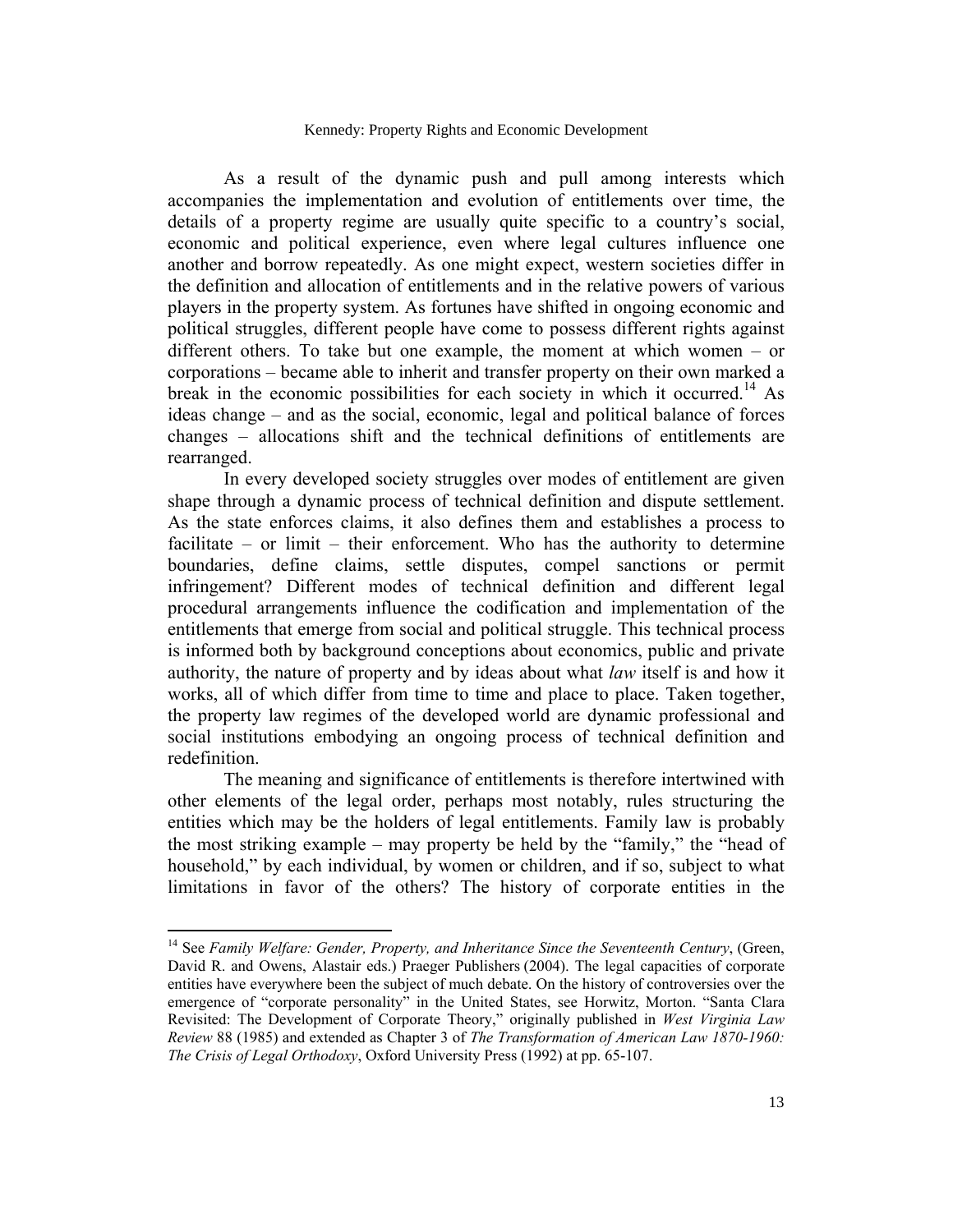As a result of the dynamic push and pull among interests which accompanies the implementation and evolution of entitlements over time, the details of a property regime are usually quite specific to a country's social, economic and political experience, even where legal cultures influence one another and borrow repeatedly. As one might expect, western societies differ in the definition and allocation of entitlements and in the relative powers of various players in the property system. As fortunes have shifted in ongoing economic and political struggles, different people have come to possess different rights against different others. To take but one example, the moment at which women – or corporations – became able to inherit and transfer property on their own marked a break in the economic possibilities for each society in which it occurred.[14] As ideas change – and as the social, economic, legal and political balance of forces changes – allocations shift and the technical definitions of entitlements are rearranged.

In every developed society struggles over modes of entitlement are given shape through a dynamic process of technical definition and dispute settlement. As the state enforces claims, it also defines them and establishes a process to facilitate – or limit – their enforcement. Who has the authority to determine boundaries, define claims, settle disputes, compel sanctions or permit infringement? Different modes of technical definition and different legal procedural arrangements influence the codification and implementation of the entitlements that emerge from social and political struggle. This technical process is informed both by background conceptions about economics, public and private authority, the nature of property and by ideas about what *law* itself is and how it works, all of which differ from time to time and place to place. Taken together, the property law regimes of the developed world are dynamic professional and social institutions embodying an ongoing process of technical definition and redefinition.

The meaning and significance of entitlements is therefore intertwined with other elements of the legal order, perhaps most notably, rules structuring the entities which may be the holders of legal entitlements. Family law is probably the most striking example – may property be held by the "family," the "head of household," by each individual, by women or children, and if so, subject to what limitations in favor of the others? The history of corporate entities in the

---

[14] See *Family Welfare: Gender, Property, and Inheritance Since the Seventeenth Century*, (Green, David R. and Owens, Alastair eds.) Praeger Publishers (2004). The legal capacities of corporate entities have everywhere been the subject of much debate. On the history of controversies over the emergence of "corporate personality" in the United States, see Horwitz, Morton. "Santa Clara Revisited: The Development of Corporate Theory," originally published in *West Virginia Law Review* 88 (1985) and extended as Chapter 3 of *The Transformation of American Law 1870-1960: The Crisis of Legal Orthodoxy*, Oxford University Press (1992) at pp. 65-107.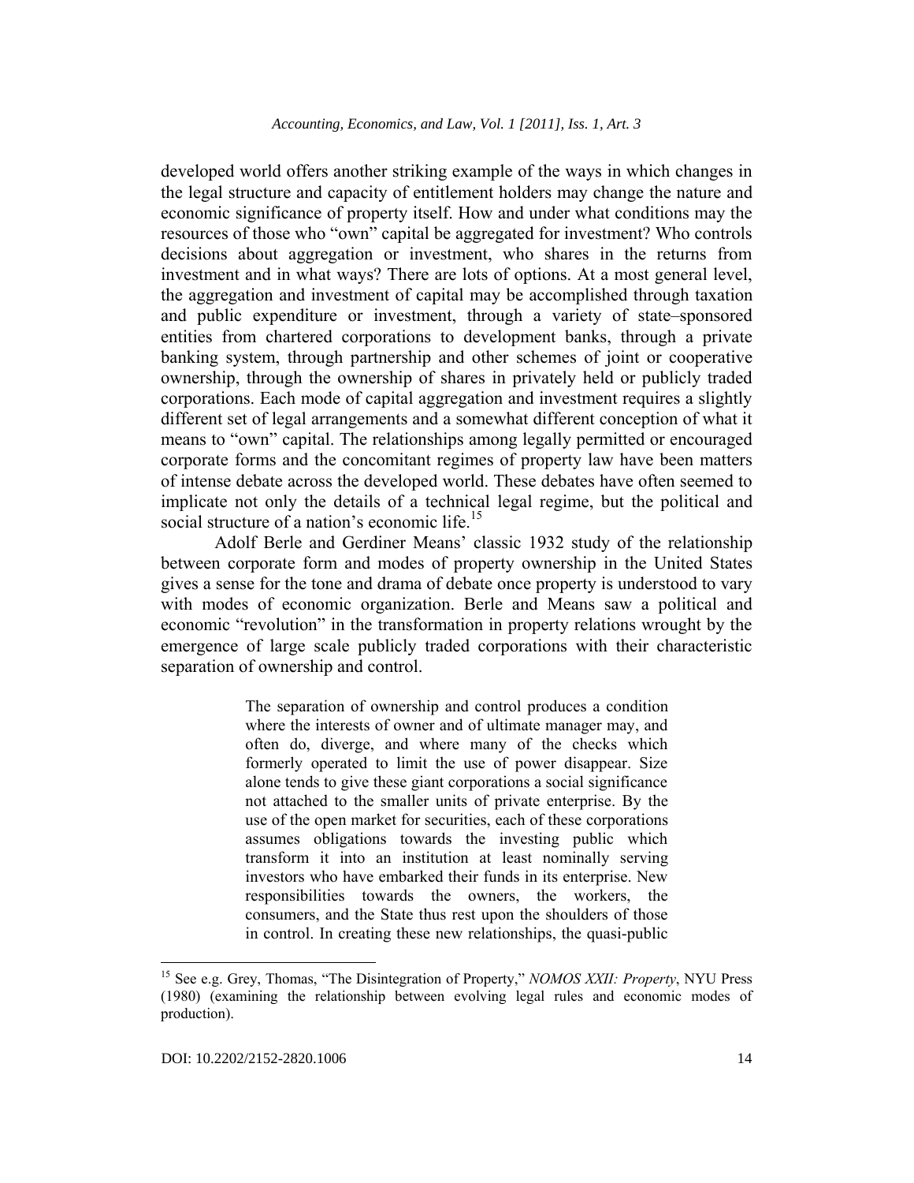developed world offers another striking example of the ways in which changes in the legal structure and capacity of entitlement holders may change the nature and economic significance of property itself. How and under what conditions may the resources of those who "own" capital be aggregated for investment? Who controls decisions about aggregation or investment, who shares in the returns from investment and in what ways? There are lots of options. At a most general level, the aggregation and investment of capital may be accomplished through taxation and public expenditure or investment, through a variety of state–sponsored entities from chartered corporations to development banks, through a private banking system, through partnership and other schemes of joint or cooperative ownership, through the ownership of shares in privately held or publicly traded corporations. Each mode of capital aggregation and investment requires a slightly different set of legal arrangements and a somewhat different conception of what it means to "own" capital. The relationships among legally permitted or encouraged corporate forms and the concomitant regimes of property law have been matters of intense debate across the developed world. These debates have often seemed to implicate not only the details of a technical legal regime, but the political and social structure of a nation's economic life.[15]

Adolf Berle and Gerdiner Means' classic 1932 study of the relationship between corporate form and modes of property ownership in the United States gives a sense for the tone and drama of debate once property is understood to vary with modes of economic organization. Berle and Means saw a political and economic "revolution" in the transformation in property relations wrought by the emergence of large scale publicly traded corporations with their characteristic separation of ownership and control.

> The separation of ownership and control produces a condition where the interests of owner and of ultimate manager may, and often do, diverge, and where many of the checks which formerly operated to limit the use of power disappear. Size alone tends to give these giant corporations a social significance not attached to the smaller units of private enterprise. By the use of the open market for securities, each of these corporations assumes obligations towards the investing public which transform it into an institution at least nominally serving investors who have embarked their funds in its enterprise. New responsibilities towards the owners, the workers, the consumers, and the State thus rest upon the shoulders of those in control. In creating these new relationships, the quasi-public

[15] See e.g. Grey, Thomas, "The Disintegration of Property," *NOMOS XXII: Property*, NYU Press (1980) (examining the relationship between evolving legal rules and economic modes of production).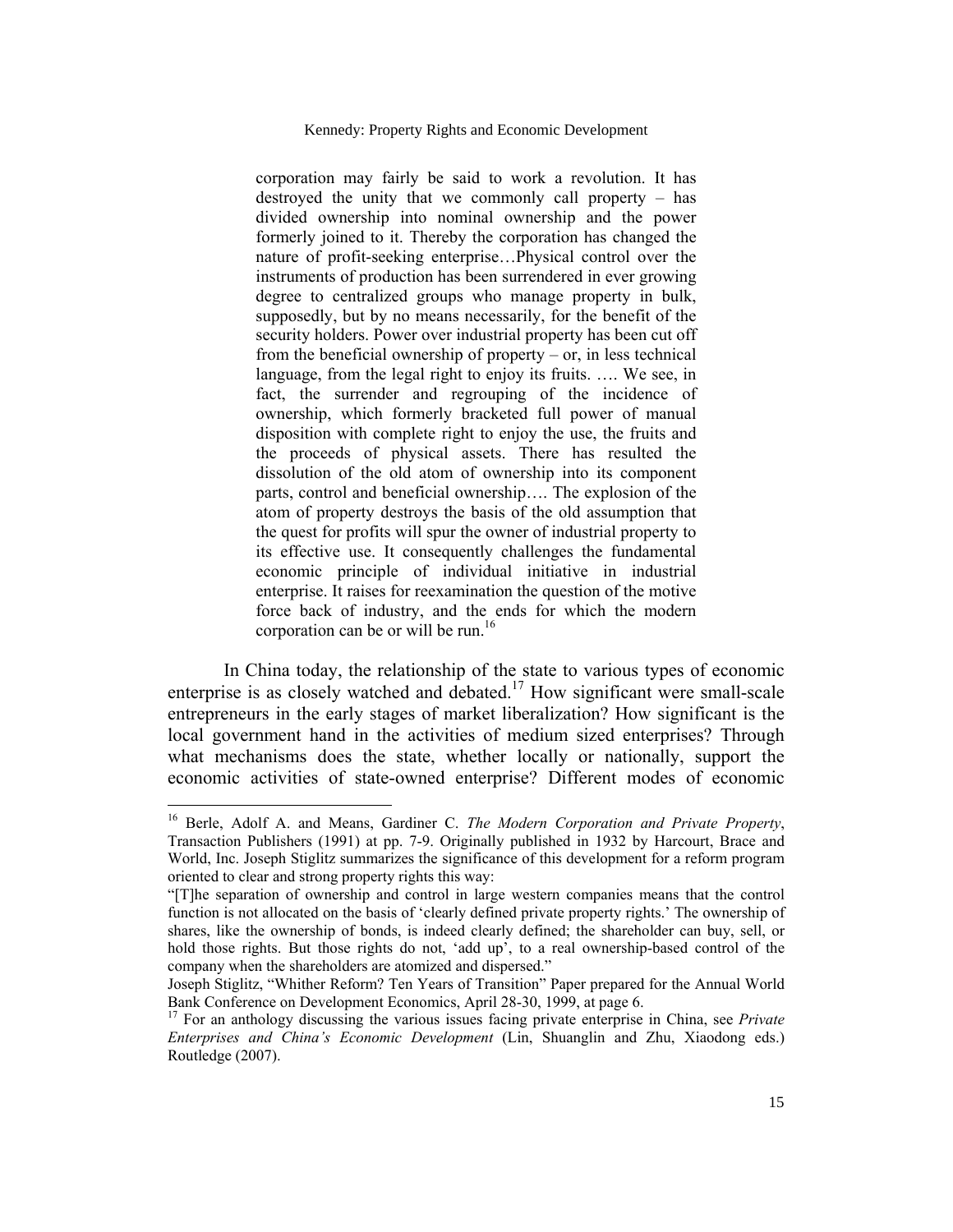> corporation may fairly be said to work a revolution. It has destroyed the unity that we commonly call property – has divided ownership into nominal ownership and the power formerly joined to it. Thereby the corporation has changed the nature of profit-seeking enterprise…Physical control over the instruments of production has been surrendered in ever growing degree to centralized groups who manage property in bulk, supposedly, but by no means necessarily, for the benefit of the security holders. Power over industrial property has been cut off from the beneficial ownership of property – or, in less technical language, from the legal right to enjoy its fruits. …. We see, in fact, the surrender and regrouping of the incidence of ownership, which formerly bracketed full power of manual disposition with complete right to enjoy the use, the fruits and the proceeds of physical assets. There has resulted the dissolution of the old atom of ownership into its component parts, control and beneficial ownership…. The explosion of the atom of property destroys the basis of the old assumption that the quest for profits will spur the owner of industrial property to its effective use. It consequently challenges the fundamental economic principle of individual initiative in industrial enterprise. It raises for reexamination the question of the motive force back of industry, and the ends for which the modern corporation can be or will be run.[16]

In China today, the relationship of the state to various types of economic enterprise is as closely watched and debated.[17] How significant were small-scale entrepreneurs in the early stages of market liberalization? How significant is the local government hand in the activities of medium sized enterprises? Through what mechanisms does the state, whether locally or nationally, support the economic activities of state-owned enterprise? Different modes of economic

---

[16] Berle, Adolf A. and Means, Gardiner C. *The Modern Corporation and Private Property*, Transaction Publishers (1991) at pp. 7-9. Originally published in 1932 by Harcourt, Brace and World, Inc. Joseph Stiglitz summarizes the significance of this development for a reform program oriented to clear and strong property rights this way:

"[T]he separation of ownership and control in large western companies means that the control function is not allocated on the basis of 'clearly defined private property rights.' The ownership of shares, like the ownership of bonds, is indeed clearly defined; the shareholder can buy, sell, or hold those rights. But those rights do not, 'add up', to a real ownership-based control of the company when the shareholders are atomized and dispersed."

Joseph Stiglitz, "Whither Reform? Ten Years of Transition" Paper prepared for the Annual World Bank Conference on Development Economics, April 28-30, 1999, at page 6.

[17] For an anthology discussing the various issues facing private enterprise in China, see *Private Enterprises and China's Economic Development* (Lin, Shuanglin and Zhu, Xiaodong eds.) Routledge (2007).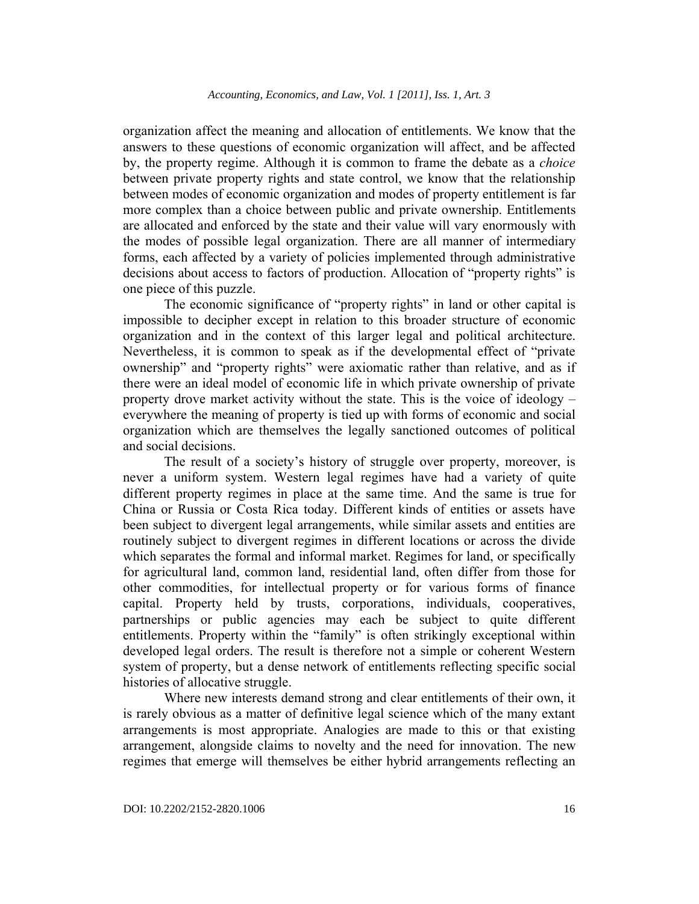organization affect the meaning and allocation of entitlements. We know that the answers to these questions of economic organization will affect, and be affected by, the property regime. Although it is common to frame the debate as a *choice* between private property rights and state control, we know that the relationship between modes of economic organization and modes of property entitlement is far more complex than a choice between public and private ownership. Entitlements are allocated and enforced by the state and their value will vary enormously with the modes of possible legal organization. There are all manner of intermediary forms, each affected by a variety of policies implemented through administrative decisions about access to factors of production. Allocation of "property rights" is one piece of this puzzle.

The economic significance of "property rights" in land or other capital is impossible to decipher except in relation to this broader structure of economic organization and in the context of this larger legal and political architecture. Nevertheless, it is common to speak as if the developmental effect of "private ownership" and "property rights" were axiomatic rather than relative, and as if there were an ideal model of economic life in which private ownership of private property drove market activity without the state. This is the voice of ideology – everywhere the meaning of property is tied up with forms of economic and social organization which are themselves the legally sanctioned outcomes of political and social decisions.

The result of a society's history of struggle over property, moreover, is never a uniform system. Western legal regimes have had a variety of quite different property regimes in place at the same time. And the same is true for China or Russia or Costa Rica today. Different kinds of entities or assets have been subject to divergent legal arrangements, while similar assets and entities are routinely subject to divergent regimes in different locations or across the divide which separates the formal and informal market. Regimes for land, or specifically for agricultural land, common land, residential land, often differ from those for other commodities, for intellectual property or for various forms of finance capital. Property held by trusts, corporations, individuals, cooperatives, partnerships or public agencies may each be subject to quite different entitlements. Property within the "family" is often strikingly exceptional within developed legal orders. The result is therefore not a simple or coherent Western system of property, but a dense network of entitlements reflecting specific social histories of allocative struggle.

Where new interests demand strong and clear entitlements of their own, it is rarely obvious as a matter of definitive legal science which of the many extant arrangements is most appropriate. Analogies are made to this or that existing arrangement, alongside claims to novelty and the need for innovation. The new regimes that emerge will themselves be either hybrid arrangements reflecting an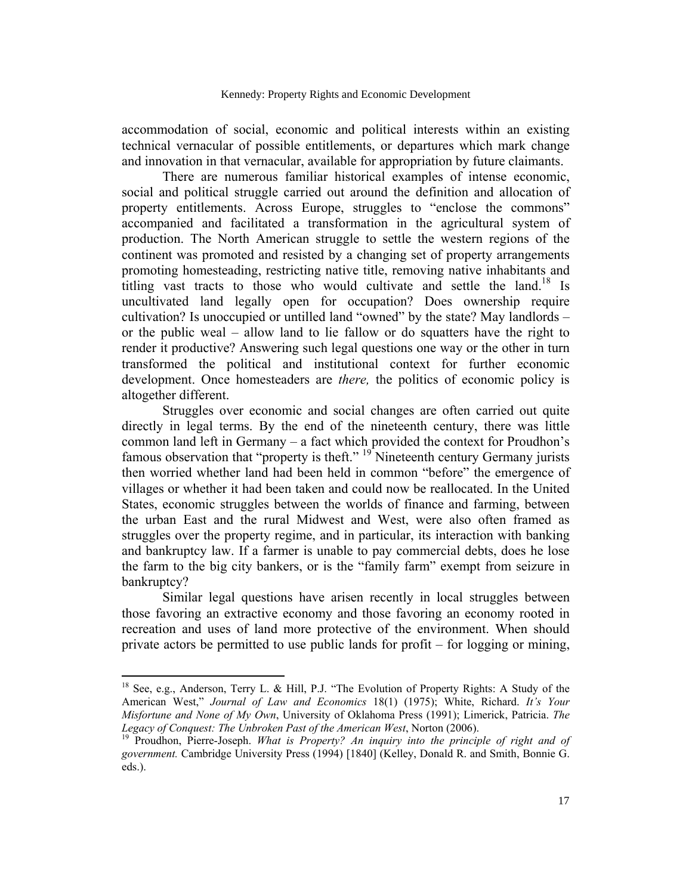accommodation of social, economic and political interests within an existing technical vernacular of possible entitlements, or departures which mark change and innovation in that vernacular, available for appropriation by future claimants.

There are numerous familiar historical examples of intense economic, social and political struggle carried out around the definition and allocation of property entitlements. Across Europe, struggles to "enclose the commons" accompanied and facilitated a transformation in the agricultural system of production. The North American struggle to settle the western regions of the continent was promoted and resisted by a changing set of property arrangements promoting homesteading, restricting native title, removing native inhabitants and titling vast tracts to those who would cultivate and settle the land.[18] Is uncultivated land legally open for occupation? Does ownership require cultivation? Is unoccupied or untilled land "owned" by the state? May landlords – or the public weal – allow land to lie fallow or do squatters have the right to render it productive? Answering such legal questions one way or the other in turn transformed the political and institutional context for further economic development. Once homesteaders are *there,* the politics of economic policy is altogether different.

Struggles over economic and social changes are often carried out quite directly in legal terms. By the end of the nineteenth century, there was little common land left in Germany – a fact which provided the context for Proudhon's famous observation that "property is theft." [19] Nineteenth century Germany jurists then worried whether land had been held in common "before" the emergence of villages or whether it had been taken and could now be reallocated. In the United States, economic struggles between the worlds of finance and farming, between the urban East and the rural Midwest and West, were also often framed as struggles over the property regime, and in particular, its interaction with banking and bankruptcy law. If a farmer is unable to pay commercial debts, does he lose the farm to the big city bankers, or is the "family farm" exempt from seizure in bankruptcy?

Similar legal questions have arisen recently in local struggles between those favoring an extractive economy and those favoring an economy rooted in recreation and uses of land more protective of the environment. When should private actors be permitted to use public lands for profit – for logging or mining,

---

[18] See, e.g., Anderson, Terry L. & Hill, P.J. "The Evolution of Property Rights: A Study of the American West," *Journal of Law and Economics* 18(1) (1975); White, Richard. *It's Your Misfortune and None of My Own*, University of Oklahoma Press (1991); Limerick, Patricia. *The Legacy of Conquest: The Unbroken Past of the American West*, Norton (2006).

[19] Proudhon, Pierre-Joseph. *What is Property? An inquiry into the principle of right and of government.* Cambridge University Press (1994) [1840] (Kelley, Donald R. and Smith, Bonnie G. eds.).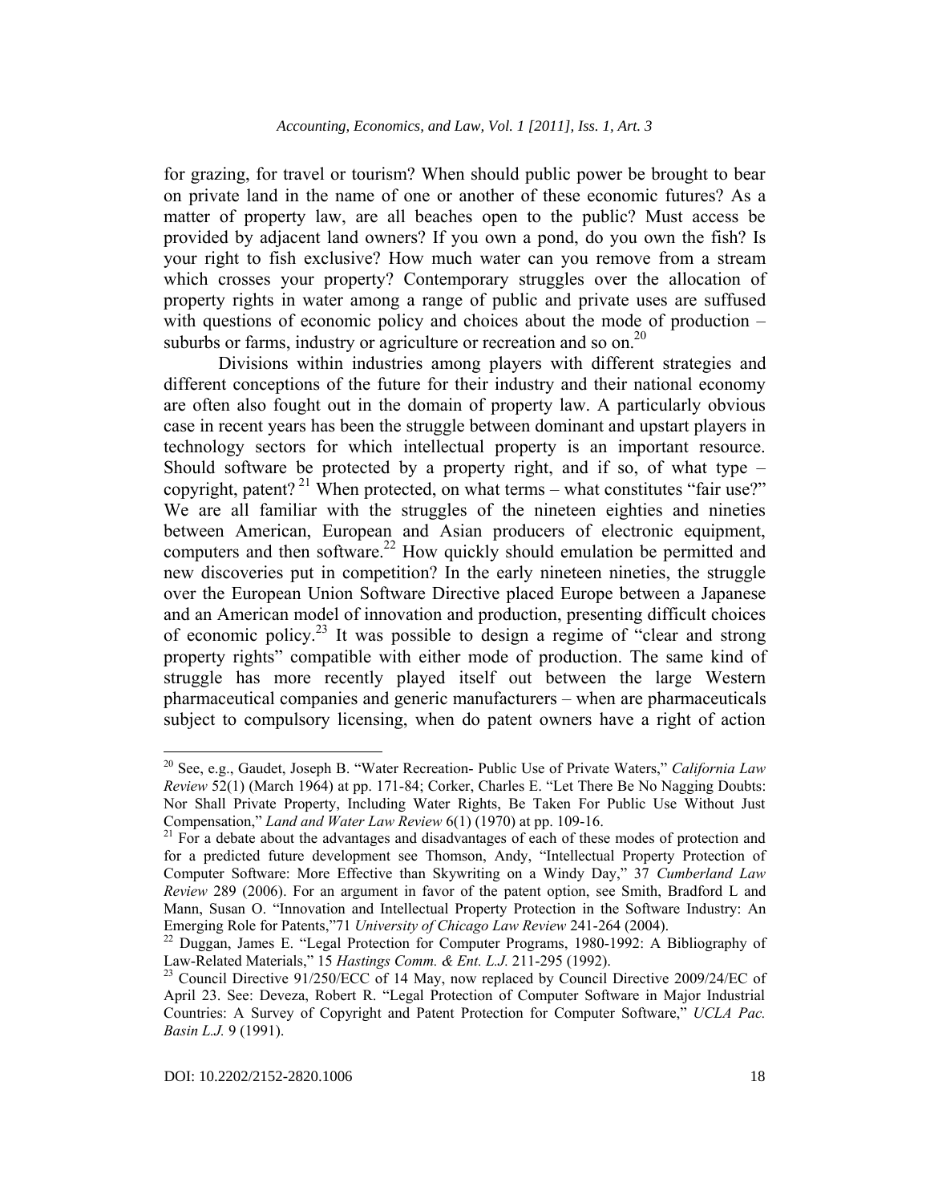for grazing, for travel or tourism? When should public power be brought to bear on private land in the name of one or another of these economic futures? As a matter of property law, are all beaches open to the public? Must access be provided by adjacent land owners? If you own a pond, do you own the fish? Is your right to fish exclusive? How much water can you remove from a stream which crosses your property? Contemporary struggles over the allocation of property rights in water among a range of public and private uses are suffused with questions of economic policy and choices about the mode of production – suburbs or farms, industry or agriculture or recreation and so on.[20]

Divisions within industries among players with different strategies and different conceptions of the future for their industry and their national economy are often also fought out in the domain of property law. A particularly obvious case in recent years has been the struggle between dominant and upstart players in technology sectors for which intellectual property is an important resource. Should software be protected by a property right, and if so, of what type – copyright, patent?[21] When protected, on what terms – what constitutes "fair use?" We are all familiar with the struggles of the nineteen eighties and nineties between American, European and Asian producers of electronic equipment, computers and then software.[22] How quickly should emulation be permitted and new discoveries put in competition? In the early nineteen nineties, the struggle over the European Union Software Directive placed Europe between a Japanese and an American model of innovation and production, presenting difficult choices of economic policy.[23] It was possible to design a regime of "clear and strong property rights" compatible with either mode of production. The same kind of struggle has more recently played itself out between the large Western pharmaceutical companies and generic manufacturers – when are pharmaceuticals subject to compulsory licensing, when do patent owners have a right of action

---

[20] See, e.g., Gaudet, Joseph B. "Water Recreation- Public Use of Private Waters," *California Law Review* 52(1) (March 1964) at pp. 171-84; Corker, Charles E. "Let There Be No Nagging Doubts: Nor Shall Private Property, Including Water Rights, Be Taken For Public Use Without Just Compensation," *Land and Water Law Review* 6(1) (1970) at pp. 109-16.

[21] For a debate about the advantages and disadvantages of each of these modes of protection and for a predicted future development see Thomson, Andy, "Intellectual Property Protection of Computer Software: More Effective than Skywriting on a Windy Day," 37 *Cumberland Law Review* 289 (2006). For an argument in favor of the patent option, see Smith, Bradford L and Mann, Susan O. "Innovation and Intellectual Property Protection in the Software Industry: An Emerging Role for Patents,"71 *University of Chicago Law Review* 241-264 (2004).

[22] Duggan, James E. "Legal Protection for Computer Programs, 1980-1992: A Bibliography of Law-Related Materials," 15 *Hastings Comm. & Ent. L.J.* 211-295 (1992).

[23] Council Directive 91/250/ECC of 14 May, now replaced by Council Directive 2009/24/EC of April 23. See: Deveza, Robert R. "Legal Protection of Computer Software in Major Industrial Countries: A Survey of Copyright and Patent Protection for Computer Software," *UCLA Pac. Basin L.J.* 9 (1991).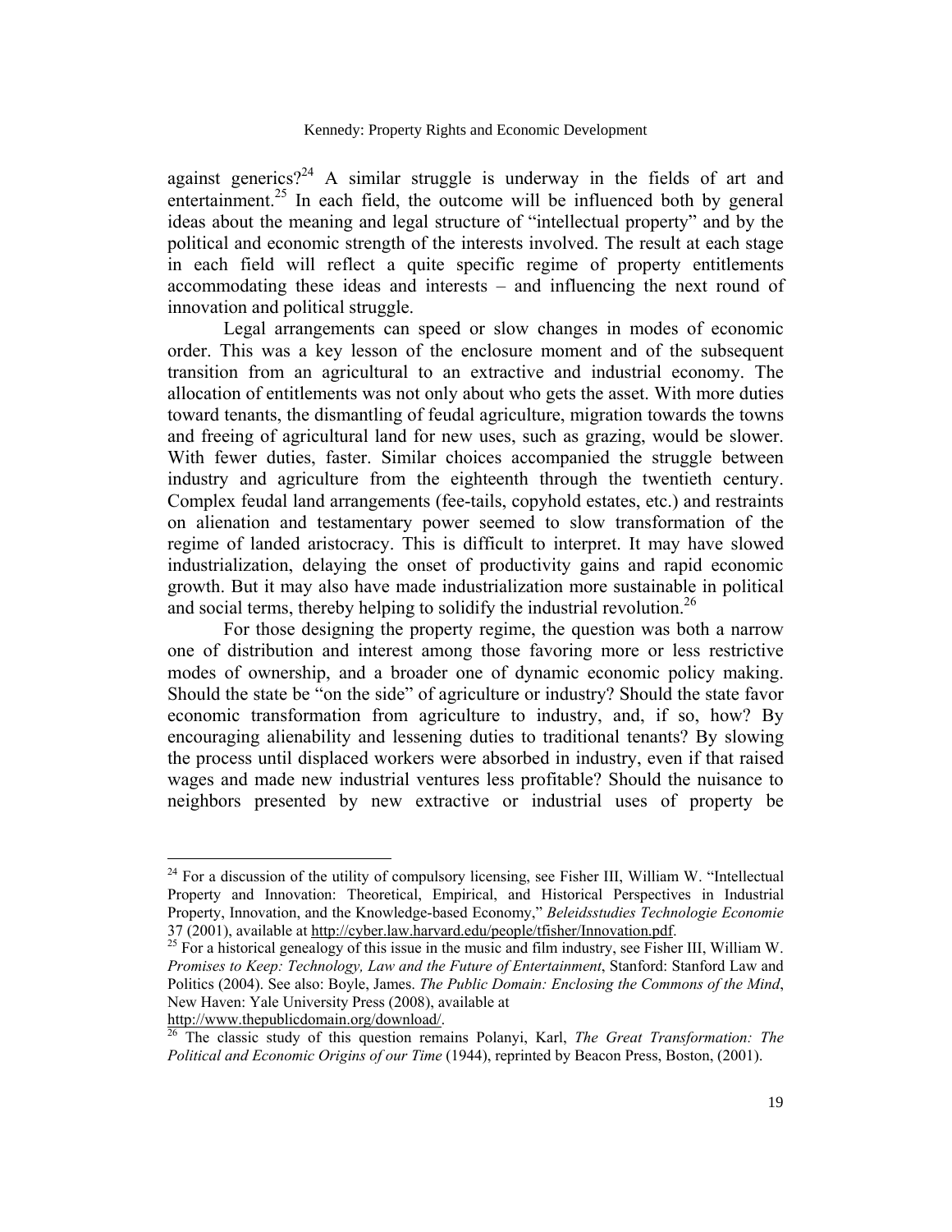against generics?[24] A similar struggle is underway in the fields of art and entertainment.[25] In each field, the outcome will be influenced both by general ideas about the meaning and legal structure of "intellectual property" and by the political and economic strength of the interests involved. The result at each stage in each field will reflect a quite specific regime of property entitlements accommodating these ideas and interests – and influencing the next round of innovation and political struggle.

Legal arrangements can speed or slow changes in modes of economic order. This was a key lesson of the enclosure moment and of the subsequent transition from an agricultural to an extractive and industrial economy. The allocation of entitlements was not only about who gets the asset. With more duties toward tenants, the dismantling of feudal agriculture, migration towards the towns and freeing of agricultural land for new uses, such as grazing, would be slower. With fewer duties, faster. Similar choices accompanied the struggle between industry and agriculture from the eighteenth through the twentieth century. Complex feudal land arrangements (fee-tails, copyhold estates, etc.) and restraints on alienation and testamentary power seemed to slow transformation of the regime of landed aristocracy. This is difficult to interpret. It may have slowed industrialization, delaying the onset of productivity gains and rapid economic growth. But it may also have made industrialization more sustainable in political and social terms, thereby helping to solidify the industrial revolution.[26]

For those designing the property regime, the question was both a narrow one of distribution and interest among those favoring more or less restrictive modes of ownership, and a broader one of dynamic economic policy making. Should the state be "on the side" of agriculture or industry? Should the state favor economic transformation from agriculture to industry, and, if so, how? By encouraging alienability and lessening duties to traditional tenants? By slowing the process until displaced workers were absorbed in industry, even if that raised wages and made new industrial ventures less profitable? Should the nuisance to neighbors presented by new extractive or industrial uses of property be

---

[24] For a discussion of the utility of compulsory licensing, see Fisher III, William W. "Intellectual Property and Innovation: Theoretical, Empirical, and Historical Perspectives in Industrial Property, Innovation, and the Knowledge-based Economy," *Beleidsstudies Technologie Economie* 37 (2001), available at http://cyber.law.harvard.edu/people/tfisher/Innovation.pdf.

[25] For a historical genealogy of this issue in the music and film industry, see Fisher III, William W. *Promises to Keep: Technology, Law and the Future of Entertainment*, Stanford: Stanford Law and Politics (2004). See also: Boyle, James. *The Public Domain: Enclosing the Commons of the Mind*, New Haven: Yale University Press (2008), available at http://www.thepublicdomain.org/download/.

[26] The classic study of this question remains Polanyi, Karl, *The Great Transformation: The Political and Economic Origins of our Time* (1944), reprinted by Beacon Press, Boston, (2001).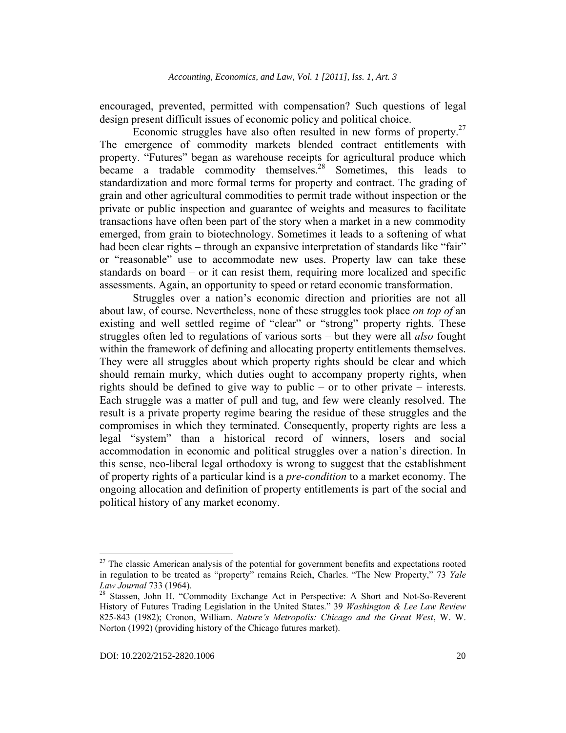encouraged, prevented, permitted with compensation? Such questions of legal design present difficult issues of economic policy and political choice.

Economic struggles have also often resulted in new forms of property.[27] The emergence of commodity markets blended contract entitlements with property. "Futures" began as warehouse receipts for agricultural produce which became a tradable commodity themselves.[28] Sometimes, this leads to standardization and more formal terms for property and contract. The grading of grain and other agricultural commodities to permit trade without inspection or the private or public inspection and guarantee of weights and measures to facilitate transactions have often been part of the story when a market in a new commodity emerged, from grain to biotechnology. Sometimes it leads to a softening of what had been clear rights – through an expansive interpretation of standards like "fair" or "reasonable" use to accommodate new uses. Property law can take these standards on board – or it can resist them, requiring more localized and specific assessments. Again, an opportunity to speed or retard economic transformation.

Struggles over a nation's economic direction and priorities are not all about law, of course. Nevertheless, none of these struggles took place *on top of* an existing and well settled regime of "clear" or "strong" property rights. These struggles often led to regulations of various sorts – but they were all *also* fought within the framework of defining and allocating property entitlements themselves. They were all struggles about which property rights should be clear and which should remain murky, which duties ought to accompany property rights, when rights should be defined to give way to public – or to other private – interests. Each struggle was a matter of pull and tug, and few were cleanly resolved. The result is a private property regime bearing the residue of these struggles and the compromises in which they terminated. Consequently, property rights are less a legal "system" than a historical record of winners, losers and social accommodation in economic and political struggles over a nation's direction. In this sense, neo-liberal legal orthodoxy is wrong to suggest that the establishment of property rights of a particular kind is a *pre-condition* to a market economy. The ongoing allocation and definition of property entitlements is part of the social and political history of any market economy.

---

[27] The classic American analysis of the potential for government benefits and expectations rooted in regulation to be treated as "property" remains Reich, Charles. "The New Property," 73 *Yale Law Journal* 733 (1964).

[28] Stassen, John H. "Commodity Exchange Act in Perspective: A Short and Not-So-Reverent History of Futures Trading Legislation in the United States." 39 *Washington & Lee Law Review* 825-843 (1982); Cronon, William. *Nature's Metropolis: Chicago and the Great West*, W. W. Norton (1992) (providing history of the Chicago futures market).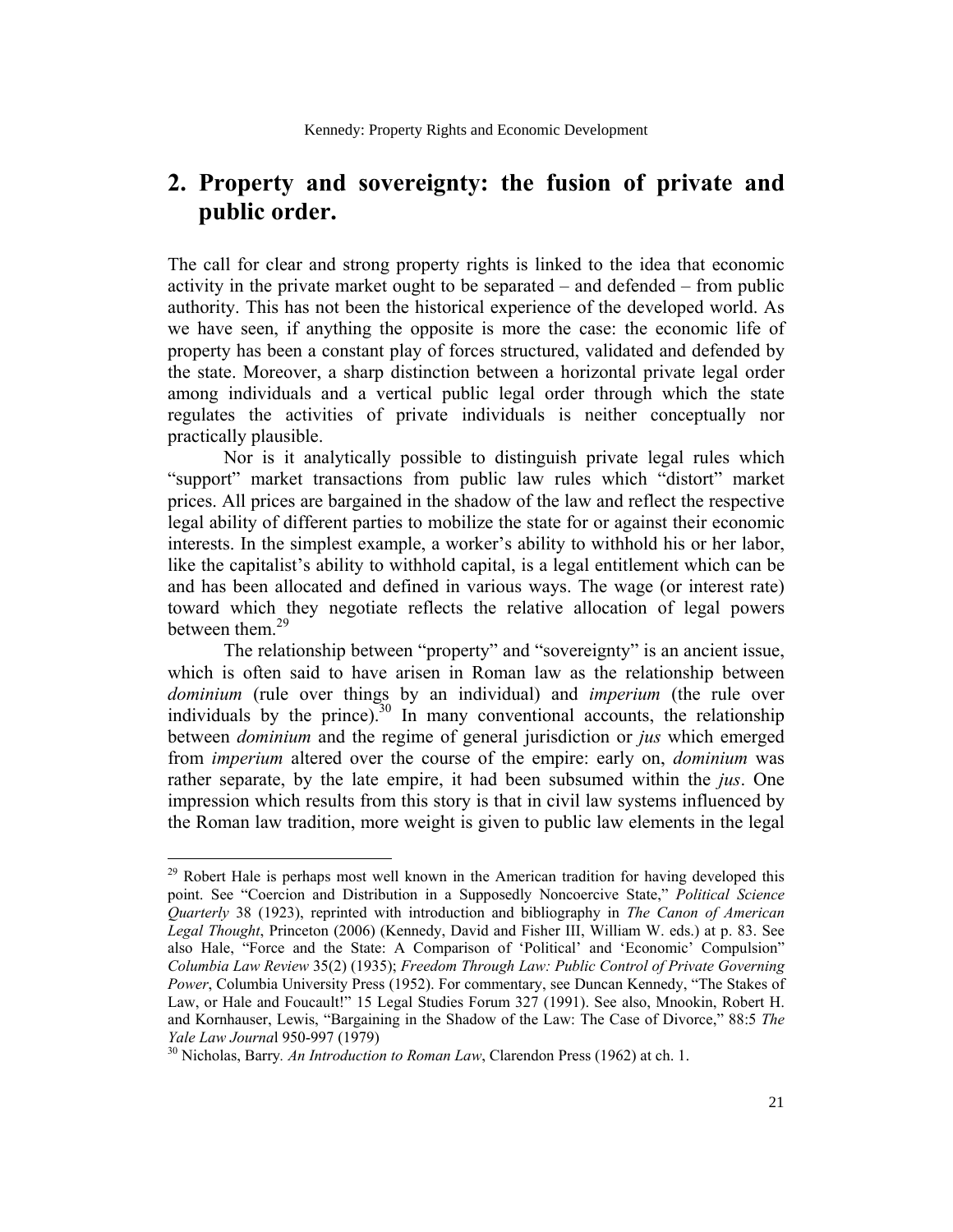## 2. Property and sovereignty: the fusion of private and public order.

The call for clear and strong property rights is linked to the idea that economic activity in the private market ought to be separated – and defended – from public authority. This has not been the historical experience of the developed world. As we have seen, if anything the opposite is more the case: the economic life of property has been a constant play of forces structured, validated and defended by the state. Moreover, a sharp distinction between a horizontal private legal order among individuals and a vertical public legal order through which the state regulates the activities of private individuals is neither conceptually nor practically plausible.

Nor is it analytically possible to distinguish private legal rules which "support" market transactions from public law rules which "distort" market prices. All prices are bargained in the shadow of the law and reflect the respective legal ability of different parties to mobilize the state for or against their economic interests. In the simplest example, a worker's ability to withhold his or her labor, like the capitalist's ability to withhold capital, is a legal entitlement which can be and has been allocated and defined in various ways. The wage (or interest rate) toward which they negotiate reflects the relative allocation of legal powers between them.[29]

The relationship between "property" and "sovereignty" is an ancient issue, which is often said to have arisen in Roman law as the relationship between *dominium* (rule over things by an individual) and *imperium* (the rule over individuals by the prince).[30] In many conventional accounts, the relationship between *dominium* and the regime of general jurisdiction or *jus* which emerged from *imperium* altered over the course of the empire: early on, *dominium* was rather separate, by the late empire, it had been subsumed within the *jus*. One impression which results from this story is that in civil law systems influenced by the Roman law tradition, more weight is given to public law elements in the legal

---

[29] Robert Hale is perhaps most well known in the American tradition for having developed this point. See "Coercion and Distribution in a Supposedly Noncoercive State," *Political Science Quarterly* 38 (1923), reprinted with introduction and bibliography in *The Canon of American Legal Thought*, Princeton (2006) (Kennedy, David and Fisher III, William W. eds.) at p. 83. See also Hale, "Force and the State: A Comparison of 'Political' and 'Economic' Compulsion" *Columbia Law Review* 35(2) (1935); *Freedom Through Law: Public Control of Private Governing Power*, Columbia University Press (1952). For commentary, see Duncan Kennedy, "The Stakes of Law, or Hale and Foucault!" 15 Legal Studies Forum 327 (1991). See also, Mnookin, Robert H. and Kornhauser, Lewis, "Bargaining in the Shadow of the Law: The Case of Divorce," 88:5 *The Yale Law Journa*l 950-997 (1979)

[30] Nicholas, Barry. *An Introduction to Roman Law*, Clarendon Press (1962) at ch. 1.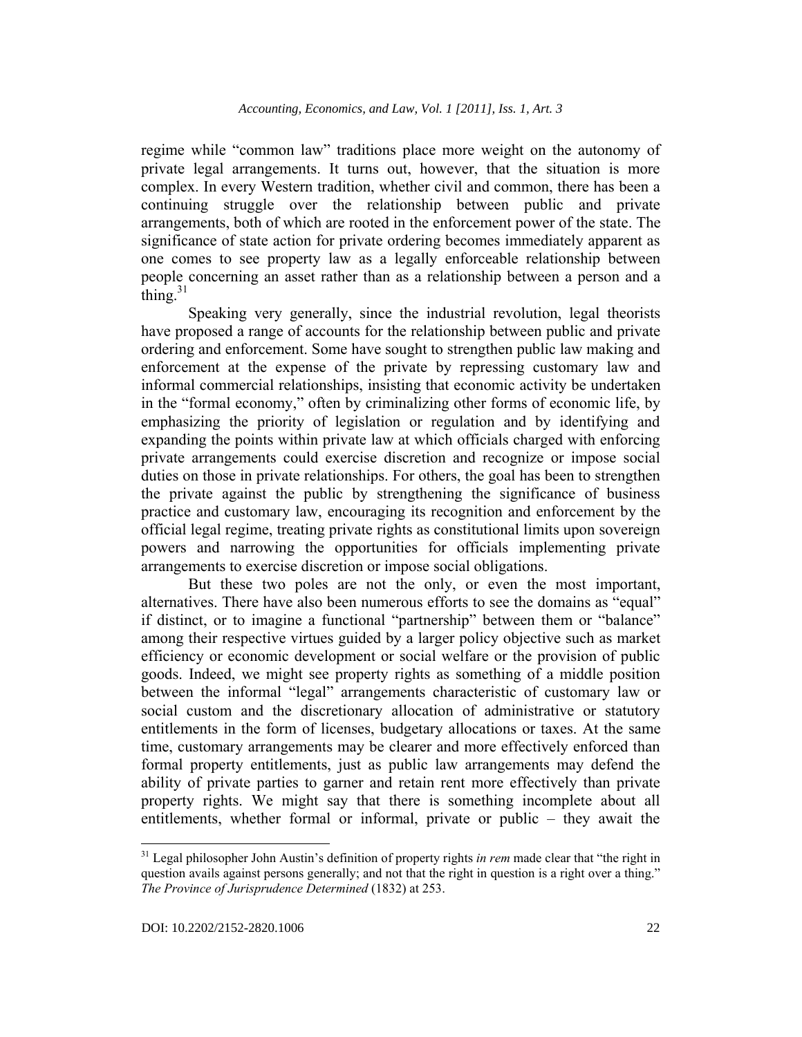regime while "common law" traditions place more weight on the autonomy of private legal arrangements. It turns out, however, that the situation is more complex. In every Western tradition, whether civil and common, there has been a continuing struggle over the relationship between public and private arrangements, both of which are rooted in the enforcement power of the state. The significance of state action for private ordering becomes immediately apparent as one comes to see property law as a legally enforceable relationship between people concerning an asset rather than as a relationship between a person and a thing.[31]

Speaking very generally, since the industrial revolution, legal theorists have proposed a range of accounts for the relationship between public and private ordering and enforcement. Some have sought to strengthen public law making and enforcement at the expense of the private by repressing customary law and informal commercial relationships, insisting that economic activity be undertaken in the "formal economy," often by criminalizing other forms of economic life, by emphasizing the priority of legislation or regulation and by identifying and expanding the points within private law at which officials charged with enforcing private arrangements could exercise discretion and recognize or impose social duties on those in private relationships. For others, the goal has been to strengthen the private against the public by strengthening the significance of business practice and customary law, encouraging its recognition and enforcement by the official legal regime, treating private rights as constitutional limits upon sovereign powers and narrowing the opportunities for officials implementing private arrangements to exercise discretion or impose social obligations.

But these two poles are not the only, or even the most important, alternatives. There have also been numerous efforts to see the domains as "equal" if distinct, or to imagine a functional "partnership" between them or "balance" among their respective virtues guided by a larger policy objective such as market efficiency or economic development or social welfare or the provision of public goods. Indeed, we might see property rights as something of a middle position between the informal "legal" arrangements characteristic of customary law or social custom and the discretionary allocation of administrative or statutory entitlements in the form of licenses, budgetary allocations or taxes. At the same time, customary arrangements may be clearer and more effectively enforced than formal property entitlements, just as public law arrangements may defend the ability of private parties to garner and retain rent more effectively than private property rights. We might say that there is something incomplete about all entitlements, whether formal or informal, private or public – they await the

[31] Legal philosopher John Austin's definition of property rights *in rem* made clear that "the right in question avails against persons generally; and not that the right in question is a right over a thing." *The Province of Jurisprudence Determined* (1832) at 253.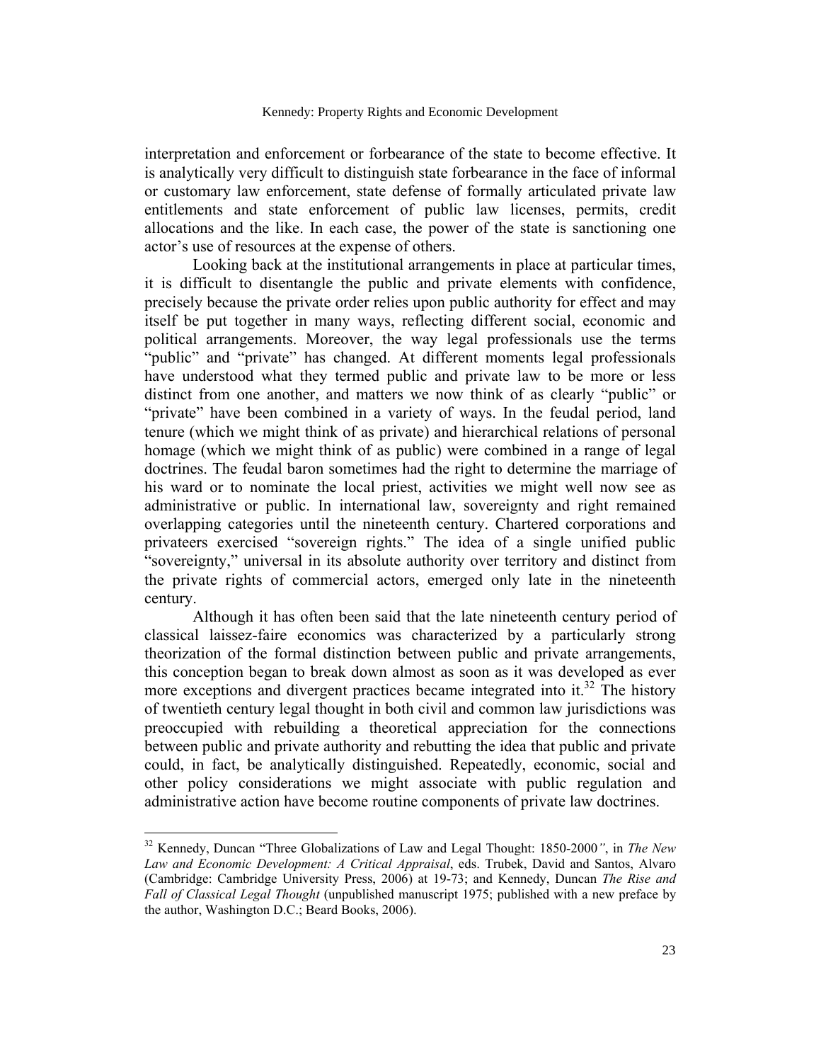interpretation and enforcement or forbearance of the state to become effective. It is analytically very difficult to distinguish state forbearance in the face of informal or customary law enforcement, state defense of formally articulated private law entitlements and state enforcement of public law licenses, permits, credit allocations and the like. In each case, the power of the state is sanctioning one actor's use of resources at the expense of others.

Looking back at the institutional arrangements in place at particular times, it is difficult to disentangle the public and private elements with confidence, precisely because the private order relies upon public authority for effect and may itself be put together in many ways, reflecting different social, economic and political arrangements. Moreover, the way legal professionals use the terms "public" and "private" has changed. At different moments legal professionals have understood what they termed public and private law to be more or less distinct from one another, and matters we now think of as clearly "public" or "private" have been combined in a variety of ways. In the feudal period, land tenure (which we might think of as private) and hierarchical relations of personal homage (which we might think of as public) were combined in a range of legal doctrines. The feudal baron sometimes had the right to determine the marriage of his ward or to nominate the local priest, activities we might well now see as administrative or public. In international law, sovereignty and right remained overlapping categories until the nineteenth century. Chartered corporations and privateers exercised "sovereign rights." The idea of a single unified public "sovereignty," universal in its absolute authority over territory and distinct from the private rights of commercial actors, emerged only late in the nineteenth century.

Although it has often been said that the late nineteenth century period of classical laissez-faire economics was characterized by a particularly strong theorization of the formal distinction between public and private arrangements, this conception began to break down almost as soon as it was developed as ever more exceptions and divergent practices became integrated into it.[32] The history of twentieth century legal thought in both civil and common law jurisdictions was preoccupied with rebuilding a theoretical appreciation for the connections between public and private authority and rebutting the idea that public and private could, in fact, be analytically distinguished. Repeatedly, economic, social and other policy considerations we might associate with public regulation and administrative action have become routine components of private law doctrines.

---

[32] Kennedy, Duncan "Three Globalizations of Law and Legal Thought: 1850-2000", in *The New Law and Economic Development: A Critical Appraisal*, eds. Trubek, David and Santos, Alvaro (Cambridge: Cambridge University Press, 2006) at 19-73; and Kennedy, Duncan *The Rise and Fall of Classical Legal Thought* (unpublished manuscript 1975; published with a new preface by the author, Washington D.C.; Beard Books, 2006).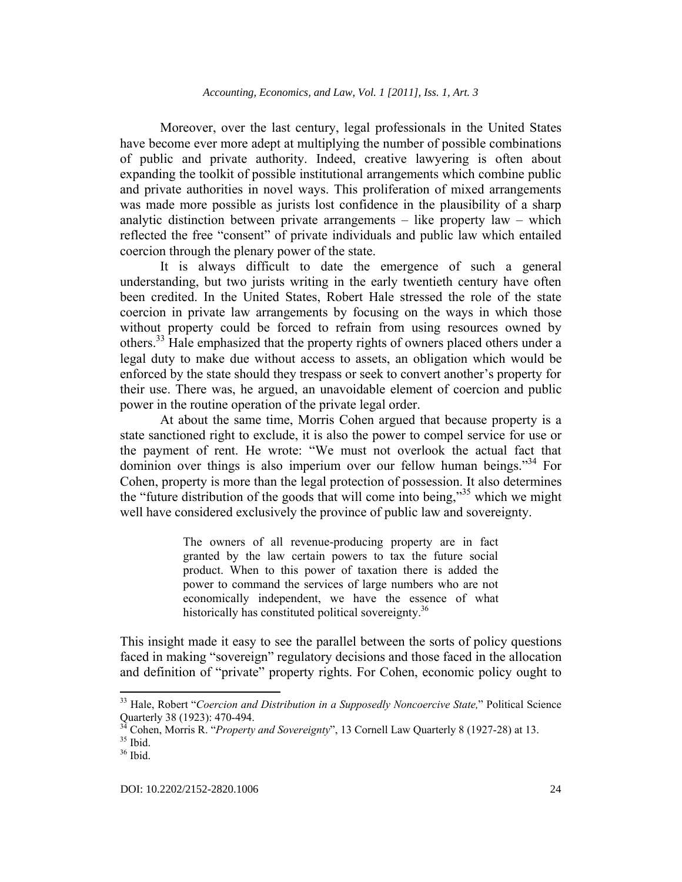Moreover, over the last century, legal professionals in the United States have become ever more adept at multiplying the number of possible combinations of public and private authority. Indeed, creative lawyering is often about expanding the toolkit of possible institutional arrangements which combine public and private authorities in novel ways. This proliferation of mixed arrangements was made more possible as jurists lost confidence in the plausibility of a sharp analytic distinction between private arrangements – like property law – which reflected the free "consent" of private individuals and public law which entailed coercion through the plenary power of the state.

It is always difficult to date the emergence of such a general understanding, but two jurists writing in the early twentieth century have often been credited. In the United States, Robert Hale stressed the role of the state coercion in private law arrangements by focusing on the ways in which those without property could be forced to refrain from using resources owned by others.[33] Hale emphasized that the property rights of owners placed others under a legal duty to make due without access to assets, an obligation which would be enforced by the state should they trespass or seek to convert another's property for their use. There was, he argued, an unavoidable element of coercion and public power in the routine operation of the private legal order.

At about the same time, Morris Cohen argued that because property is a state sanctioned right to exclude, it is also the power to compel service for use or the payment of rent. He wrote: "We must not overlook the actual fact that dominion over things is also imperium over our fellow human beings."[34] For Cohen, property is more than the legal protection of possession. It also determines the "future distribution of the goods that will come into being,"[35] which we might well have considered exclusively the province of public law and sovereignty.

> The owners of all revenue-producing property are in fact granted by the law certain powers to tax the future social product. When to this power of taxation there is added the power to command the services of large numbers who are not economically independent, we have the essence of what historically has constituted political sovereignty.[36]

This insight made it easy to see the parallel between the sorts of policy questions faced in making "sovereign" regulatory decisions and those faced in the allocation and definition of "private" property rights. For Cohen, economic policy ought to

---

[33] Hale, Robert "*Coercion and Distribution in a Supposedly Noncoercive State,*" Political Science Quarterly 38 (1923): 470-494.

[34] Cohen, Morris R. "*Property and Sovereignty*", 13 Cornell Law Quarterly 8 (1927-28) at 13.

[35] Ibid.

[36] Ibid.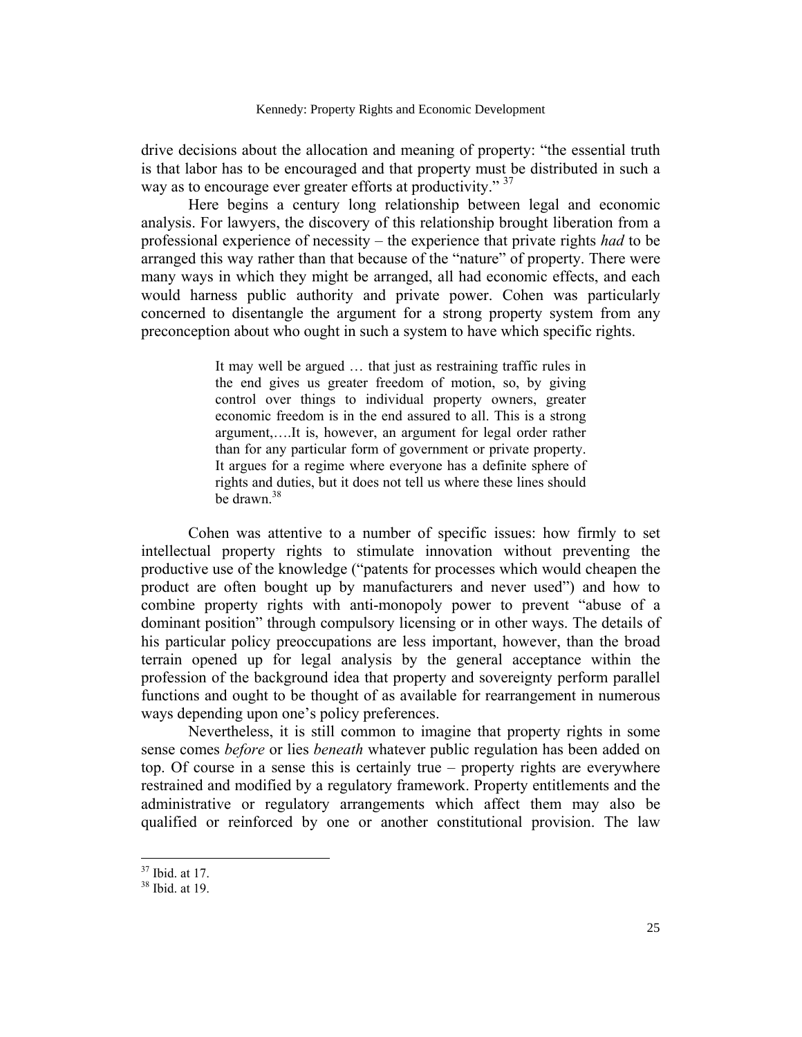drive decisions about the allocation and meaning of property: "the essential truth is that labor has to be encouraged and that property must be distributed in such a way as to encourage ever greater efforts at productivity." [37]

Here begins a century long relationship between legal and economic analysis. For lawyers, the discovery of this relationship brought liberation from a professional experience of necessity – the experience that private rights *had* to be arranged this way rather than that because of the "nature" of property. There were many ways in which they might be arranged, all had economic effects, and each would harness public authority and private power. Cohen was particularly concerned to disentangle the argument for a strong property system from any preconception about who ought in such a system to have which specific rights.

> It may well be argued … that just as restraining traffic rules in the end gives us greater freedom of motion, so, by giving control over things to individual property owners, greater economic freedom is in the end assured to all. This is a strong argument,….It is, however, an argument for legal order rather than for any particular form of government or private property. It argues for a regime where everyone has a definite sphere of rights and duties, but it does not tell us where these lines should be drawn.[38]

Cohen was attentive to a number of specific issues: how firmly to set intellectual property rights to stimulate innovation without preventing the productive use of the knowledge ("patents for processes which would cheapen the product are often bought up by manufacturers and never used") and how to combine property rights with anti-monopoly power to prevent "abuse of a dominant position" through compulsory licensing or in other ways. The details of his particular policy preoccupations are less important, however, than the broad terrain opened up for legal analysis by the general acceptance within the profession of the background idea that property and sovereignty perform parallel functions and ought to be thought of as available for rearrangement in numerous ways depending upon one's policy preferences.

Nevertheless, it is still common to imagine that property rights in some sense comes *before* or lies *beneath* whatever public regulation has been added on top. Of course in a sense this is certainly true – property rights are everywhere restrained and modified by a regulatory framework. Property entitlements and the administrative or regulatory arrangements which affect them may also be qualified or reinforced by one or another constitutional provision. The law

---

[37] Ibid. at 17.

[38] Ibid. at 19.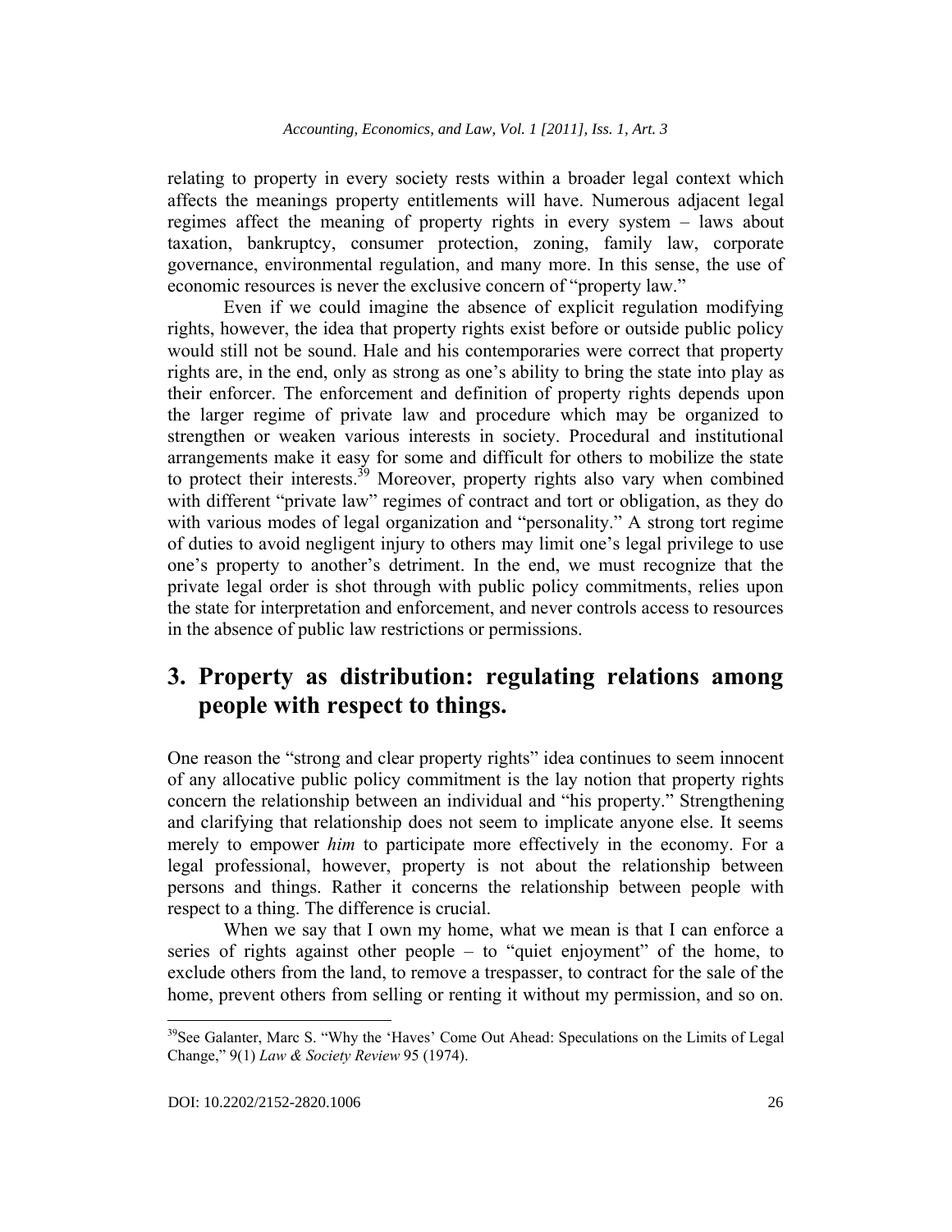relating to property in every society rests within a broader legal context which affects the meanings property entitlements will have. Numerous adjacent legal regimes affect the meaning of property rights in every system – laws about taxation, bankruptcy, consumer protection, zoning, family law, corporate governance, environmental regulation, and many more. In this sense, the use of economic resources is never the exclusive concern of "property law."

Even if we could imagine the absence of explicit regulation modifying rights, however, the idea that property rights exist before or outside public policy would still not be sound. Hale and his contemporaries were correct that property rights are, in the end, only as strong as one's ability to bring the state into play as their enforcer. The enforcement and definition of property rights depends upon the larger regime of private law and procedure which may be organized to strengthen or weaken various interests in society. Procedural and institutional arrangements make it easy for some and difficult for others to mobilize the state to protect their interests.[39] Moreover, property rights also vary when combined with different "private law" regimes of contract and tort or obligation, as they do with various modes of legal organization and "personality." A strong tort regime of duties to avoid negligent injury to others may limit one's legal privilege to use one's property to another's detriment. In the end, we must recognize that the private legal order is shot through with public policy commitments, relies upon the state for interpretation and enforcement, and never controls access to resources in the absence of public law restrictions or permissions.

## 3. Property as distribution: regulating relations among people with respect to things.

One reason the "strong and clear property rights" idea continues to seem innocent of any allocative public policy commitment is the lay notion that property rights concern the relationship between an individual and "his property." Strengthening and clarifying that relationship does not seem to implicate anyone else. It seems merely to empower *him* to participate more effectively in the economy. For a legal professional, however, property is not about the relationship between persons and things. Rather it concerns the relationship between people with respect to a thing. The difference is crucial.

When we say that I own my home, what we mean is that I can enforce a series of rights against other people – to "quiet enjoyment" of the home, to exclude others from the land, to remove a trespasser, to contract for the sale of the home, prevent others from selling or renting it without my permission, and so on.

[39] See Galanter, Marc S. "Why the 'Haves' Come Out Ahead: Speculations on the Limits of Legal Change," 9(1) *Law & Society Review* 95 (1974).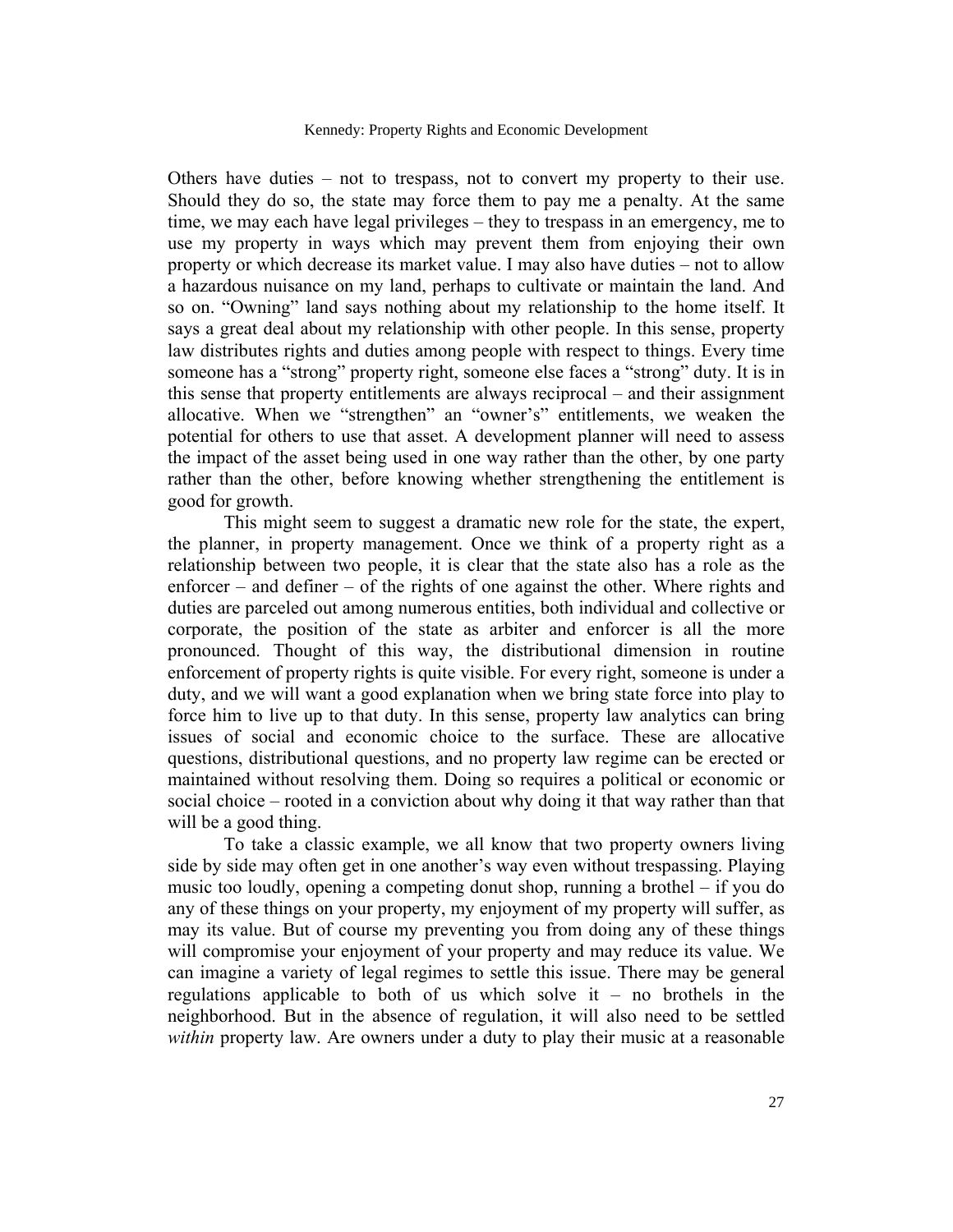Others have duties – not to trespass, not to convert my property to their use. Should they do so, the state may force them to pay me a penalty. At the same time, we may each have legal privileges – they to trespass in an emergency, me to use my property in ways which may prevent them from enjoying their own property or which decrease its market value. I may also have duties – not to allow a hazardous nuisance on my land, perhaps to cultivate or maintain the land. And so on. "Owning" land says nothing about my relationship to the home itself. It says a great deal about my relationship with other people. In this sense, property law distributes rights and duties among people with respect to things. Every time someone has a "strong" property right, someone else faces a "strong" duty. It is in this sense that property entitlements are always reciprocal – and their assignment allocative. When we "strengthen" an "owner's" entitlements, we weaken the potential for others to use that asset. A development planner will need to assess the impact of the asset being used in one way rather than the other, by one party rather than the other, before knowing whether strengthening the entitlement is good for growth.

This might seem to suggest a dramatic new role for the state, the expert, the planner, in property management. Once we think of a property right as a relationship between two people, it is clear that the state also has a role as the enforcer – and definer – of the rights of one against the other. Where rights and duties are parceled out among numerous entities, both individual and collective or corporate, the position of the state as arbiter and enforcer is all the more pronounced. Thought of this way, the distributional dimension in routine enforcement of property rights is quite visible. For every right, someone is under a duty, and we will want a good explanation when we bring state force into play to force him to live up to that duty. In this sense, property law analytics can bring issues of social and economic choice to the surface. These are allocative questions, distributional questions, and no property law regime can be erected or maintained without resolving them. Doing so requires a political or economic or social choice – rooted in a conviction about why doing it that way rather than that will be a good thing.

To take a classic example, we all know that two property owners living side by side may often get in one another's way even without trespassing. Playing music too loudly, opening a competing donut shop, running a brothel – if you do any of these things on your property, my enjoyment of my property will suffer, as may its value. But of course my preventing you from doing any of these things will compromise your enjoyment of your property and may reduce its value. We can imagine a variety of legal regimes to settle this issue. There may be general regulations applicable to both of us which solve it – no brothels in the neighborhood. But in the absence of regulation, it will also need to be settled *within* property law. Are owners under a duty to play their music at a reasonable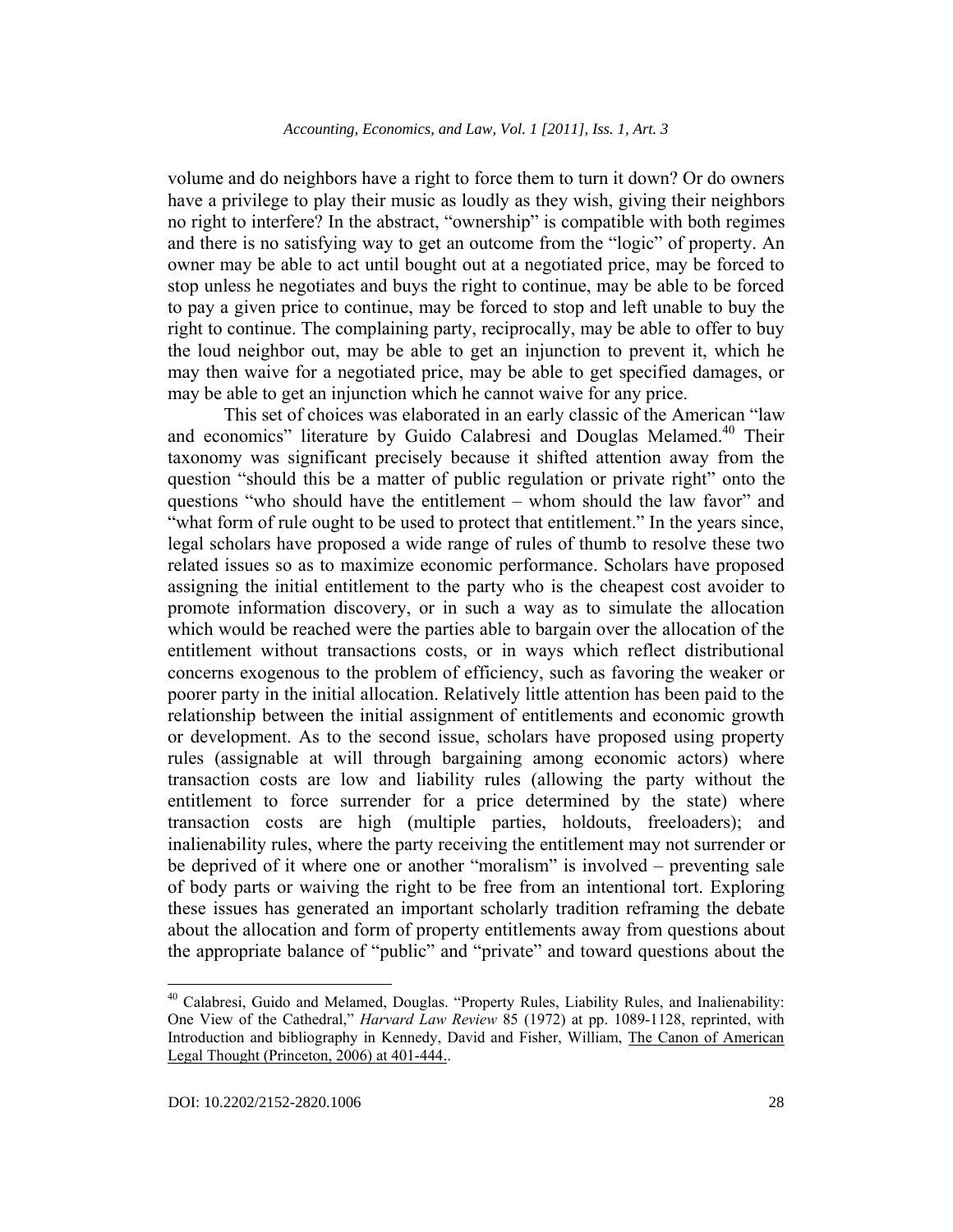volume and do neighbors have a right to force them to turn it down? Or do owners have a privilege to play their music as loudly as they wish, giving their neighbors no right to interfere? In the abstract, "ownership" is compatible with both regimes and there is no satisfying way to get an outcome from the "logic" of property. An owner may be able to act until bought out at a negotiated price, may be forced to stop unless he negotiates and buys the right to continue, may be able to be forced to pay a given price to continue, may be forced to stop and left unable to buy the right to continue. The complaining party, reciprocally, may be able to offer to buy the loud neighbor out, may be able to get an injunction to prevent it, which he may then waive for a negotiated price, may be able to get specified damages, or may be able to get an injunction which he cannot waive for any price.

This set of choices was elaborated in an early classic of the American "law and economics" literature by Guido Calabresi and Douglas Melamed.[40] Their taxonomy was significant precisely because it shifted attention away from the question "should this be a matter of public regulation or private right" onto the questions "who should have the entitlement – whom should the law favor" and "what form of rule ought to be used to protect that entitlement." In the years since, legal scholars have proposed a wide range of rules of thumb to resolve these two related issues so as to maximize economic performance. Scholars have proposed assigning the initial entitlement to the party who is the cheapest cost avoider to promote information discovery, or in such a way as to simulate the allocation which would be reached were the parties able to bargain over the allocation of the entitlement without transactions costs, or in ways which reflect distributional concerns exogenous to the problem of efficiency, such as favoring the weaker or poorer party in the initial allocation. Relatively little attention has been paid to the relationship between the initial assignment of entitlements and economic growth or development. As to the second issue, scholars have proposed using property rules (assignable at will through bargaining among economic actors) where transaction costs are low and liability rules (allowing the party without the entitlement to force surrender for a price determined by the state) where transaction costs are high (multiple parties, holdouts, freeloaders); and inalienability rules, where the party receiving the entitlement may not surrender or be deprived of it where one or another "moralism" is involved – preventing sale of body parts or waiving the right to be free from an intentional tort. Exploring these issues has generated an important scholarly tradition reframing the debate about the allocation and form of property entitlements away from questions about the appropriate balance of "public" and "private" and toward questions about the

---

[40] Calabresi, Guido and Melamed, Douglas. "Property Rules, Liability Rules, and Inalienability: One View of the Cathedral," *Harvard Law Review* 85 (1972) at pp. 1089-1128, reprinted, with Introduction and bibliography in Kennedy, David and Fisher, William, The Canon of American Legal Thought (Princeton, 2006) at 401-444..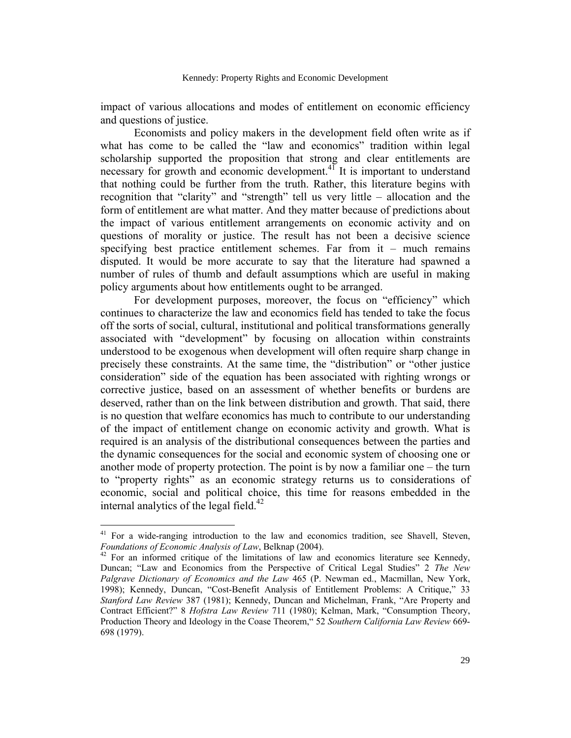impact of various allocations and modes of entitlement on economic efficiency and questions of justice.

Economists and policy makers in the development field often write as if what has come to be called the "law and economics" tradition within legal scholarship supported the proposition that strong and clear entitlements are necessary for growth and economic development.[41] It is important to understand that nothing could be further from the truth. Rather, this literature begins with recognition that "clarity" and "strength" tell us very little – allocation and the form of entitlement are what matter. And they matter because of predictions about the impact of various entitlement arrangements on economic activity and on questions of morality or justice. The result has not been a decisive science specifying best practice entitlement schemes. Far from it – much remains disputed. It would be more accurate to say that the literature had spawned a number of rules of thumb and default assumptions which are useful in making policy arguments about how entitlements ought to be arranged.

For development purposes, moreover, the focus on "efficiency" which continues to characterize the law and economics field has tended to take the focus off the sorts of social, cultural, institutional and political transformations generally associated with "development" by focusing on allocation within constraints understood to be exogenous when development will often require sharp change in precisely these constraints. At the same time, the "distribution" or "other justice consideration" side of the equation has been associated with righting wrongs or corrective justice, based on an assessment of whether benefits or burdens are deserved, rather than on the link between distribution and growth. That said, there is no question that welfare economics has much to contribute to our understanding of the impact of entitlement change on economic activity and growth. What is required is an analysis of the distributional consequences between the parties and the dynamic consequences for the social and economic system of choosing one or another mode of property protection. The point is by now a familiar one – the turn to "property rights" as an economic strategy returns us to considerations of economic, social and political choice, this time for reasons embedded in the internal analytics of the legal field.[42]

---

[41] For a wide-ranging introduction to the law and economics tradition, see Shavell, Steven, *Foundations of Economic Analysis of Law*, Belknap (2004).

[42] For an informed critique of the limitations of law and economics literature see Kennedy, Duncan; "Law and Economics from the Perspective of Critical Legal Studies" 2 *The New Palgrave Dictionary of Economics and the Law* 465 (P. Newman ed., Macmillan, New York, 1998); Kennedy, Duncan, "Cost-Benefit Analysis of Entitlement Problems: A Critique," 33 *Stanford Law Review* 387 (1981); Kennedy, Duncan and Michelman, Frank, "Are Property and Contract Efficient?" 8 *Hofstra Law Review* 711 (1980); Kelman, Mark, "Consumption Theory, Production Theory and Ideology in the Coase Theorem," 52 *Southern California Law Review* 669-698 (1979).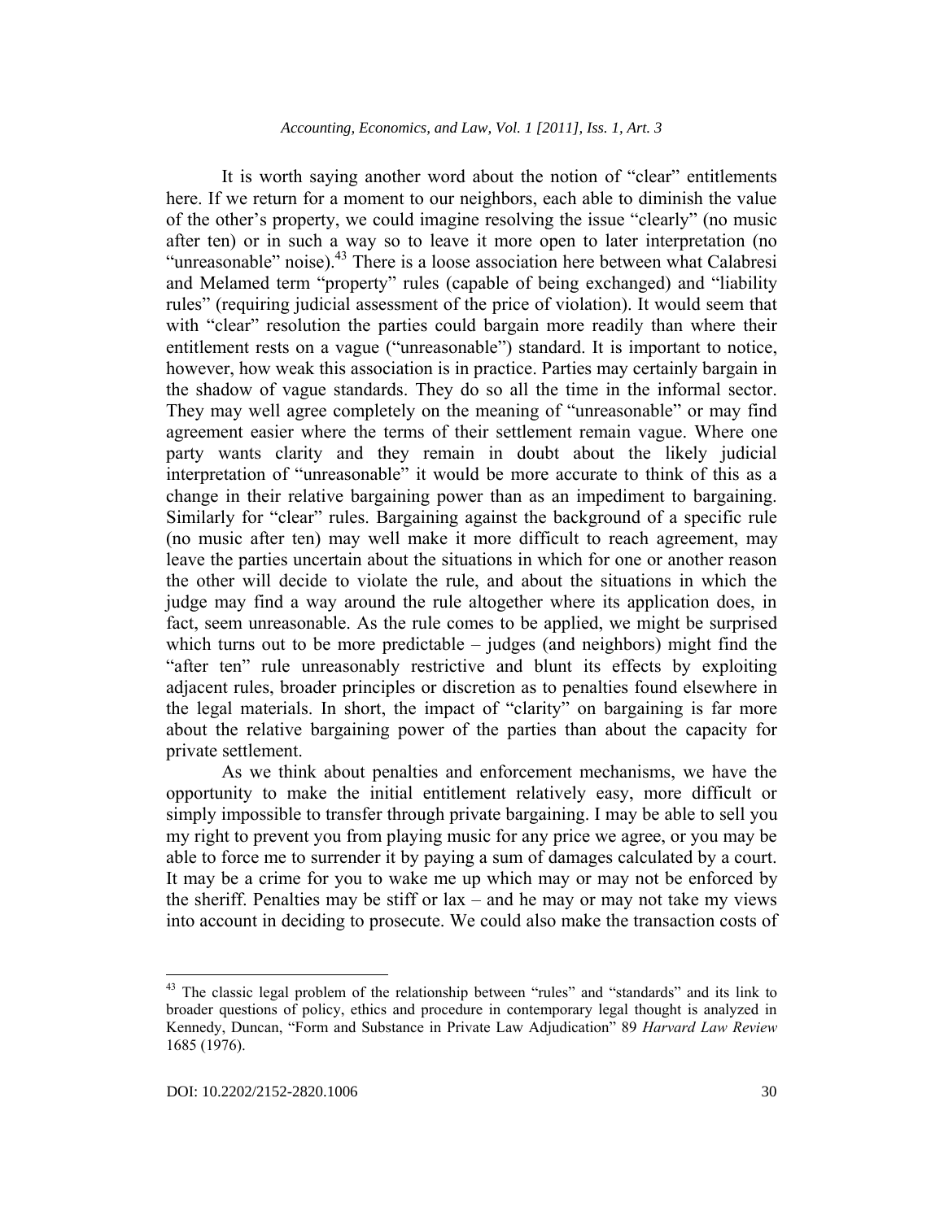It is worth saying another word about the notion of "clear" entitlements here. If we return for a moment to our neighbors, each able to diminish the value of the other's property, we could imagine resolving the issue "clearly" (no music after ten) or in such a way so to leave it more open to later interpretation (no "unreasonable" noise).[43] There is a loose association here between what Calabresi and Melamed term "property" rules (capable of being exchanged) and "liability rules" (requiring judicial assessment of the price of violation). It would seem that with "clear" resolution the parties could bargain more readily than where their entitlement rests on a vague ("unreasonable") standard. It is important to notice, however, how weak this association is in practice. Parties may certainly bargain in the shadow of vague standards. They do so all the time in the informal sector. They may well agree completely on the meaning of "unreasonable" or may find agreement easier where the terms of their settlement remain vague. Where one party wants clarity and they remain in doubt about the likely judicial interpretation of "unreasonable" it would be more accurate to think of this as a change in their relative bargaining power than as an impediment to bargaining. Similarly for "clear" rules. Bargaining against the background of a specific rule (no music after ten) may well make it more difficult to reach agreement, may leave the parties uncertain about the situations in which for one or another reason the other will decide to violate the rule, and about the situations in which the judge may find a way around the rule altogether where its application does, in fact, seem unreasonable. As the rule comes to be applied, we might be surprised which turns out to be more predictable – judges (and neighbors) might find the "after ten" rule unreasonably restrictive and blunt its effects by exploiting adjacent rules, broader principles or discretion as to penalties found elsewhere in the legal materials. In short, the impact of "clarity" on bargaining is far more about the relative bargaining power of the parties than about the capacity for private settlement.

As we think about penalties and enforcement mechanisms, we have the opportunity to make the initial entitlement relatively easy, more difficult or simply impossible to transfer through private bargaining. I may be able to sell you my right to prevent you from playing music for any price we agree, or you may be able to force me to surrender it by paying a sum of damages calculated by a court. It may be a crime for you to wake me up which may or may not be enforced by the sheriff. Penalties may be stiff or lax – and he may or may not take my views into account in deciding to prosecute. We could also make the transaction costs of

---

[43] The classic legal problem of the relationship between "rules" and "standards" and its link to broader questions of policy, ethics and procedure in contemporary legal thought is analyzed in Kennedy, Duncan, "Form and Substance in Private Law Adjudication" 89 *Harvard Law Review* 1685 (1976).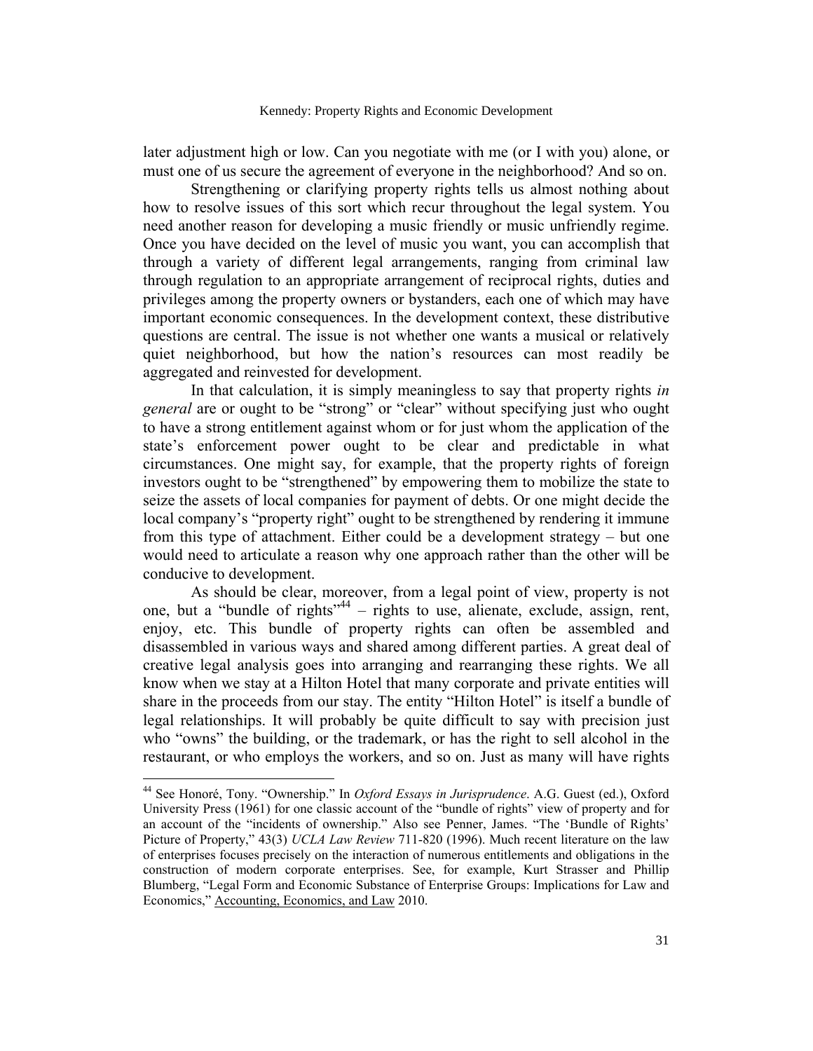later adjustment high or low. Can you negotiate with me (or I with you) alone, or must one of us secure the agreement of everyone in the neighborhood? And so on.

Strengthening or clarifying property rights tells us almost nothing about how to resolve issues of this sort which recur throughout the legal system. You need another reason for developing a music friendly or music unfriendly regime. Once you have decided on the level of music you want, you can accomplish that through a variety of different legal arrangements, ranging from criminal law through regulation to an appropriate arrangement of reciprocal rights, duties and privileges among the property owners or bystanders, each one of which may have important economic consequences. In the development context, these distributive questions are central. The issue is not whether one wants a musical or relatively quiet neighborhood, but how the nation's resources can most readily be aggregated and reinvested for development.

In that calculation, it is simply meaningless to say that property rights *in general* are or ought to be "strong" or "clear" without specifying just who ought to have a strong entitlement against whom or for just whom the application of the state's enforcement power ought to be clear and predictable in what circumstances. One might say, for example, that the property rights of foreign investors ought to be "strengthened" by empowering them to mobilize the state to seize the assets of local companies for payment of debts. Or one might decide the local company's "property right" ought to be strengthened by rendering it immune from this type of attachment. Either could be a development strategy – but one would need to articulate a reason why one approach rather than the other will be conducive to development.

As should be clear, moreover, from a legal point of view, property is not one, but a "bundle of rights"[44] – rights to use, alienate, exclude, assign, rent, enjoy, etc. This bundle of property rights can often be assembled and disassembled in various ways and shared among different parties. A great deal of creative legal analysis goes into arranging and rearranging these rights. We all know when we stay at a Hilton Hotel that many corporate and private entities will share in the proceeds from our stay. The entity "Hilton Hotel" is itself a bundle of legal relationships. It will probably be quite difficult to say with precision just who "owns" the building, or the trademark, or has the right to sell alcohol in the restaurant, or who employs the workers, and so on. Just as many will have rights

---

[44] See Honoré, Tony. "Ownership." In *Oxford Essays in Jurisprudence*. A.G. Guest (ed.), Oxford University Press (1961) for one classic account of the "bundle of rights" view of property and for an account of the "incidents of ownership." Also see Penner, James. "The 'Bundle of Rights' Picture of Property," 43(3) *UCLA Law Review* 711-820 (1996). Much recent literature on the law of enterprises focuses precisely on the interaction of numerous entitlements and obligations in the construction of modern corporate enterprises. See, for example, Kurt Strasser and Phillip Blumberg, "Legal Form and Economic Substance of Enterprise Groups: Implications for Law and Economics," Accounting, Economics, and Law 2010.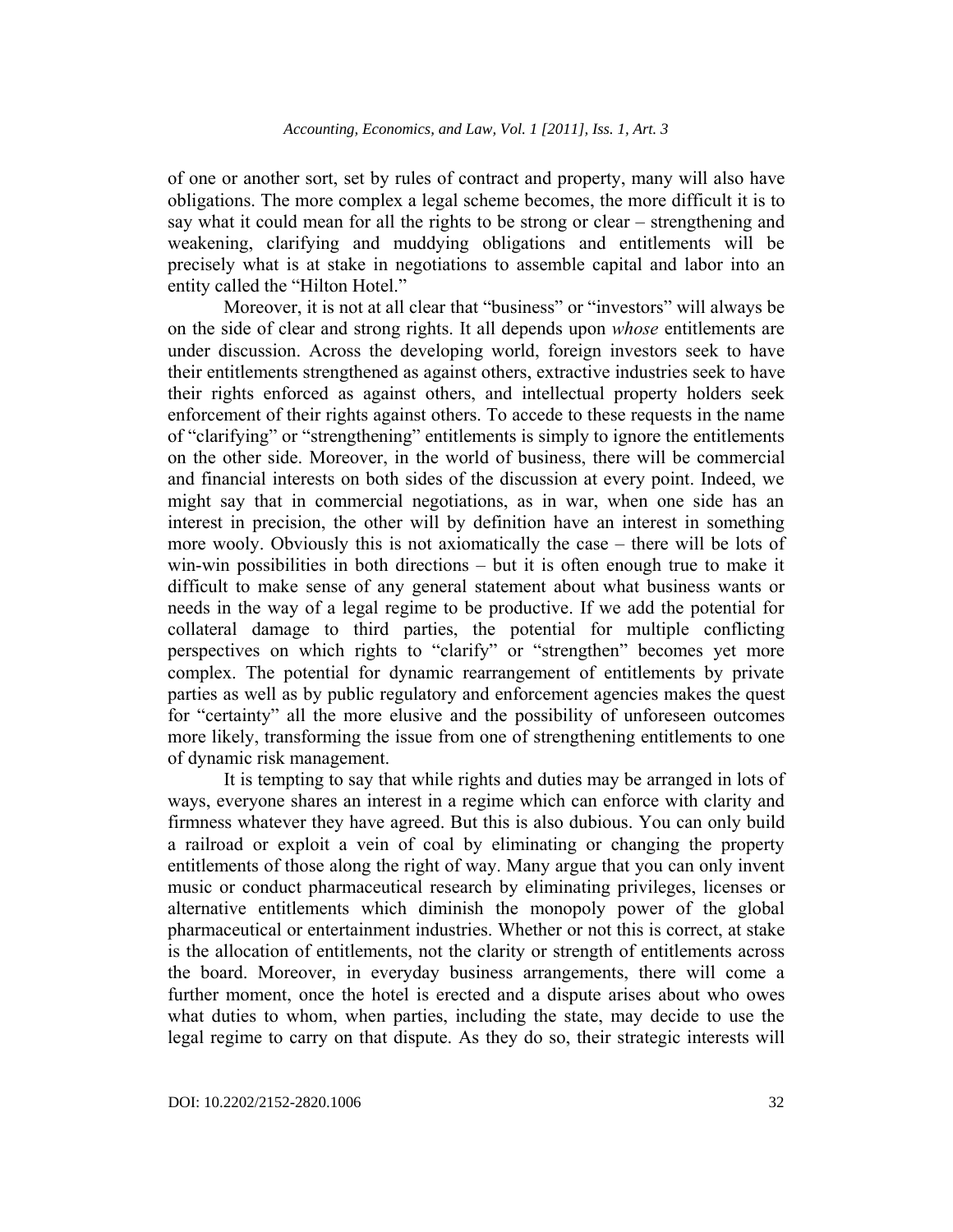of one or another sort, set by rules of contract and property, many will also have obligations. The more complex a legal scheme becomes, the more difficult it is to say what it could mean for all the rights to be strong or clear – strengthening and weakening, clarifying and muddying obligations and entitlements will be precisely what is at stake in negotiations to assemble capital and labor into an entity called the "Hilton Hotel."

Moreover, it is not at all clear that "business" or "investors" will always be on the side of clear and strong rights. It all depends upon *whose* entitlements are under discussion. Across the developing world, foreign investors seek to have their entitlements strengthened as against others, extractive industries seek to have their rights enforced as against others, and intellectual property holders seek enforcement of their rights against others. To accede to these requests in the name of "clarifying" or "strengthening" entitlements is simply to ignore the entitlements on the other side. Moreover, in the world of business, there will be commercial and financial interests on both sides of the discussion at every point. Indeed, we might say that in commercial negotiations, as in war, when one side has an interest in precision, the other will by definition have an interest in something more wooly. Obviously this is not axiomatically the case – there will be lots of win-win possibilities in both directions – but it is often enough true to make it difficult to make sense of any general statement about what business wants or needs in the way of a legal regime to be productive. If we add the potential for collateral damage to third parties, the potential for multiple conflicting perspectives on which rights to "clarify" or "strengthen" becomes yet more complex. The potential for dynamic rearrangement of entitlements by private parties as well as by public regulatory and enforcement agencies makes the quest for "certainty" all the more elusive and the possibility of unforeseen outcomes more likely, transforming the issue from one of strengthening entitlements to one of dynamic risk management.

It is tempting to say that while rights and duties may be arranged in lots of ways, everyone shares an interest in a regime which can enforce with clarity and firmness whatever they have agreed. But this is also dubious. You can only build a railroad or exploit a vein of coal by eliminating or changing the property entitlements of those along the right of way. Many argue that you can only invent music or conduct pharmaceutical research by eliminating privileges, licenses or alternative entitlements which diminish the monopoly power of the global pharmaceutical or entertainment industries. Whether or not this is correct, at stake is the allocation of entitlements, not the clarity or strength of entitlements across the board. Moreover, in everyday business arrangements, there will come a further moment, once the hotel is erected and a dispute arises about who owes what duties to whom, when parties, including the state, may decide to use the legal regime to carry on that dispute. As they do so, their strategic interests will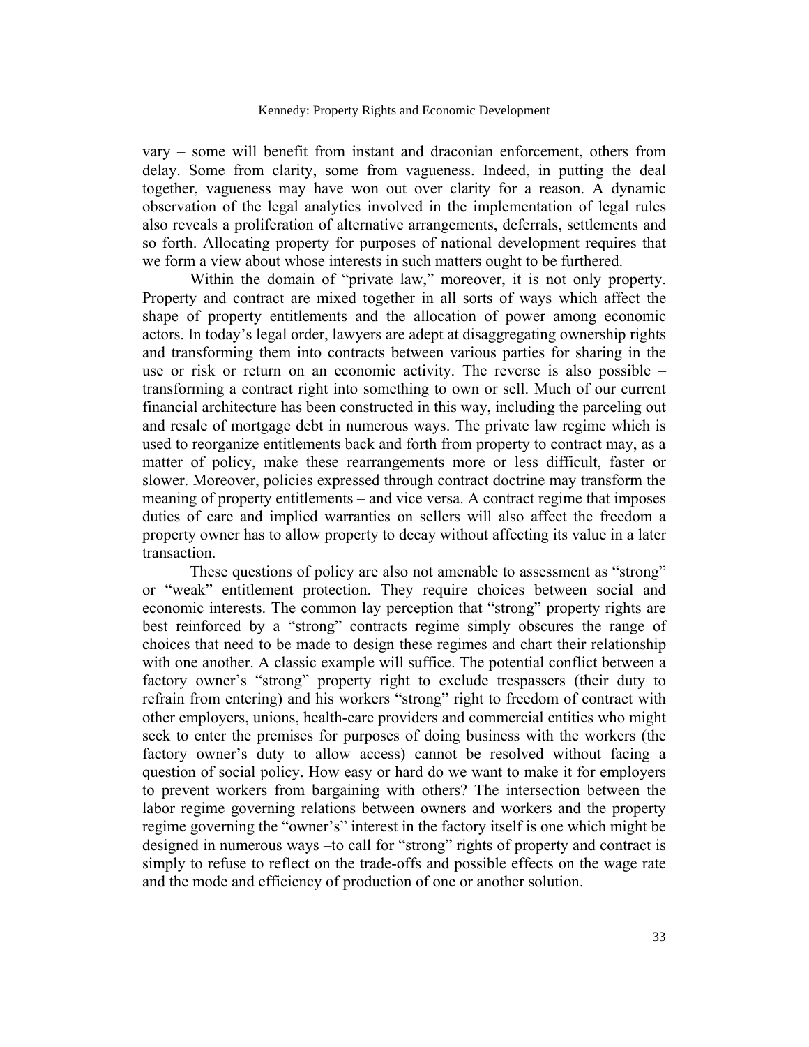vary – some will benefit from instant and draconian enforcement, others from delay. Some from clarity, some from vagueness. Indeed, in putting the deal together, vagueness may have won out over clarity for a reason. A dynamic observation of the legal analytics involved in the implementation of legal rules also reveals a proliferation of alternative arrangements, deferrals, settlements and so forth. Allocating property for purposes of national development requires that we form a view about whose interests in such matters ought to be furthered.

Within the domain of "private law," moreover, it is not only property. Property and contract are mixed together in all sorts of ways which affect the shape of property entitlements and the allocation of power among economic actors. In today's legal order, lawyers are adept at disaggregating ownership rights and transforming them into contracts between various parties for sharing in the use or risk or return on an economic activity. The reverse is also possible – transforming a contract right into something to own or sell. Much of our current financial architecture has been constructed in this way, including the parceling out and resale of mortgage debt in numerous ways. The private law regime which is used to reorganize entitlements back and forth from property to contract may, as a matter of policy, make these rearrangements more or less difficult, faster or slower. Moreover, policies expressed through contract doctrine may transform the meaning of property entitlements – and vice versa. A contract regime that imposes duties of care and implied warranties on sellers will also affect the freedom a property owner has to allow property to decay without affecting its value in a later transaction.

These questions of policy are also not amenable to assessment as "strong" or "weak" entitlement protection. They require choices between social and economic interests. The common lay perception that "strong" property rights are best reinforced by a "strong" contracts regime simply obscures the range of choices that need to be made to design these regimes and chart their relationship with one another. A classic example will suffice. The potential conflict between a factory owner's "strong" property right to exclude trespassers (their duty to refrain from entering) and his workers "strong" right to freedom of contract with other employers, unions, health-care providers and commercial entities who might seek to enter the premises for purposes of doing business with the workers (the factory owner's duty to allow access) cannot be resolved without facing a question of social policy. How easy or hard do we want to make it for employers to prevent workers from bargaining with others? The intersection between the labor regime governing relations between owners and workers and the property regime governing the "owner's" interest in the factory itself is one which might be designed in numerous ways –to call for "strong" rights of property and contract is simply to refuse to reflect on the trade-offs and possible effects on the wage rate and the mode and efficiency of production of one or another solution.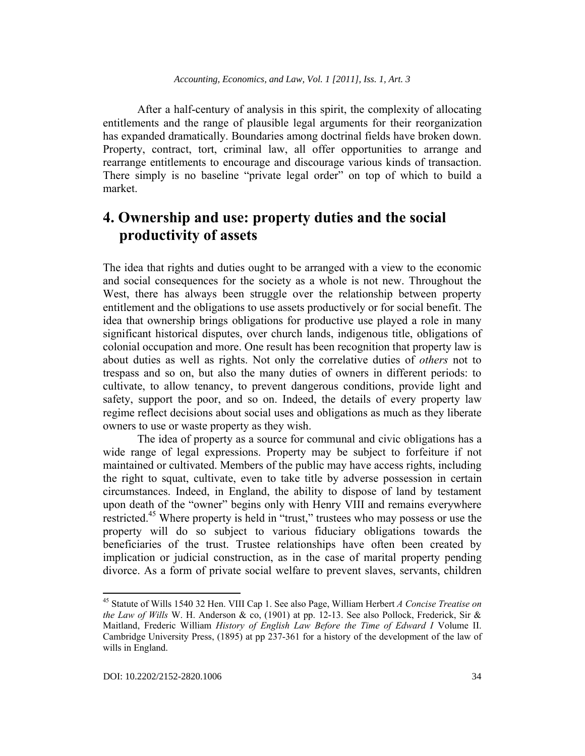After a half-century of analysis in this spirit, the complexity of allocating entitlements and the range of plausible legal arguments for their reorganization has expanded dramatically. Boundaries among doctrinal fields have broken down. Property, contract, tort, criminal law, all offer opportunities to arrange and rearrange entitlements to encourage and discourage various kinds of transaction. There simply is no baseline "private legal order" on top of which to build a market.

## 4. Ownership and use: property duties and the social productivity of assets

The idea that rights and duties ought to be arranged with a view to the economic and social consequences for the society as a whole is not new. Throughout the West, there has always been struggle over the relationship between property entitlement and the obligations to use assets productively or for social benefit. The idea that ownership brings obligations for productive use played a role in many significant historical disputes, over church lands, indigenous title, obligations of colonial occupation and more. One result has been recognition that property law is about duties as well as rights. Not only the correlative duties of *others* not to trespass and so on, but also the many duties of owners in different periods: to cultivate, to allow tenancy, to prevent dangerous conditions, provide light and safety, support the poor, and so on. Indeed, the details of every property law regime reflect decisions about social uses and obligations as much as they liberate owners to use or waste property as they wish.

The idea of property as a source for communal and civic obligations has a wide range of legal expressions. Property may be subject to forfeiture if not maintained or cultivated. Members of the public may have access rights, including the right to squat, cultivate, even to take title by adverse possession in certain circumstances. Indeed, in England, the ability to dispose of land by testament upon death of the "owner" begins only with Henry VIII and remains everywhere restricted.[45] Where property is held in "trust," trustees who may possess or use the property will do so subject to various fiduciary obligations towards the beneficiaries of the trust. Trustee relationships have often been created by implication or judicial construction, as in the case of marital property pending divorce. As a form of private social welfare to prevent slaves, servants, children

---

[45] Statute of Wills 1540 32 Hen. VIII Cap 1. See also Page, William Herbert *A Concise Treatise on the Law of Wills* W. H. Anderson & co, (1901) at pp. 12-13. See also Pollock, Frederick, Sir & Maitland, Frederic William *History of English Law Before the Time of Edward I* Volume II. Cambridge University Press, (1895) at pp 237-361 for a history of the development of the law of wills in England.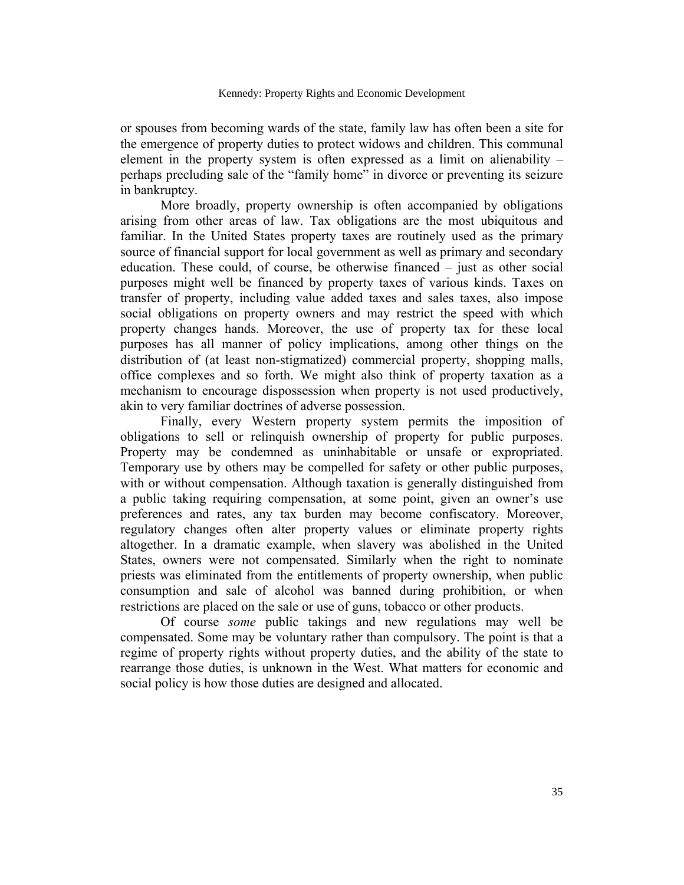or spouses from becoming wards of the state, family law has often been a site for the emergence of property duties to protect widows and children. This communal element in the property system is often expressed as a limit on alienability – perhaps precluding sale of the "family home" in divorce or preventing its seizure in bankruptcy.

More broadly, property ownership is often accompanied by obligations arising from other areas of law. Tax obligations are the most ubiquitous and familiar. In the United States property taxes are routinely used as the primary source of financial support for local government as well as primary and secondary education. These could, of course, be otherwise financed – just as other social purposes might well be financed by property taxes of various kinds. Taxes on transfer of property, including value added taxes and sales taxes, also impose social obligations on property owners and may restrict the speed with which property changes hands. Moreover, the use of property tax for these local purposes has all manner of policy implications, among other things on the distribution of (at least non-stigmatized) commercial property, shopping malls, office complexes and so forth. We might also think of property taxation as a mechanism to encourage dispossession when property is not used productively, akin to very familiar doctrines of adverse possession.

Finally, every Western property system permits the imposition of obligations to sell or relinquish ownership of property for public purposes. Property may be condemned as uninhabitable or unsafe or expropriated. Temporary use by others may be compelled for safety or other public purposes, with or without compensation. Although taxation is generally distinguished from a public taking requiring compensation, at some point, given an owner's use preferences and rates, any tax burden may become confiscatory. Moreover, regulatory changes often alter property values or eliminate property rights altogether. In a dramatic example, when slavery was abolished in the United States, owners were not compensated. Similarly when the right to nominate priests was eliminated from the entitlements of property ownership, when public consumption and sale of alcohol was banned during prohibition, or when restrictions are placed on the sale or use of guns, tobacco or other products.

Of course *some* public takings and new regulations may well be compensated. Some may be voluntary rather than compulsory. The point is that a regime of property rights without property duties, and the ability of the state to rearrange those duties, is unknown in the West. What matters for economic and social policy is how those duties are designed and allocated.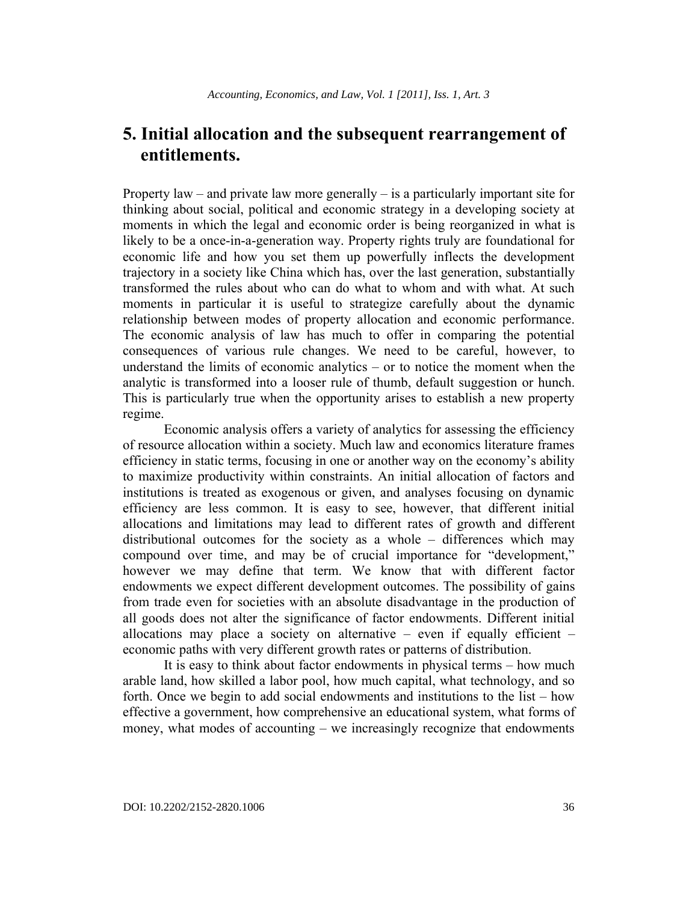# 5. Initial allocation and the subsequent rearrangement of entitlements.

Property law – and private law more generally – is a particularly important site for thinking about social, political and economic strategy in a developing society at moments in which the legal and economic order is being reorganized in what is likely to be a once-in-a-generation way. Property rights truly are foundational for economic life and how you set them up powerfully inflects the development trajectory in a society like China which has, over the last generation, substantially transformed the rules about who can do what to whom and with what. At such moments in particular it is useful to strategize carefully about the dynamic relationship between modes of property allocation and economic performance. The economic analysis of law has much to offer in comparing the potential consequences of various rule changes. We need to be careful, however, to understand the limits of economic analytics – or to notice the moment when the analytic is transformed into a looser rule of thumb, default suggestion or hunch. This is particularly true when the opportunity arises to establish a new property regime.

Economic analysis offers a variety of analytics for assessing the efficiency of resource allocation within a society. Much law and economics literature frames efficiency in static terms, focusing in one or another way on the economy's ability to maximize productivity within constraints. An initial allocation of factors and institutions is treated as exogenous or given, and analyses focusing on dynamic efficiency are less common. It is easy to see, however, that different initial allocations and limitations may lead to different rates of growth and different distributional outcomes for the society as a whole – differences which may compound over time, and may be of crucial importance for "development," however we may define that term. We know that with different factor endowments we expect different development outcomes. The possibility of gains from trade even for societies with an absolute disadvantage in the production of all goods does not alter the significance of factor endowments. Different initial allocations may place a society on alternative – even if equally efficient – economic paths with very different growth rates or patterns of distribution.

It is easy to think about factor endowments in physical terms – how much arable land, how skilled a labor pool, how much capital, what technology, and so forth. Once we begin to add social endowments and institutions to the list – how effective a government, how comprehensive an educational system, what forms of money, what modes of accounting – we increasingly recognize that endowments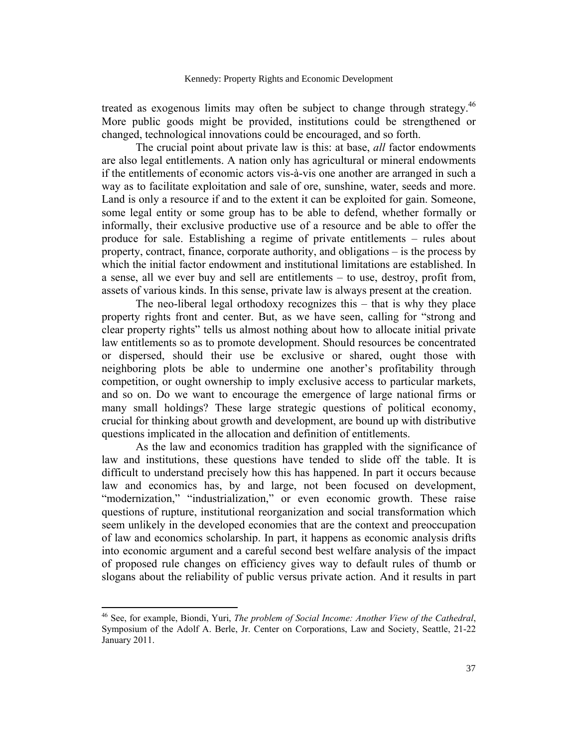treated as exogenous limits may often be subject to change through strategy.[46] More public goods might be provided, institutions could be strengthened or changed, technological innovations could be encouraged, and so forth.

The crucial point about private law is this: at base, *all* factor endowments are also legal entitlements. A nation only has agricultural or mineral endowments if the entitlements of economic actors vis-à-vis one another are arranged in such a way as to facilitate exploitation and sale of ore, sunshine, water, seeds and more. Land is only a resource if and to the extent it can be exploited for gain. Someone, some legal entity or some group has to be able to defend, whether formally or informally, their exclusive productive use of a resource and be able to offer the produce for sale. Establishing a regime of private entitlements – rules about property, contract, finance, corporate authority, and obligations – is the process by which the initial factor endowment and institutional limitations are established. In a sense, all we ever buy and sell are entitlements – to use, destroy, profit from, assets of various kinds. In this sense, private law is always present at the creation.

The neo-liberal legal orthodoxy recognizes this – that is why they place property rights front and center. But, as we have seen, calling for "strong and clear property rights" tells us almost nothing about how to allocate initial private law entitlements so as to promote development. Should resources be concentrated or dispersed, should their use be exclusive or shared, ought those with neighboring plots be able to undermine one another's profitability through competition, or ought ownership to imply exclusive access to particular markets, and so on. Do we want to encourage the emergence of large national firms or many small holdings? These large strategic questions of political economy, crucial for thinking about growth and development, are bound up with distributive questions implicated in the allocation and definition of entitlements.

As the law and economics tradition has grappled with the significance of law and institutions, these questions have tended to slide off the table. It is difficult to understand precisely how this has happened. In part it occurs because law and economics has, by and large, not been focused on development, "modernization," "industrialization," or even economic growth. These raise questions of rupture, institutional reorganization and social transformation which seem unlikely in the developed economies that are the context and preoccupation of law and economics scholarship. In part, it happens as economic analysis drifts into economic argument and a careful second best welfare analysis of the impact of proposed rule changes on efficiency gives way to default rules of thumb or slogans about the reliability of public versus private action. And it results in part

---

[46] See, for example, Biondi, Yuri, *The problem of Social Income: Another View of the Cathedral*, Symposium of the Adolf A. Berle, Jr. Center on Corporations, Law and Society, Seattle, 21-22 January 2011.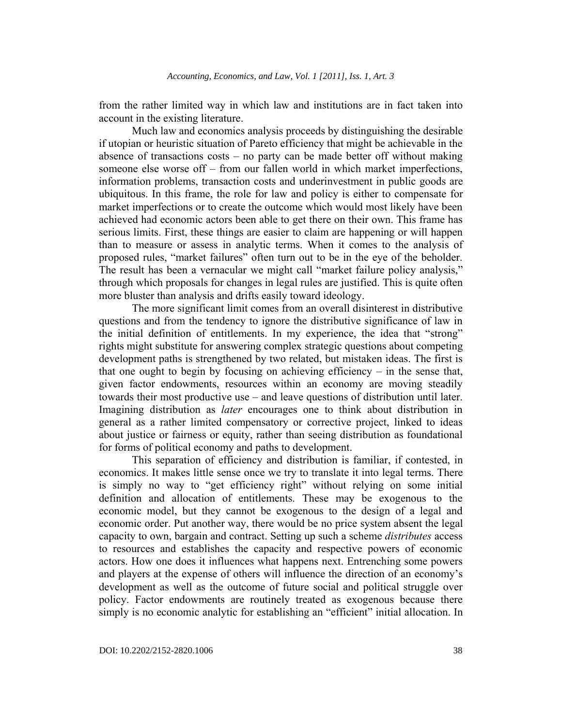from the rather limited way in which law and institutions are in fact taken into account in the existing literature.

Much law and economics analysis proceeds by distinguishing the desirable if utopian or heuristic situation of Pareto efficiency that might be achievable in the absence of transactions costs – no party can be made better off without making someone else worse off – from our fallen world in which market imperfections, information problems, transaction costs and underinvestment in public goods are ubiquitous. In this frame, the role for law and policy is either to compensate for market imperfections or to create the outcome which would most likely have been achieved had economic actors been able to get there on their own. This frame has serious limits. First, these things are easier to claim are happening or will happen than to measure or assess in analytic terms. When it comes to the analysis of proposed rules, "market failures" often turn out to be in the eye of the beholder. The result has been a vernacular we might call "market failure policy analysis," through which proposals for changes in legal rules are justified. This is quite often more bluster than analysis and drifts easily toward ideology.

The more significant limit comes from an overall disinterest in distributive questions and from the tendency to ignore the distributive significance of law in the initial definition of entitlements. In my experience, the idea that "strong" rights might substitute for answering complex strategic questions about competing development paths is strengthened by two related, but mistaken ideas. The first is that one ought to begin by focusing on achieving efficiency – in the sense that, given factor endowments, resources within an economy are moving steadily towards their most productive use – and leave questions of distribution until later. Imagining distribution as *later* encourages one to think about distribution in general as a rather limited compensatory or corrective project, linked to ideas about justice or fairness or equity, rather than seeing distribution as foundational for forms of political economy and paths to development.

This separation of efficiency and distribution is familiar, if contested, in economics. It makes little sense once we try to translate it into legal terms. There is simply no way to "get efficiency right" without relying on some initial definition and allocation of entitlements. These may be exogenous to the economic model, but they cannot be exogenous to the design of a legal and economic order. Put another way, there would be no price system absent the legal capacity to own, bargain and contract. Setting up such a scheme *distributes* access to resources and establishes the capacity and respective powers of economic actors. How one does it influences what happens next. Entrenching some powers and players at the expense of others will influence the direction of an economy's development as well as the outcome of future social and political struggle over policy. Factor endowments are routinely treated as exogenous because there simply is no economic analytic for establishing an "efficient" initial allocation. In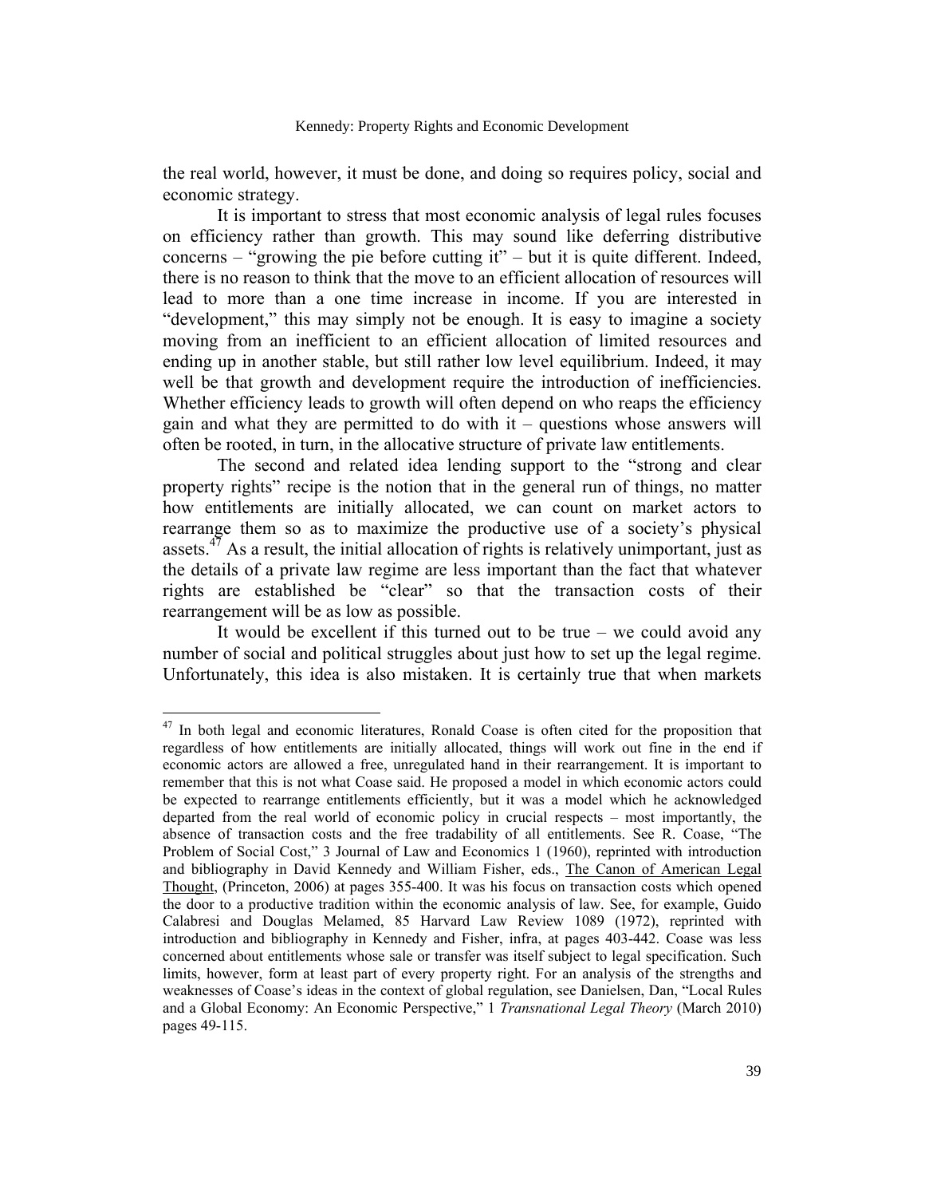the real world, however, it must be done, and doing so requires policy, social and economic strategy.

It is important to stress that most economic analysis of legal rules focuses on efficiency rather than growth. This may sound like deferring distributive concerns – "growing the pie before cutting it" – but it is quite different. Indeed, there is no reason to think that the move to an efficient allocation of resources will lead to more than a one time increase in income. If you are interested in "development," this may simply not be enough. It is easy to imagine a society moving from an inefficient to an efficient allocation of limited resources and ending up in another stable, but still rather low level equilibrium. Indeed, it may well be that growth and development require the introduction of inefficiencies. Whether efficiency leads to growth will often depend on who reaps the efficiency gain and what they are permitted to do with it – questions whose answers will often be rooted, in turn, in the allocative structure of private law entitlements.

The second and related idea lending support to the "strong and clear property rights" recipe is the notion that in the general run of things, no matter how entitlements are initially allocated, we can count on market actors to rearrange them so as to maximize the productive use of a society's physical assets.[47] As a result, the initial allocation of rights is relatively unimportant, just as the details of a private law regime are less important than the fact that whatever rights are established be "clear" so that the transaction costs of their rearrangement will be as low as possible.

It would be excellent if this turned out to be true – we could avoid any number of social and political struggles about just how to set up the legal regime. Unfortunately, this idea is also mistaken. It is certainly true that when markets

---

[47] In both legal and economic literatures, Ronald Coase is often cited for the proposition that regardless of how entitlements are initially allocated, things will work out fine in the end if economic actors are allowed a free, unregulated hand in their rearrangement. It is important to remember that this is not what Coase said. He proposed a model in which economic actors could be expected to rearrange entitlements efficiently, but it was a model which he acknowledged departed from the real world of economic policy in crucial respects – most importantly, the absence of transaction costs and the free tradability of all entitlements. See R. Coase, "The Problem of Social Cost," 3 Journal of Law and Economics 1 (1960), reprinted with introduction and bibliography in David Kennedy and William Fisher, eds., The Canon of American Legal Thought, (Princeton, 2006) at pages 355-400. It was his focus on transaction costs which opened the door to a productive tradition within the economic analysis of law. See, for example, Guido Calabresi and Douglas Melamed, 85 Harvard Law Review 1089 (1972), reprinted with introduction and bibliography in Kennedy and Fisher, infra, at pages 403-442. Coase was less concerned about entitlements whose sale or transfer was itself subject to legal specification. Such limits, however, form at least part of every property right. For an analysis of the strengths and weaknesses of Coase's ideas in the context of global regulation, see Danielsen, Dan, "Local Rules and a Global Economy: An Economic Perspective," 1 *Transnational Legal Theory* (March 2010) pages 49-115.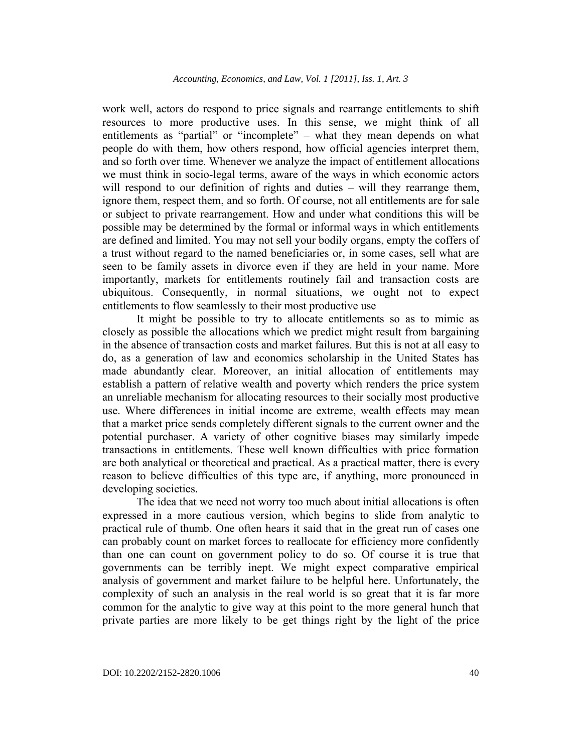work well, actors do respond to price signals and rearrange entitlements to shift resources to more productive uses. In this sense, we might think of all entitlements as "partial" or "incomplete" – what they mean depends on what people do with them, how others respond, how official agencies interpret them, and so forth over time. Whenever we analyze the impact of entitlement allocations we must think in socio-legal terms, aware of the ways in which economic actors will respond to our definition of rights and duties – will they rearrange them, ignore them, respect them, and so forth. Of course, not all entitlements are for sale or subject to private rearrangement. How and under what conditions this will be possible may be determined by the formal or informal ways in which entitlements are defined and limited. You may not sell your bodily organs, empty the coffers of a trust without regard to the named beneficiaries or, in some cases, sell what are seen to be family assets in divorce even if they are held in your name. More importantly, markets for entitlements routinely fail and transaction costs are ubiquitous. Consequently, in normal situations, we ought not to expect entitlements to flow seamlessly to their most productive use

It might be possible to try to allocate entitlements so as to mimic as closely as possible the allocations which we predict might result from bargaining in the absence of transaction costs and market failures. But this is not at all easy to do, as a generation of law and economics scholarship in the United States has made abundantly clear. Moreover, an initial allocation of entitlements may establish a pattern of relative wealth and poverty which renders the price system an unreliable mechanism for allocating resources to their socially most productive use. Where differences in initial income are extreme, wealth effects may mean that a market price sends completely different signals to the current owner and the potential purchaser. A variety of other cognitive biases may similarly impede transactions in entitlements. These well known difficulties with price formation are both analytical or theoretical and practical. As a practical matter, there is every reason to believe difficulties of this type are, if anything, more pronounced in developing societies.

The idea that we need not worry too much about initial allocations is often expressed in a more cautious version, which begins to slide from analytic to practical rule of thumb. One often hears it said that in the great run of cases one can probably count on market forces to reallocate for efficiency more confidently than one can count on government policy to do so. Of course it is true that governments can be terribly inept. We might expect comparative empirical analysis of government and market failure to be helpful here. Unfortunately, the complexity of such an analysis in the real world is so great that it is far more common for the analytic to give way at this point to the more general hunch that private parties are more likely to be get things right by the light of the price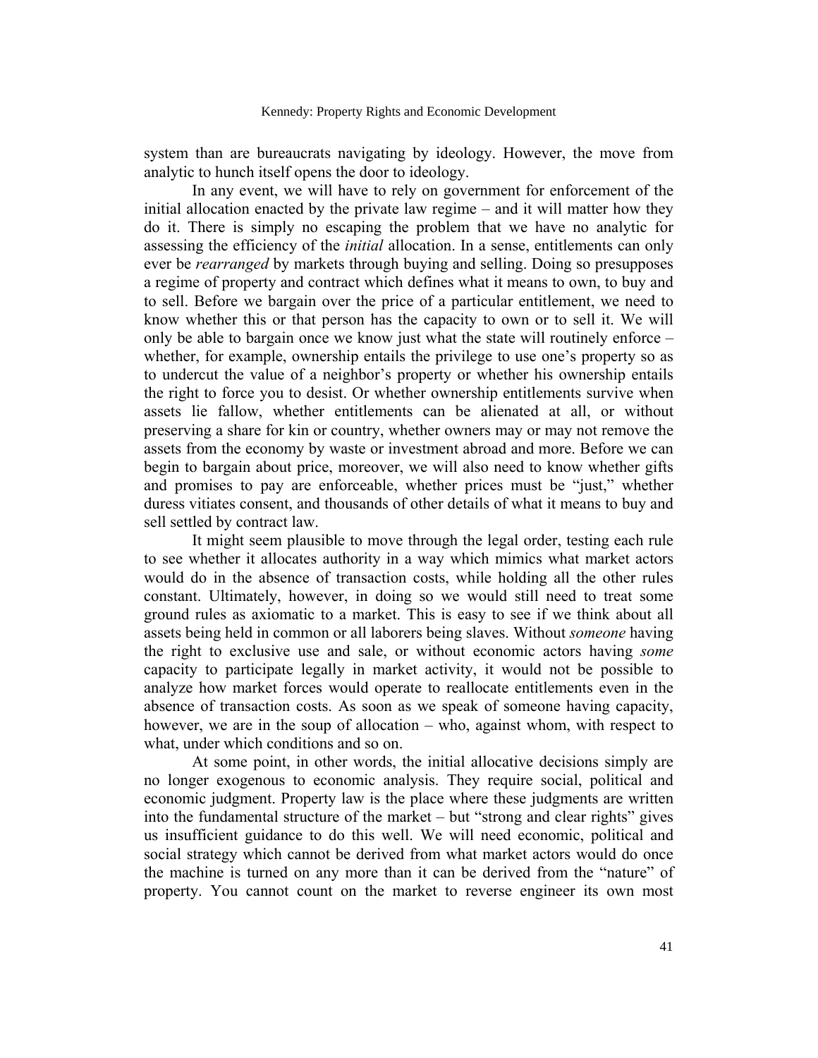system than are bureaucrats navigating by ideology. However, the move from analytic to hunch itself opens the door to ideology.

In any event, we will have to rely on government for enforcement of the initial allocation enacted by the private law regime – and it will matter how they do it. There is simply no escaping the problem that we have no analytic for assessing the efficiency of the *initial* allocation. In a sense, entitlements can only ever be *rearranged* by markets through buying and selling. Doing so presupposes a regime of property and contract which defines what it means to own, to buy and to sell. Before we bargain over the price of a particular entitlement, we need to know whether this or that person has the capacity to own or to sell it. We will only be able to bargain once we know just what the state will routinely enforce – whether, for example, ownership entails the privilege to use one's property so as to undercut the value of a neighbor's property or whether his ownership entails the right to force you to desist. Or whether ownership entitlements survive when assets lie fallow, whether entitlements can be alienated at all, or without preserving a share for kin or country, whether owners may or may not remove the assets from the economy by waste or investment abroad and more. Before we can begin to bargain about price, moreover, we will also need to know whether gifts and promises to pay are enforceable, whether prices must be "just," whether duress vitiates consent, and thousands of other details of what it means to buy and sell settled by contract law.

It might seem plausible to move through the legal order, testing each rule to see whether it allocates authority in a way which mimics what market actors would do in the absence of transaction costs, while holding all the other rules constant. Ultimately, however, in doing so we would still need to treat some ground rules as axiomatic to a market. This is easy to see if we think about all assets being held in common or all laborers being slaves. Without *someone* having the right to exclusive use and sale, or without economic actors having *some* capacity to participate legally in market activity, it would not be possible to analyze how market forces would operate to reallocate entitlements even in the absence of transaction costs. As soon as we speak of someone having capacity, however, we are in the soup of allocation – who, against whom, with respect to what, under which conditions and so on.

At some point, in other words, the initial allocative decisions simply are no longer exogenous to economic analysis. They require social, political and economic judgment. Property law is the place where these judgments are written into the fundamental structure of the market – but "strong and clear rights" gives us insufficient guidance to do this well. We will need economic, political and social strategy which cannot be derived from what market actors would do once the machine is turned on any more than it can be derived from the "nature" of property. You cannot count on the market to reverse engineer its own most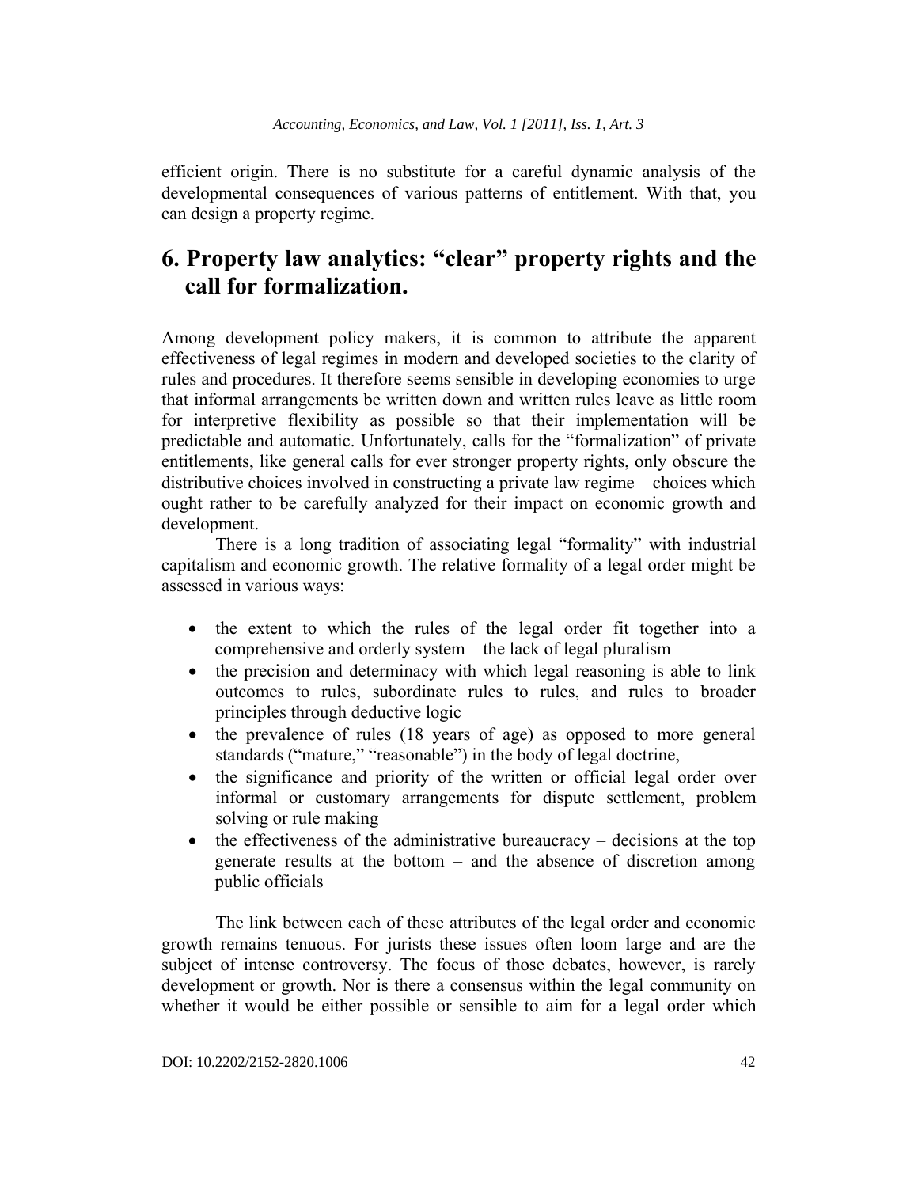efficient origin. There is no substitute for a careful dynamic analysis of the developmental consequences of various patterns of entitlement. With that, you can design a property regime.

## 6. Property law analytics: "clear" property rights and the call for formalization.

Among development policy makers, it is common to attribute the apparent effectiveness of legal regimes in modern and developed societies to the clarity of rules and procedures. It therefore seems sensible in developing economies to urge that informal arrangements be written down and written rules leave as little room for interpretive flexibility as possible so that their implementation will be predictable and automatic. Unfortunately, calls for the "formalization" of private entitlements, like general calls for ever stronger property rights, only obscure the distributive choices involved in constructing a private law regime – choices which ought rather to be carefully analyzed for their impact on economic growth and development.

There is a long tradition of associating legal "formality" with industrial capitalism and economic growth. The relative formality of a legal order might be assessed in various ways:

- the extent to which the rules of the legal order fit together into a comprehensive and orderly system – the lack of legal pluralism
- the precision and determinacy with which legal reasoning is able to link outcomes to rules, subordinate rules to rules, and rules to broader principles through deductive logic
- the prevalence of rules (18 years of age) as opposed to more general standards ("mature," "reasonable") in the body of legal doctrine,
- the significance and priority of the written or official legal order over informal or customary arrangements for dispute settlement, problem solving or rule making
- the effectiveness of the administrative bureaucracy – decisions at the top generate results at the bottom – and the absence of discretion among public officials

The link between each of these attributes of the legal order and economic growth remains tenuous. For jurists these issues often loom large and are the subject of intense controversy. The focus of those debates, however, is rarely development or growth. Nor is there a consensus within the legal community on whether it would be either possible or sensible to aim for a legal order which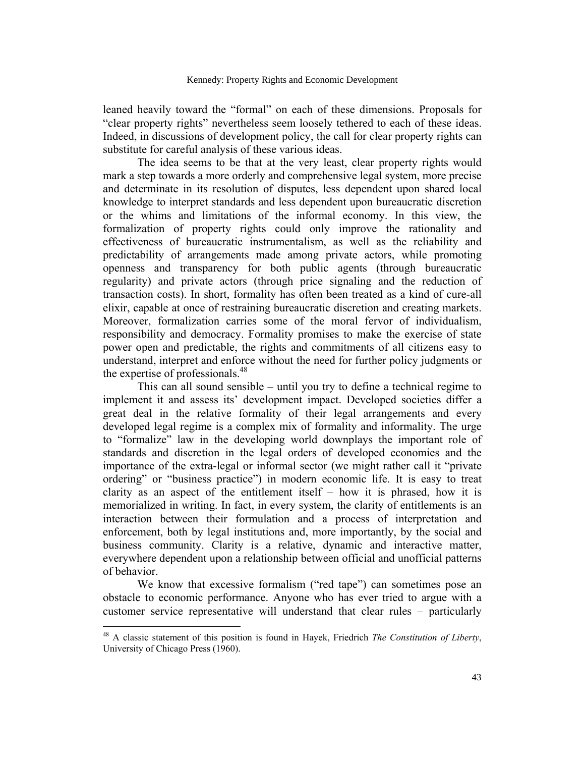leaned heavily toward the "formal" on each of these dimensions. Proposals for "clear property rights" nevertheless seem loosely tethered to each of these ideas. Indeed, in discussions of development policy, the call for clear property rights can substitute for careful analysis of these various ideas.

The idea seems to be that at the very least, clear property rights would mark a step towards a more orderly and comprehensive legal system, more precise and determinate in its resolution of disputes, less dependent upon shared local knowledge to interpret standards and less dependent upon bureaucratic discretion or the whims and limitations of the informal economy. In this view, the formalization of property rights could only improve the rationality and effectiveness of bureaucratic instrumentalism, as well as the reliability and predictability of arrangements made among private actors, while promoting openness and transparency for both public agents (through bureaucratic regularity) and private actors (through price signaling and the reduction of transaction costs). In short, formality has often been treated as a kind of cure-all elixir, capable at once of restraining bureaucratic discretion and creating markets. Moreover, formalization carries some of the moral fervor of individualism, responsibility and democracy. Formality promises to make the exercise of state power open and predictable, the rights and commitments of all citizens easy to understand, interpret and enforce without the need for further policy judgments or the expertise of professionals.[48]

This can all sound sensible – until you try to define a technical regime to implement it and assess its' development impact. Developed societies differ a great deal in the relative formality of their legal arrangements and every developed legal regime is a complex mix of formality and informality. The urge to "formalize" law in the developing world downplays the important role of standards and discretion in the legal orders of developed economies and the importance of the extra-legal or informal sector (we might rather call it "private ordering" or "business practice") in modern economic life. It is easy to treat clarity as an aspect of the entitlement itself – how it is phrased, how it is memorialized in writing. In fact, in every system, the clarity of entitlements is an interaction between their formulation and a process of interpretation and enforcement, both by legal institutions and, more importantly, by the social and business community. Clarity is a relative, dynamic and interactive matter, everywhere dependent upon a relationship between official and unofficial patterns of behavior.

We know that excessive formalism ("red tape") can sometimes pose an obstacle to economic performance. Anyone who has ever tried to argue with a customer service representative will understand that clear rules – particularly

---

[48] A classic statement of this position is found in Hayek, Friedrich *The Constitution of Liberty*, University of Chicago Press (1960).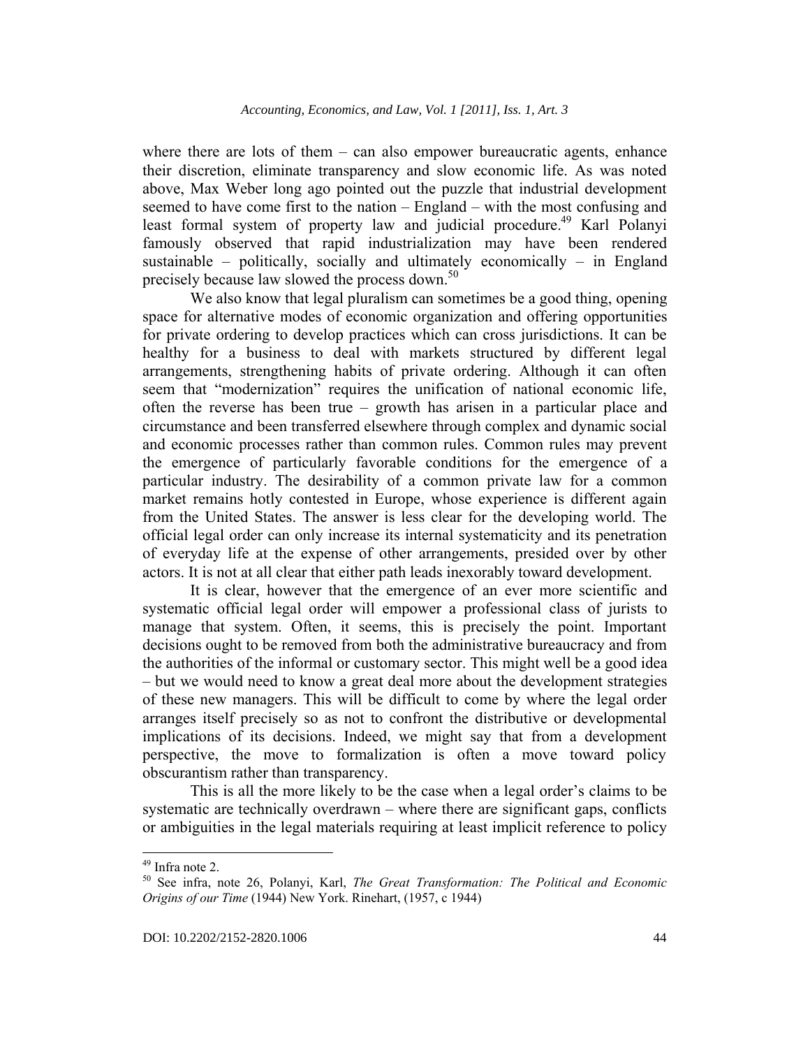where there are lots of them – can also empower bureaucratic agents, enhance their discretion, eliminate transparency and slow economic life. As was noted above, Max Weber long ago pointed out the puzzle that industrial development seemed to have come first to the nation – England – with the most confusing and least formal system of property law and judicial procedure.[49] Karl Polanyi famously observed that rapid industrialization may have been rendered sustainable – politically, socially and ultimately economically – in England precisely because law slowed the process down.[50]

We also know that legal pluralism can sometimes be a good thing, opening space for alternative modes of economic organization and offering opportunities for private ordering to develop practices which can cross jurisdictions. It can be healthy for a business to deal with markets structured by different legal arrangements, strengthening habits of private ordering. Although it can often seem that "modernization" requires the unification of national economic life, often the reverse has been true – growth has arisen in a particular place and circumstance and been transferred elsewhere through complex and dynamic social and economic processes rather than common rules. Common rules may prevent the emergence of particularly favorable conditions for the emergence of a particular industry. The desirability of a common private law for a common market remains hotly contested in Europe, whose experience is different again from the United States. The answer is less clear for the developing world. The official legal order can only increase its internal systematicity and its penetration of everyday life at the expense of other arrangements, presided over by other actors. It is not at all clear that either path leads inexorably toward development.

It is clear, however that the emergence of an ever more scientific and systematic official legal order will empower a professional class of jurists to manage that system. Often, it seems, this is precisely the point. Important decisions ought to be removed from both the administrative bureaucracy and from the authorities of the informal or customary sector. This might well be a good idea – but we would need to know a great deal more about the development strategies of these new managers. This will be difficult to come by where the legal order arranges itself precisely so as not to confront the distributive or developmental implications of its decisions. Indeed, we might say that from a development perspective, the move to formalization is often a move toward policy obscurantism rather than transparency.

This is all the more likely to be the case when a legal order's claims to be systematic are technically overdrawn – where there are significant gaps, conflicts or ambiguities in the legal materials requiring at least implicit reference to policy

---

[49] Infra note 2.

[50] See infra, note 26, Polanyi, Karl, *The Great Transformation: The Political and Economic Origins of our Time* (1944) New York. Rinehart, (1957, c 1944)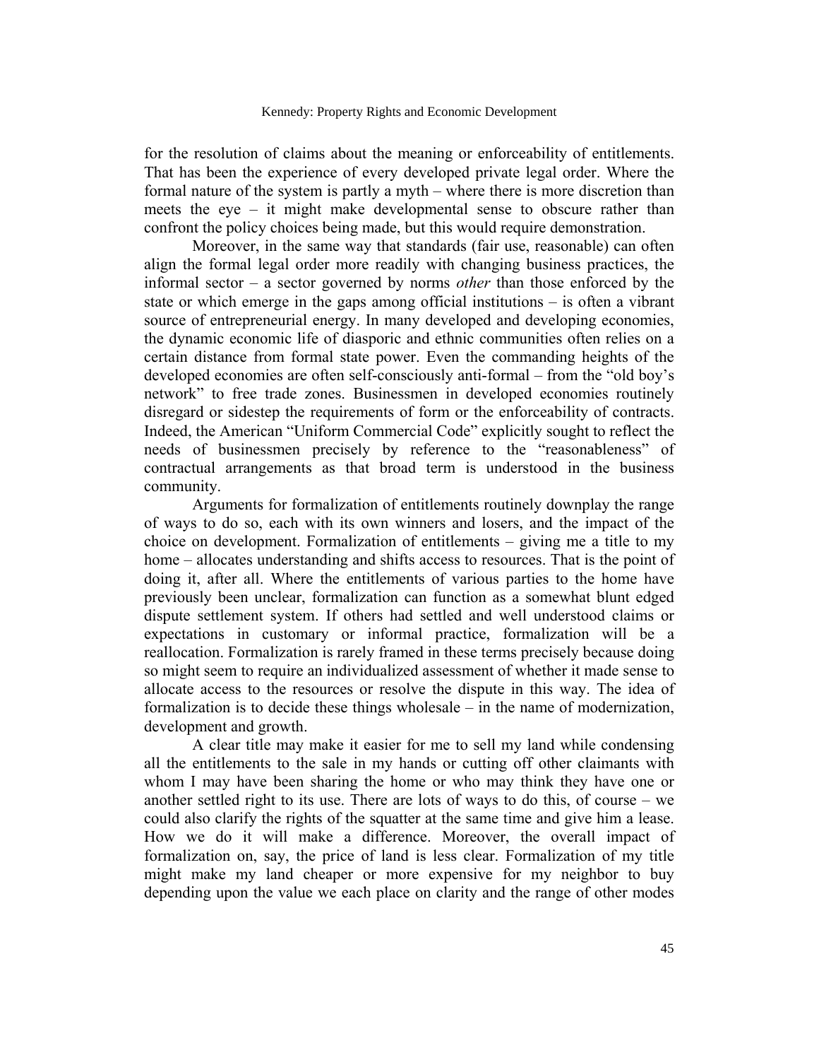for the resolution of claims about the meaning or enforceability of entitlements. That has been the experience of every developed private legal order. Where the formal nature of the system is partly a myth – where there is more discretion than meets the eye – it might make developmental sense to obscure rather than confront the policy choices being made, but this would require demonstration.

Moreover, in the same way that standards (fair use, reasonable) can often align the formal legal order more readily with changing business practices, the informal sector – a sector governed by norms *other* than those enforced by the state or which emerge in the gaps among official institutions – is often a vibrant source of entrepreneurial energy. In many developed and developing economies, the dynamic economic life of diasporic and ethnic communities often relies on a certain distance from formal state power. Even the commanding heights of the developed economies are often self-consciously anti-formal – from the "old boy's network" to free trade zones. Businessmen in developed economies routinely disregard or sidestep the requirements of form or the enforceability of contracts. Indeed, the American "Uniform Commercial Code" explicitly sought to reflect the needs of businessmen precisely by reference to the "reasonableness" of contractual arrangements as that broad term is understood in the business community.

Arguments for formalization of entitlements routinely downplay the range of ways to do so, each with its own winners and losers, and the impact of the choice on development. Formalization of entitlements – giving me a title to my home – allocates understanding and shifts access to resources. That is the point of doing it, after all. Where the entitlements of various parties to the home have previously been unclear, formalization can function as a somewhat blunt edged dispute settlement system. If others had settled and well understood claims or expectations in customary or informal practice, formalization will be a reallocation. Formalization is rarely framed in these terms precisely because doing so might seem to require an individualized assessment of whether it made sense to allocate access to the resources or resolve the dispute in this way. The idea of formalization is to decide these things wholesale – in the name of modernization, development and growth.

A clear title may make it easier for me to sell my land while condensing all the entitlements to the sale in my hands or cutting off other claimants with whom I may have been sharing the home or who may think they have one or another settled right to its use. There are lots of ways to do this, of course – we could also clarify the rights of the squatter at the same time and give him a lease. How we do it will make a difference. Moreover, the overall impact of formalization on, say, the price of land is less clear. Formalization of my title might make my land cheaper or more expensive for my neighbor to buy depending upon the value we each place on clarity and the range of other modes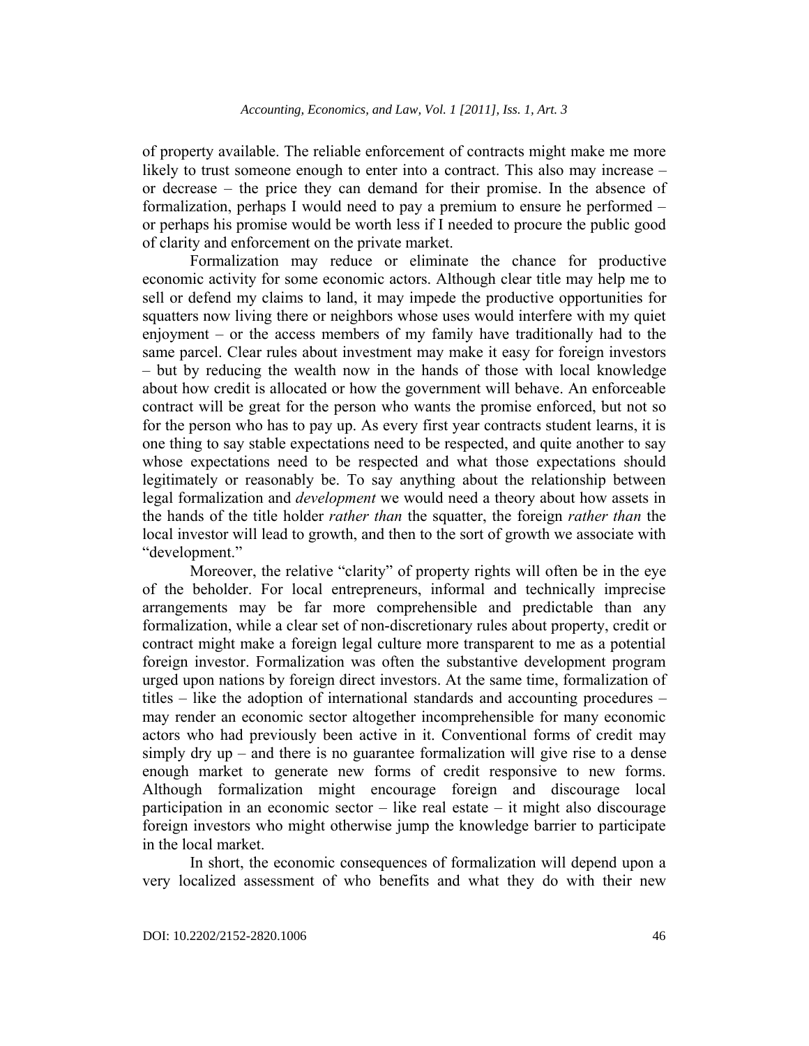of property available. The reliable enforcement of contracts might make me more likely to trust someone enough to enter into a contract. This also may increase – or decrease – the price they can demand for their promise. In the absence of formalization, perhaps I would need to pay a premium to ensure he performed – or perhaps his promise would be worth less if I needed to procure the public good of clarity and enforcement on the private market.

Formalization may reduce or eliminate the chance for productive economic activity for some economic actors. Although clear title may help me to sell or defend my claims to land, it may impede the productive opportunities for squatters now living there or neighbors whose uses would interfere with my quiet enjoyment – or the access members of my family have traditionally had to the same parcel. Clear rules about investment may make it easy for foreign investors – but by reducing the wealth now in the hands of those with local knowledge about how credit is allocated or how the government will behave. An enforceable contract will be great for the person who wants the promise enforced, but not so for the person who has to pay up. As every first year contracts student learns, it is one thing to say stable expectations need to be respected, and quite another to say whose expectations need to be respected and what those expectations should legitimately or reasonably be. To say anything about the relationship between legal formalization and *development* we would need a theory about how assets in the hands of the title holder *rather than* the squatter, the foreign *rather than* the local investor will lead to growth, and then to the sort of growth we associate with "development."

Moreover, the relative "clarity" of property rights will often be in the eye of the beholder. For local entrepreneurs, informal and technically imprecise arrangements may be far more comprehensible and predictable than any formalization, while a clear set of non-discretionary rules about property, credit or contract might make a foreign legal culture more transparent to me as a potential foreign investor. Formalization was often the substantive development program urged upon nations by foreign direct investors. At the same time, formalization of titles – like the adoption of international standards and accounting procedures – may render an economic sector altogether incomprehensible for many economic actors who had previously been active in it. Conventional forms of credit may simply dry up – and there is no guarantee formalization will give rise to a dense enough market to generate new forms of credit responsive to new forms. Although formalization might encourage foreign and discourage local participation in an economic sector – like real estate – it might also discourage foreign investors who might otherwise jump the knowledge barrier to participate in the local market.

In short, the economic consequences of formalization will depend upon a very localized assessment of who benefits and what they do with their new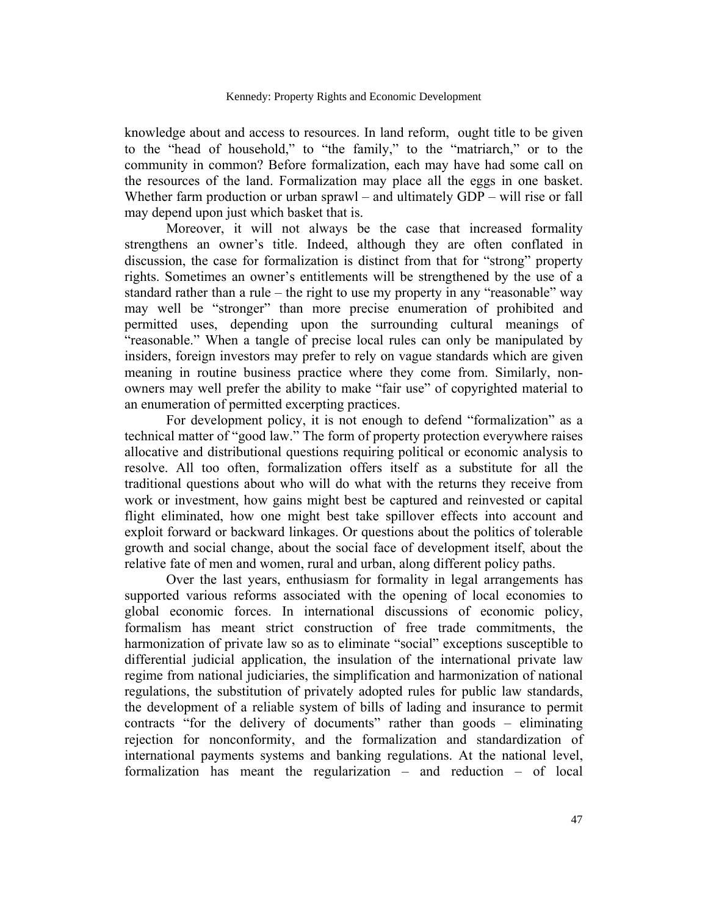knowledge about and access to resources. In land reform, ought title to be given to the "head of household," to "the family," to the "matriarch," or to the community in common? Before formalization, each may have had some call on the resources of the land. Formalization may place all the eggs in one basket. Whether farm production or urban sprawl – and ultimately GDP – will rise or fall may depend upon just which basket that is.

Moreover, it will not always be the case that increased formality strengthens an owner's title. Indeed, although they are often conflated in discussion, the case for formalization is distinct from that for "strong" property rights. Sometimes an owner's entitlements will be strengthened by the use of a standard rather than a rule – the right to use my property in any "reasonable" way may well be "stronger" than more precise enumeration of prohibited and permitted uses, depending upon the surrounding cultural meanings of "reasonable." When a tangle of precise local rules can only be manipulated by insiders, foreign investors may prefer to rely on vague standards which are given meaning in routine business practice where they come from. Similarly, non-owners may well prefer the ability to make "fair use" of copyrighted material to an enumeration of permitted excerpting practices.

For development policy, it is not enough to defend "formalization" as a technical matter of "good law." The form of property protection everywhere raises allocative and distributional questions requiring political or economic analysis to resolve. All too often, formalization offers itself as a substitute for all the traditional questions about who will do what with the returns they receive from work or investment, how gains might best be captured and reinvested or capital flight eliminated, how one might best take spillover effects into account and exploit forward or backward linkages. Or questions about the politics of tolerable growth and social change, about the social face of development itself, about the relative fate of men and women, rural and urban, along different policy paths.

Over the last years, enthusiasm for formality in legal arrangements has supported various reforms associated with the opening of local economies to global economic forces. In international discussions of economic policy, formalism has meant strict construction of free trade commitments, the harmonization of private law so as to eliminate "social" exceptions susceptible to differential judicial application, the insulation of the international private law regime from national judiciaries, the simplification and harmonization of national regulations, the substitution of privately adopted rules for public law standards, the development of a reliable system of bills of lading and insurance to permit contracts "for the delivery of documents" rather than goods – eliminating rejection for nonconformity, and the formalization and standardization of international payments systems and banking regulations. At the national level, formalization has meant the regularization – and reduction – of local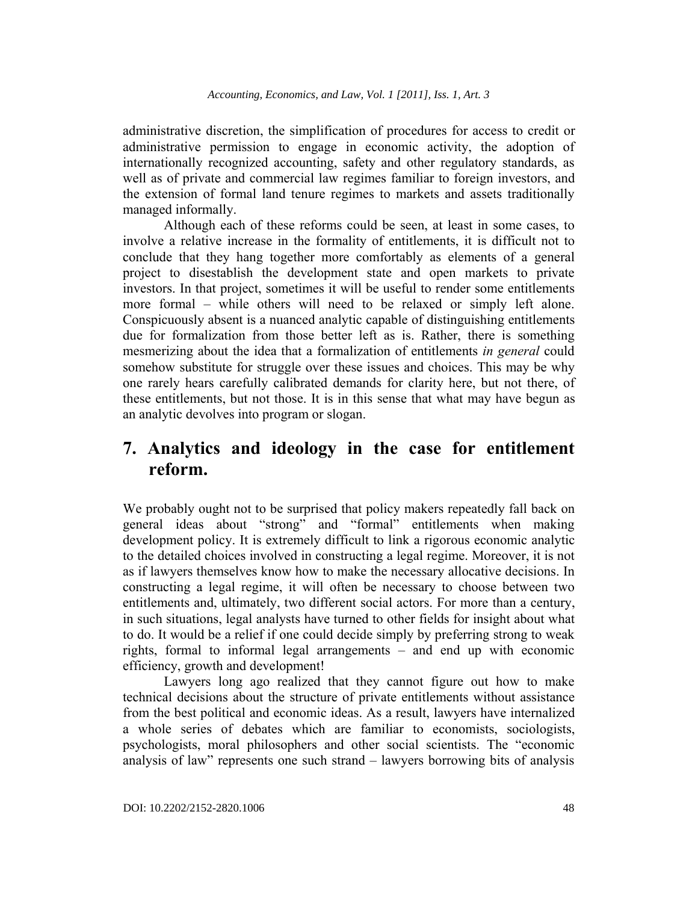administrative discretion, the simplification of procedures for access to credit or administrative permission to engage in economic activity, the adoption of internationally recognized accounting, safety and other regulatory standards, as well as of private and commercial law regimes familiar to foreign investors, and the extension of formal land tenure regimes to markets and assets traditionally managed informally.

Although each of these reforms could be seen, at least in some cases, to involve a relative increase in the formality of entitlements, it is difficult not to conclude that they hang together more comfortably as elements of a general project to disestablish the development state and open markets to private investors. In that project, sometimes it will be useful to render some entitlements more formal – while others will need to be relaxed or simply left alone. Conspicuously absent is a nuanced analytic capable of distinguishing entitlements due for formalization from those better left as is. Rather, there is something mesmerizing about the idea that a formalization of entitlements *in general* could somehow substitute for struggle over these issues and choices. This may be why one rarely hears carefully calibrated demands for clarity here, but not there, of these entitlements, but not those. It is in this sense that what may have begun as an analytic devolves into program or slogan.

## 7. Analytics and ideology in the case for entitlement reform.

We probably ought not to be surprised that policy makers repeatedly fall back on general ideas about "strong" and "formal" entitlements when making development policy. It is extremely difficult to link a rigorous economic analytic to the detailed choices involved in constructing a legal regime. Moreover, it is not as if lawyers themselves know how to make the necessary allocative decisions. In constructing a legal regime, it will often be necessary to choose between two entitlements and, ultimately, two different social actors. For more than a century, in such situations, legal analysts have turned to other fields for insight about what to do. It would be a relief if one could decide simply by preferring strong to weak rights, formal to informal legal arrangements – and end up with economic efficiency, growth and development!

Lawyers long ago realized that they cannot figure out how to make technical decisions about the structure of private entitlements without assistance from the best political and economic ideas. As a result, lawyers have internalized a whole series of debates which are familiar to economists, sociologists, psychologists, moral philosophers and other social scientists. The "economic analysis of law" represents one such strand – lawyers borrowing bits of analysis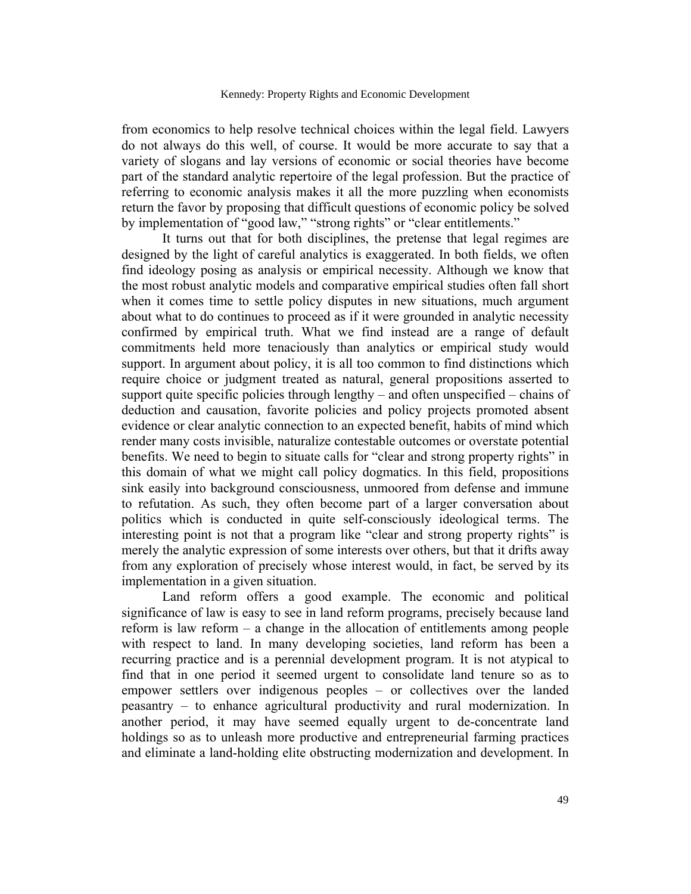from economics to help resolve technical choices within the legal field. Lawyers do not always do this well, of course. It would be more accurate to say that a variety of slogans and lay versions of economic or social theories have become part of the standard analytic repertoire of the legal profession. But the practice of referring to economic analysis makes it all the more puzzling when economists return the favor by proposing that difficult questions of economic policy be solved by implementation of "good law," "strong rights" or "clear entitlements."

It turns out that for both disciplines, the pretense that legal regimes are designed by the light of careful analytics is exaggerated. In both fields, we often find ideology posing as analysis or empirical necessity. Although we know that the most robust analytic models and comparative empirical studies often fall short when it comes time to settle policy disputes in new situations, much argument about what to do continues to proceed as if it were grounded in analytic necessity confirmed by empirical truth. What we find instead are a range of default commitments held more tenaciously than analytics or empirical study would support. In argument about policy, it is all too common to find distinctions which require choice or judgment treated as natural, general propositions asserted to support quite specific policies through lengthy – and often unspecified – chains of deduction and causation, favorite policies and policy projects promoted absent evidence or clear analytic connection to an expected benefit, habits of mind which render many costs invisible, naturalize contestable outcomes or overstate potential benefits. We need to begin to situate calls for "clear and strong property rights" in this domain of what we might call policy dogmatics. In this field, propositions sink easily into background consciousness, unmoored from defense and immune to refutation. As such, they often become part of a larger conversation about politics which is conducted in quite self-consciously ideological terms. The interesting point is not that a program like "clear and strong property rights" is merely the analytic expression of some interests over others, but that it drifts away from any exploration of precisely whose interest would, in fact, be served by its implementation in a given situation.

Land reform offers a good example. The economic and political significance of law is easy to see in land reform programs, precisely because land reform is law reform – a change in the allocation of entitlements among people with respect to land. In many developing societies, land reform has been a recurring practice and is a perennial development program. It is not atypical to find that in one period it seemed urgent to consolidate land tenure so as to empower settlers over indigenous peoples – or collectives over the landed peasantry – to enhance agricultural productivity and rural modernization. In another period, it may have seemed equally urgent to de-concentrate land holdings so as to unleash more productive and entrepreneurial farming practices and eliminate a land-holding elite obstructing modernization and development. In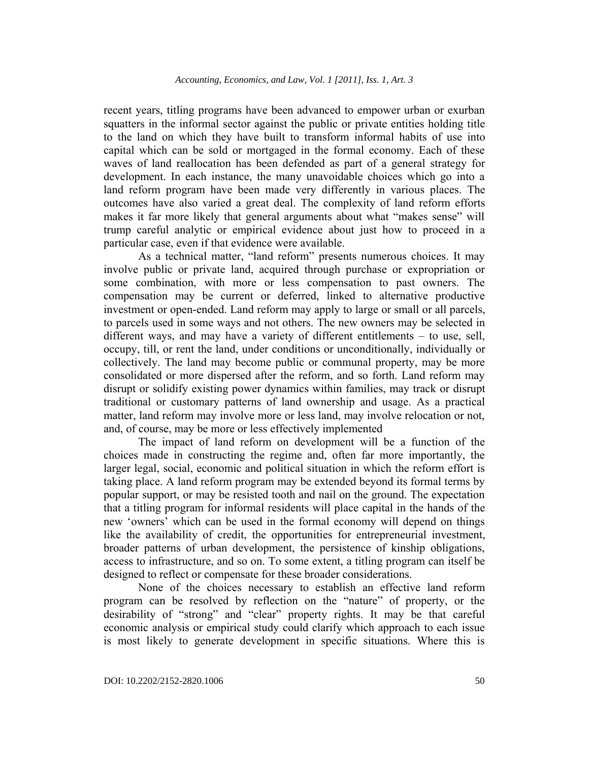recent years, titling programs have been advanced to empower urban or exurban squatters in the informal sector against the public or private entities holding title to the land on which they have built to transform informal habits of use into capital which can be sold or mortgaged in the formal economy. Each of these waves of land reallocation has been defended as part of a general strategy for development. In each instance, the many unavoidable choices which go into a land reform program have been made very differently in various places. The outcomes have also varied a great deal. The complexity of land reform efforts makes it far more likely that general arguments about what "makes sense" will trump careful analytic or empirical evidence about just how to proceed in a particular case, even if that evidence were available.

As a technical matter, "land reform" presents numerous choices. It may involve public or private land, acquired through purchase or expropriation or some combination, with more or less compensation to past owners. The compensation may be current or deferred, linked to alternative productive investment or open-ended. Land reform may apply to large or small or all parcels, to parcels used in some ways and not others. The new owners may be selected in different ways, and may have a variety of different entitlements – to use, sell, occupy, till, or rent the land, under conditions or unconditionally, individually or collectively. The land may become public or communal property, may be more consolidated or more dispersed after the reform, and so forth. Land reform may disrupt or solidify existing power dynamics within families, may track or disrupt traditional or customary patterns of land ownership and usage. As a practical matter, land reform may involve more or less land, may involve relocation or not, and, of course, may be more or less effectively implemented

The impact of land reform on development will be a function of the choices made in constructing the regime and, often far more importantly, the larger legal, social, economic and political situation in which the reform effort is taking place. A land reform program may be extended beyond its formal terms by popular support, or may be resisted tooth and nail on the ground. The expectation that a titling program for informal residents will place capital in the hands of the new 'owners' which can be used in the formal economy will depend on things like the availability of credit, the opportunities for entrepreneurial investment, broader patterns of urban development, the persistence of kinship obligations, access to infrastructure, and so on. To some extent, a titling program can itself be designed to reflect or compensate for these broader considerations.

None of the choices necessary to establish an effective land reform program can be resolved by reflection on the "nature" of property, or the desirability of "strong" and "clear" property rights. It may be that careful economic analysis or empirical study could clarify which approach to each issue is most likely to generate development in specific situations. Where this is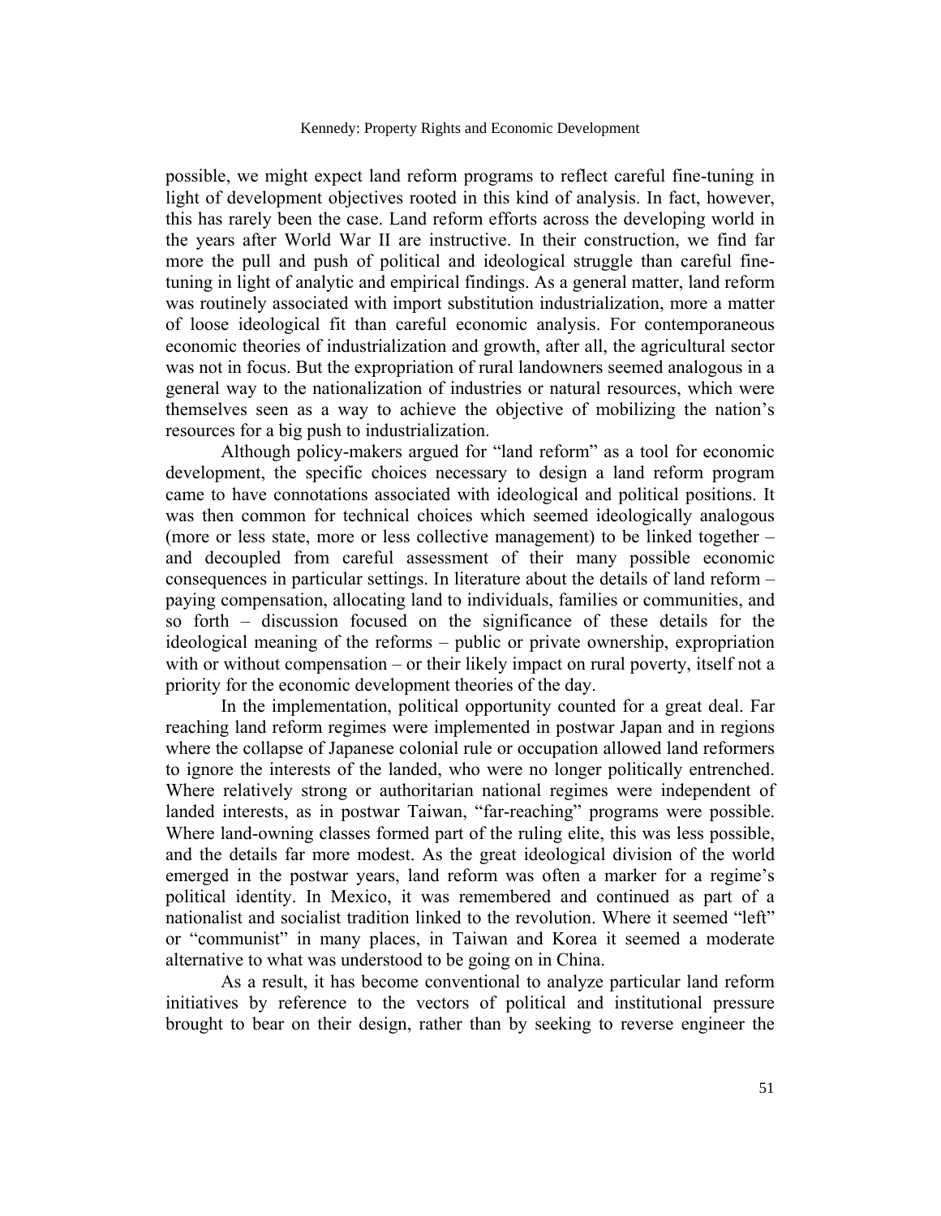possible, we might expect land reform programs to reflect careful fine-tuning in light of development objectives rooted in this kind of analysis. In fact, however, this has rarely been the case. Land reform efforts across the developing world in the years after World War II are instructive. In their construction, we find far more the pull and push of political and ideological struggle than careful fine-tuning in light of analytic and empirical findings. As a general matter, land reform was routinely associated with import substitution industrialization, more a matter of loose ideological fit than careful economic analysis. For contemporaneous economic theories of industrialization and growth, after all, the agricultural sector was not in focus. But the expropriation of rural landowners seemed analogous in a general way to the nationalization of industries or natural resources, which were themselves seen as a way to achieve the objective of mobilizing the nation's resources for a big push to industrialization.

Although policy-makers argued for "land reform" as a tool for economic development, the specific choices necessary to design a land reform program came to have connotations associated with ideological and political positions. It was then common for technical choices which seemed ideologically analogous (more or less state, more or less collective management) to be linked together – and decoupled from careful assessment of their many possible economic consequences in particular settings. In literature about the details of land reform – paying compensation, allocating land to individuals, families or communities, and so forth – discussion focused on the significance of these details for the ideological meaning of the reforms – public or private ownership, expropriation with or without compensation – or their likely impact on rural poverty, itself not a priority for the economic development theories of the day.

In the implementation, political opportunity counted for a great deal. Far reaching land reform regimes were implemented in postwar Japan and in regions where the collapse of Japanese colonial rule or occupation allowed land reformers to ignore the interests of the landed, who were no longer politically entrenched. Where relatively strong or authoritarian national regimes were independent of landed interests, as in postwar Taiwan, "far-reaching" programs were possible. Where land-owning classes formed part of the ruling elite, this was less possible, and the details far more modest. As the great ideological division of the world emerged in the postwar years, land reform was often a marker for a regime's political identity. In Mexico, it was remembered and continued as part of a nationalist and socialist tradition linked to the revolution. Where it seemed "left" or "communist" in many places, in Taiwan and Korea it seemed a moderate alternative to what was understood to be going on in China.

As a result, it has become conventional to analyze particular land reform initiatives by reference to the vectors of political and institutional pressure brought to bear on their design, rather than by seeking to reverse engineer the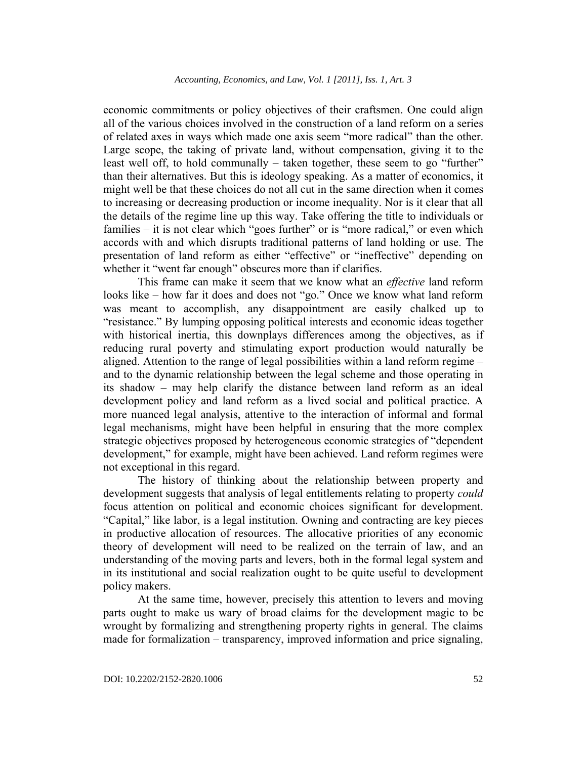economic commitments or policy objectives of their craftsmen. One could align all of the various choices involved in the construction of a land reform on a series of related axes in ways which made one axis seem "more radical" than the other. Large scope, the taking of private land, without compensation, giving it to the least well off, to hold communally – taken together, these seem to go "further" than their alternatives. But this is ideology speaking. As a matter of economics, it might well be that these choices do not all cut in the same direction when it comes to increasing or decreasing production or income inequality. Nor is it clear that all the details of the regime line up this way. Take offering the title to individuals or families – it is not clear which "goes further" or is "more radical," or even which accords with and which disrupts traditional patterns of land holding or use. The presentation of land reform as either "effective" or "ineffective" depending on whether it "went far enough" obscures more than if clarifies.

This frame can make it seem that we know what an *effective* land reform looks like – how far it does and does not "go." Once we know what land reform was meant to accomplish, any disappointment are easily chalked up to "resistance." By lumping opposing political interests and economic ideas together with historical inertia, this downplays differences among the objectives, as if reducing rural poverty and stimulating export production would naturally be aligned. Attention to the range of legal possibilities within a land reform regime – and to the dynamic relationship between the legal scheme and those operating in its shadow – may help clarify the distance between land reform as an ideal development policy and land reform as a lived social and political practice. A more nuanced legal analysis, attentive to the interaction of informal and formal legal mechanisms, might have been helpful in ensuring that the more complex strategic objectives proposed by heterogeneous economic strategies of "dependent development," for example, might have been achieved. Land reform regimes were not exceptional in this regard.

The history of thinking about the relationship between property and development suggests that analysis of legal entitlements relating to property *could* focus attention on political and economic choices significant for development. "Capital," like labor, is a legal institution. Owning and contracting are key pieces in productive allocation of resources. The allocative priorities of any economic theory of development will need to be realized on the terrain of law, and an understanding of the moving parts and levers, both in the formal legal system and in its institutional and social realization ought to be quite useful to development policy makers.

At the same time, however, precisely this attention to levers and moving parts ought to make us wary of broad claims for the development magic to be wrought by formalizing and strengthening property rights in general. The claims made for formalization – transparency, improved information and price signaling,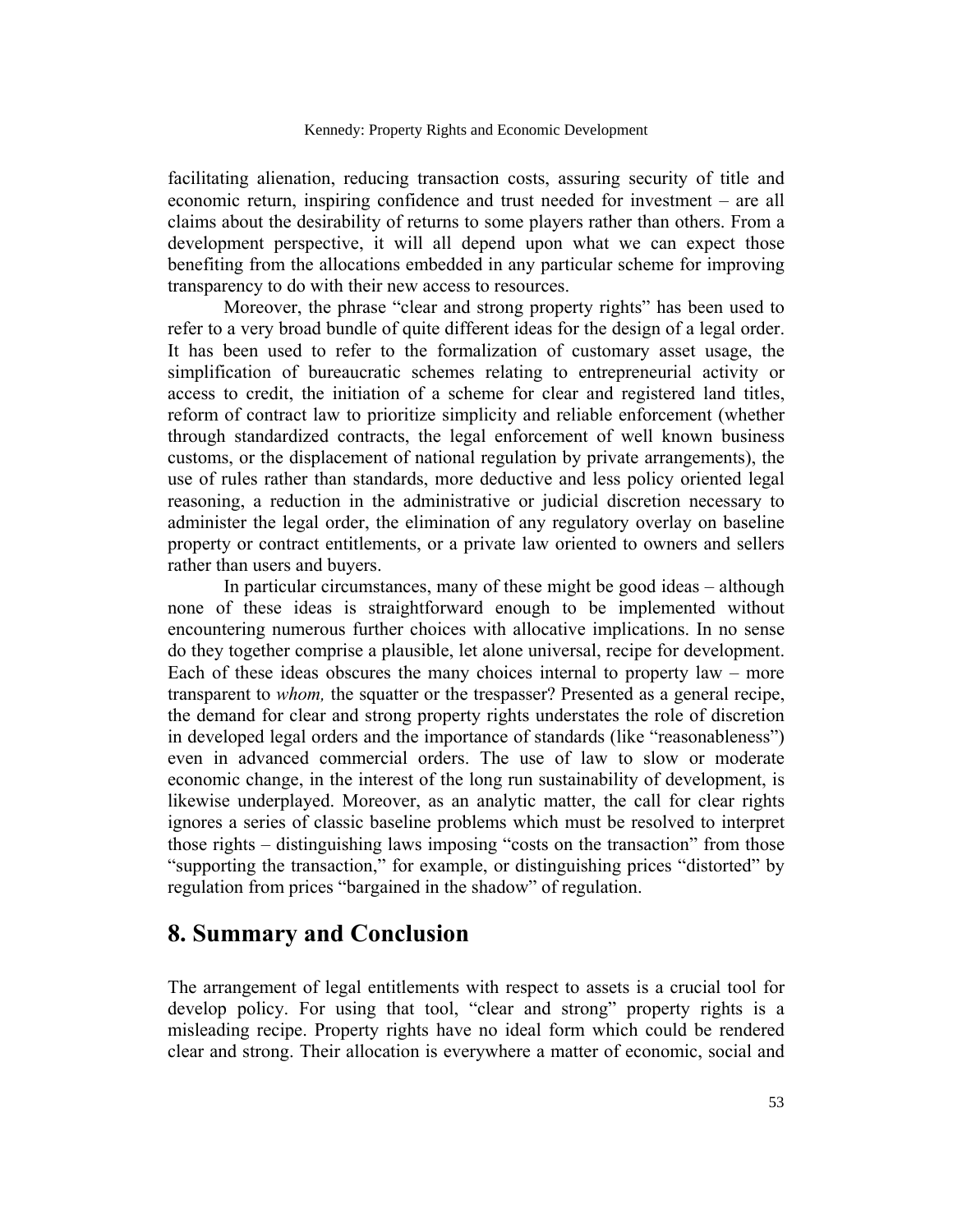facilitating alienation, reducing transaction costs, assuring security of title and economic return, inspiring confidence and trust needed for investment – are all claims about the desirability of returns to some players rather than others. From a development perspective, it will all depend upon what we can expect those benefiting from the allocations embedded in any particular scheme for improving transparency to do with their new access to resources.

Moreover, the phrase "clear and strong property rights" has been used to refer to a very broad bundle of quite different ideas for the design of a legal order. It has been used to refer to the formalization of customary asset usage, the simplification of bureaucratic schemes relating to entrepreneurial activity or access to credit, the initiation of a scheme for clear and registered land titles, reform of contract law to prioritize simplicity and reliable enforcement (whether through standardized contracts, the legal enforcement of well known business customs, or the displacement of national regulation by private arrangements), the use of rules rather than standards, more deductive and less policy oriented legal reasoning, a reduction in the administrative or judicial discretion necessary to administer the legal order, the elimination of any regulatory overlay on baseline property or contract entitlements, or a private law oriented to owners and sellers rather than users and buyers.

In particular circumstances, many of these might be good ideas – although none of these ideas is straightforward enough to be implemented without encountering numerous further choices with allocative implications. In no sense do they together comprise a plausible, let alone universal, recipe for development. Each of these ideas obscures the many choices internal to property law – more transparent to *whom,* the squatter or the trespasser? Presented as a general recipe, the demand for clear and strong property rights understates the role of discretion in developed legal orders and the importance of standards (like "reasonableness") even in advanced commercial orders. The use of law to slow or moderate economic change, in the interest of the long run sustainability of development, is likewise underplayed. Moreover, as an analytic matter, the call for clear rights ignores a series of classic baseline problems which must be resolved to interpret those rights – distinguishing laws imposing "costs on the transaction" from those "supporting the transaction," for example, or distinguishing prices "distorted" by regulation from prices "bargained in the shadow" of regulation.

## 8. Summary and Conclusion

The arrangement of legal entitlements with respect to assets is a crucial tool for develop policy. For using that tool, "clear and strong" property rights is a misleading recipe. Property rights have no ideal form which could be rendered clear and strong. Their allocation is everywhere a matter of economic, social and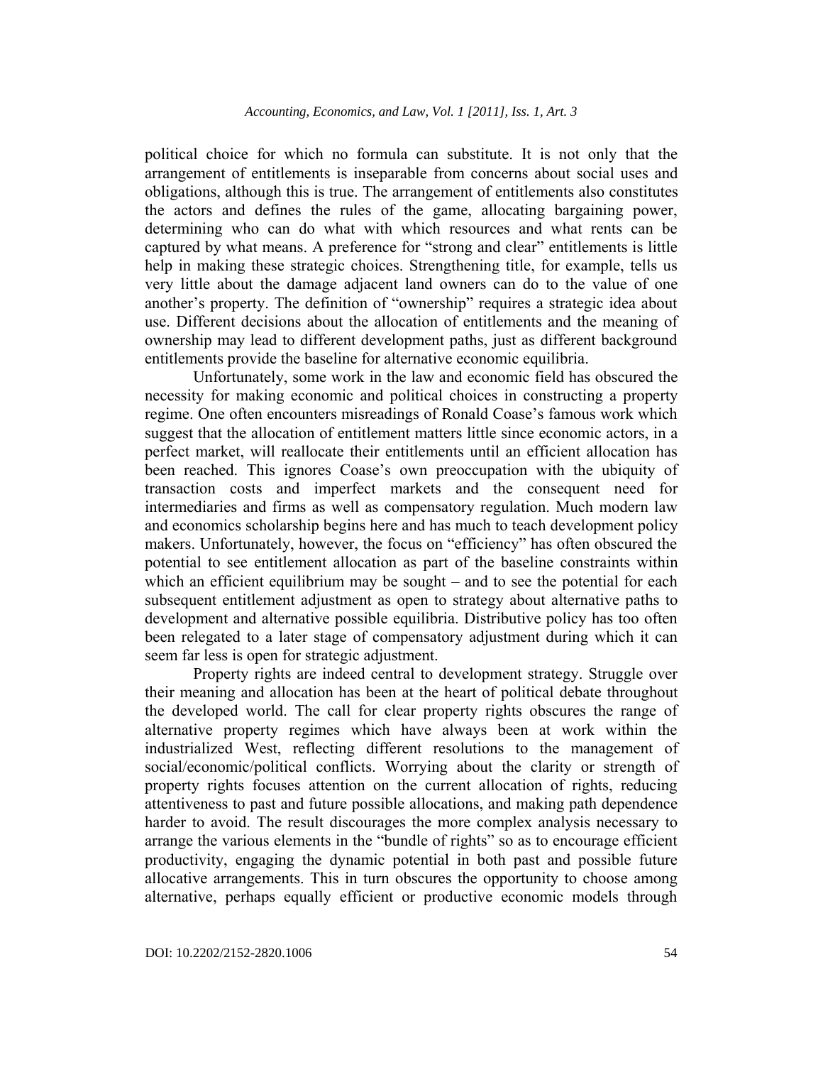political choice for which no formula can substitute. It is not only that the arrangement of entitlements is inseparable from concerns about social uses and obligations, although this is true. The arrangement of entitlements also constitutes the actors and defines the rules of the game, allocating bargaining power, determining who can do what with which resources and what rents can be captured by what means. A preference for "strong and clear" entitlements is little help in making these strategic choices. Strengthening title, for example, tells us very little about the damage adjacent land owners can do to the value of one another's property. The definition of "ownership" requires a strategic idea about use. Different decisions about the allocation of entitlements and the meaning of ownership may lead to different development paths, just as different background entitlements provide the baseline for alternative economic equilibria.

Unfortunately, some work in the law and economic field has obscured the necessity for making economic and political choices in constructing a property regime. One often encounters misreadings of Ronald Coase's famous work which suggest that the allocation of entitlement matters little since economic actors, in a perfect market, will reallocate their entitlements until an efficient allocation has been reached. This ignores Coase's own preoccupation with the ubiquity of transaction costs and imperfect markets and the consequent need for intermediaries and firms as well as compensatory regulation. Much modern law and economics scholarship begins here and has much to teach development policy makers. Unfortunately, however, the focus on "efficiency" has often obscured the potential to see entitlement allocation as part of the baseline constraints within which an efficient equilibrium may be sought – and to see the potential for each subsequent entitlement adjustment as open to strategy about alternative paths to development and alternative possible equilibria. Distributive policy has too often been relegated to a later stage of compensatory adjustment during which it can seem far less is open for strategic adjustment.

Property rights are indeed central to development strategy. Struggle over their meaning and allocation has been at the heart of political debate throughout the developed world. The call for clear property rights obscures the range of alternative property regimes which have always been at work within the industrialized West, reflecting different resolutions to the management of social/economic/political conflicts. Worrying about the clarity or strength of property rights focuses attention on the current allocation of rights, reducing attentiveness to past and future possible allocations, and making path dependence harder to avoid. The result discourages the more complex analysis necessary to arrange the various elements in the "bundle of rights" so as to encourage efficient productivity, engaging the dynamic potential in both past and possible future allocative arrangements. This in turn obscures the opportunity to choose among alternative, perhaps equally efficient or productive economic models through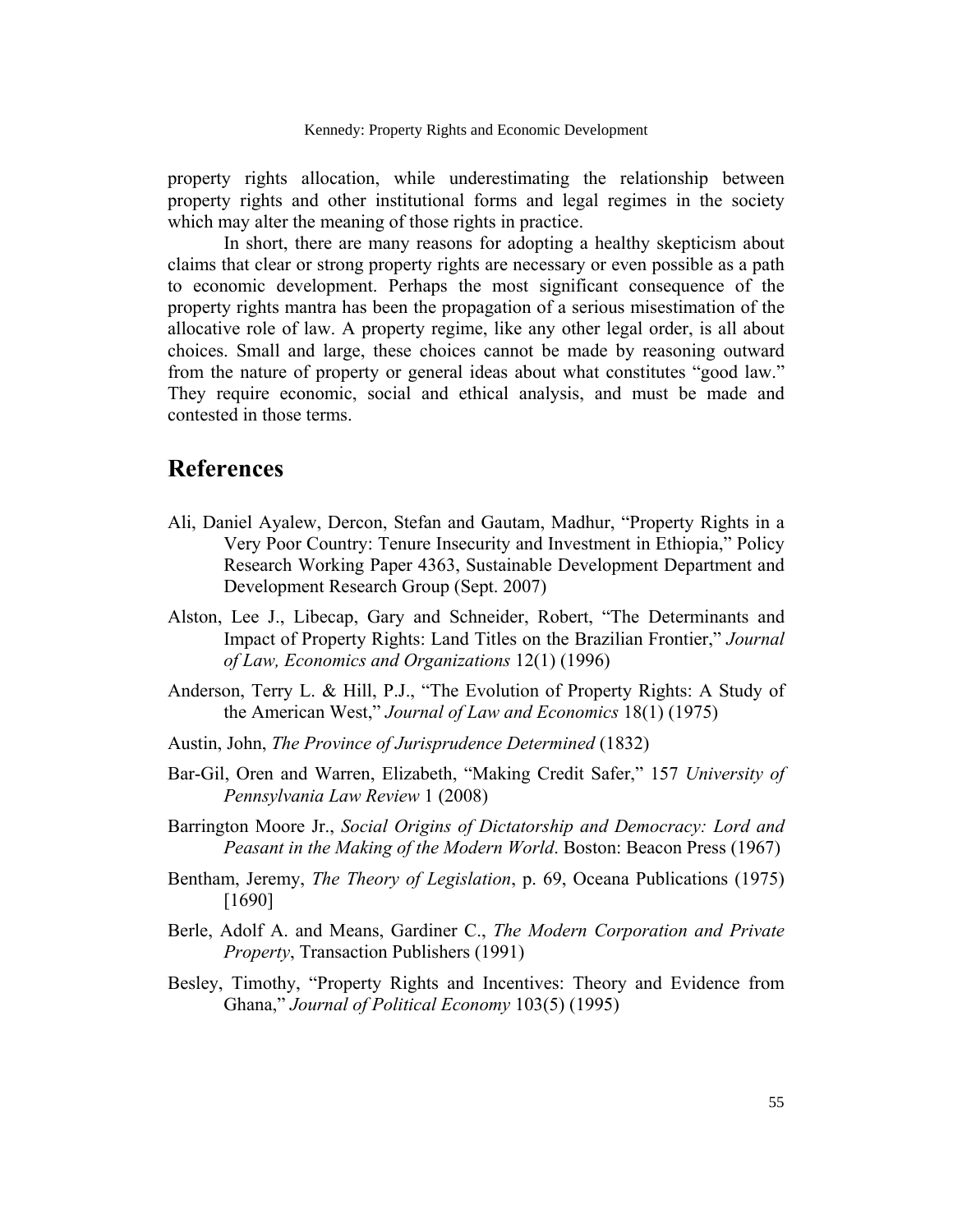property rights allocation, while underestimating the relationship between property rights and other institutional forms and legal regimes in the society which may alter the meaning of those rights in practice.

In short, there are many reasons for adopting a healthy skepticism about claims that clear or strong property rights are necessary or even possible as a path to economic development. Perhaps the most significant consequence of the property rights mantra has been the propagation of a serious misestimation of the allocative role of law. A property regime, like any other legal order, is all about choices. Small and large, these choices cannot be made by reasoning outward from the nature of property or general ideas about what constitutes "good law." They require economic, social and ethical analysis, and must be made and contested in those terms.

## References

Ali, Daniel Ayalew, Dercon, Stefan and Gautam, Madhur, "Property Rights in a Very Poor Country: Tenure Insecurity and Investment in Ethiopia," Policy Research Working Paper 4363, Sustainable Development Department and Development Research Group (Sept. 2007)

Alston, Lee J., Libecap, Gary and Schneider, Robert, "The Determinants and Impact of Property Rights: Land Titles on the Brazilian Frontier," *Journal of Law, Economics and Organizations* 12(1) (1996)

Anderson, Terry L. & Hill, P.J., "The Evolution of Property Rights: A Study of the American West," *Journal of Law and Economics* 18(1) (1975)

Austin, John, *The Province of Jurisprudence Determined* (1832)

Bar-Gil, Oren and Warren, Elizabeth, "Making Credit Safer," 157 *University of Pennsylvania Law Review* 1 (2008)

Barrington Moore Jr., *Social Origins of Dictatorship and Democracy: Lord and Peasant in the Making of the Modern World*. Boston: Beacon Press (1967)

Bentham, Jeremy, *The Theory of Legislation*, p. 69, Oceana Publications (1975) [1690]

Berle, Adolf A. and Means, Gardiner C., *The Modern Corporation and Private Property*, Transaction Publishers (1991)

Besley, Timothy, "Property Rights and Incentives: Theory and Evidence from Ghana," *Journal of Political Economy* 103(5) (1995)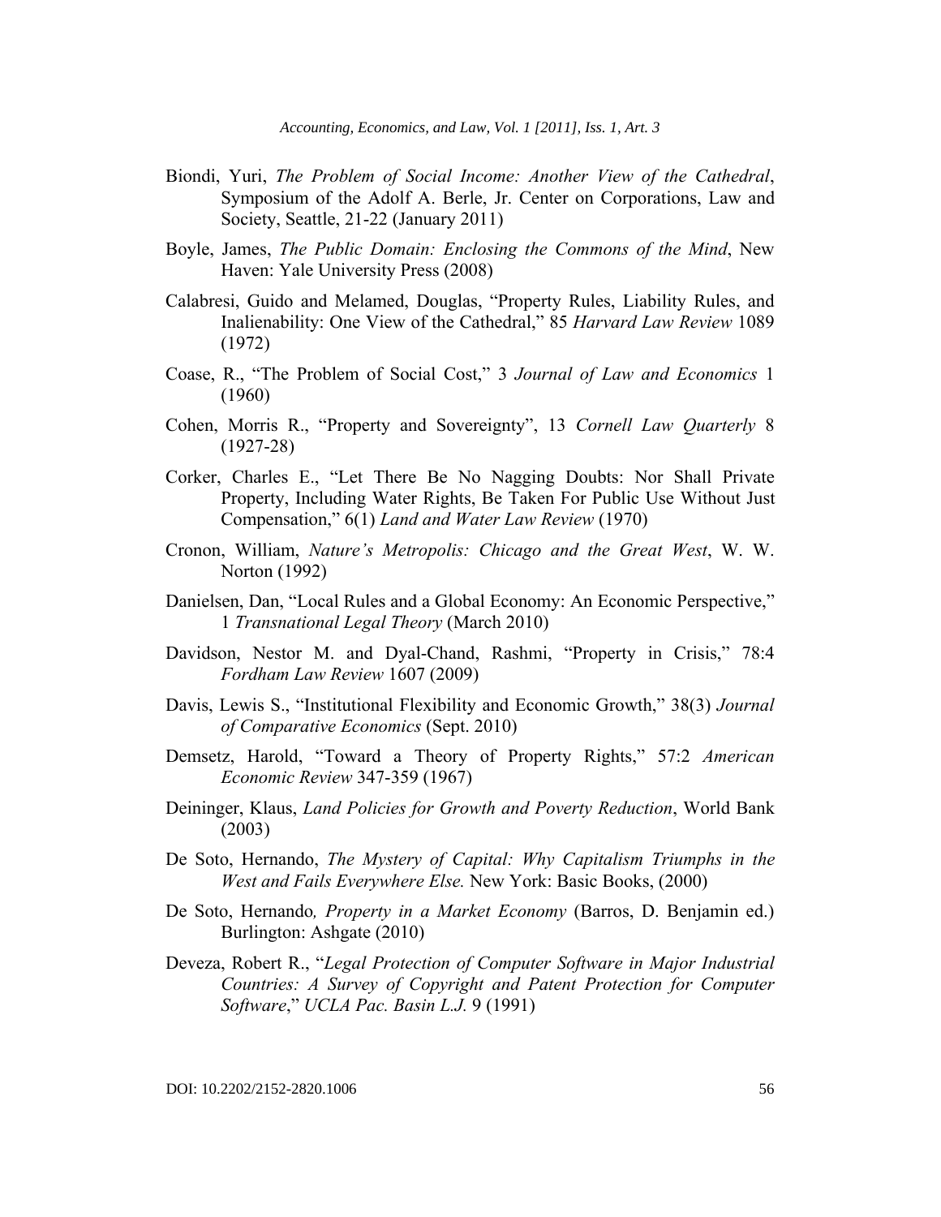Biondi, Yuri, *The Problem of Social Income: Another View of the Cathedral*, Symposium of the Adolf A. Berle, Jr. Center on Corporations, Law and Society, Seattle, 21-22 (January 2011)

Boyle, James, *The Public Domain: Enclosing the Commons of the Mind*, New Haven: Yale University Press (2008)

Calabresi, Guido and Melamed, Douglas, "Property Rules, Liability Rules, and Inalienability: One View of the Cathedral," 85 *Harvard Law Review* 1089 (1972)

Coase, R., "The Problem of Social Cost," 3 *Journal of Law and Economics* 1 (1960)

Cohen, Morris R., "Property and Sovereignty", 13 *Cornell Law Quarterly* 8 (1927-28)

Corker, Charles E., "Let There Be No Nagging Doubts: Nor Shall Private Property, Including Water Rights, Be Taken For Public Use Without Just Compensation," 6(1) *Land and Water Law Review* (1970)

Cronon, William, *Nature's Metropolis: Chicago and the Great West*, W. W. Norton (1992)

Danielsen, Dan, "Local Rules and a Global Economy: An Economic Perspective," 1 *Transnational Legal Theory* (March 2010)

Davidson, Nestor M. and Dyal-Chand, Rashmi, "Property in Crisis," 78:4 *Fordham Law Review* 1607 (2009)

Davis, Lewis S., "Institutional Flexibility and Economic Growth," 38(3) *Journal of Comparative Economics* (Sept. 2010)

Demsetz, Harold, "Toward a Theory of Property Rights," 57:2 *American Economic Review* 347-359 (1967)

Deininger, Klaus, *Land Policies for Growth and Poverty Reduction*, World Bank (2003)

De Soto, Hernando, *The Mystery of Capital: Why Capitalism Triumphs in the West and Fails Everywhere Else.* New York: Basic Books, (2000)

De Soto, Hernando*, Property in a Market Economy* (Barros, D. Benjamin ed.) Burlington: Ashgate (2010)

Deveza, Robert R., "*Legal Protection of Computer Software in Major Industrial Countries: A Survey of Copyright and Patent Protection for Computer Software*," *UCLA Pac. Basin L.J.* 9 (1991)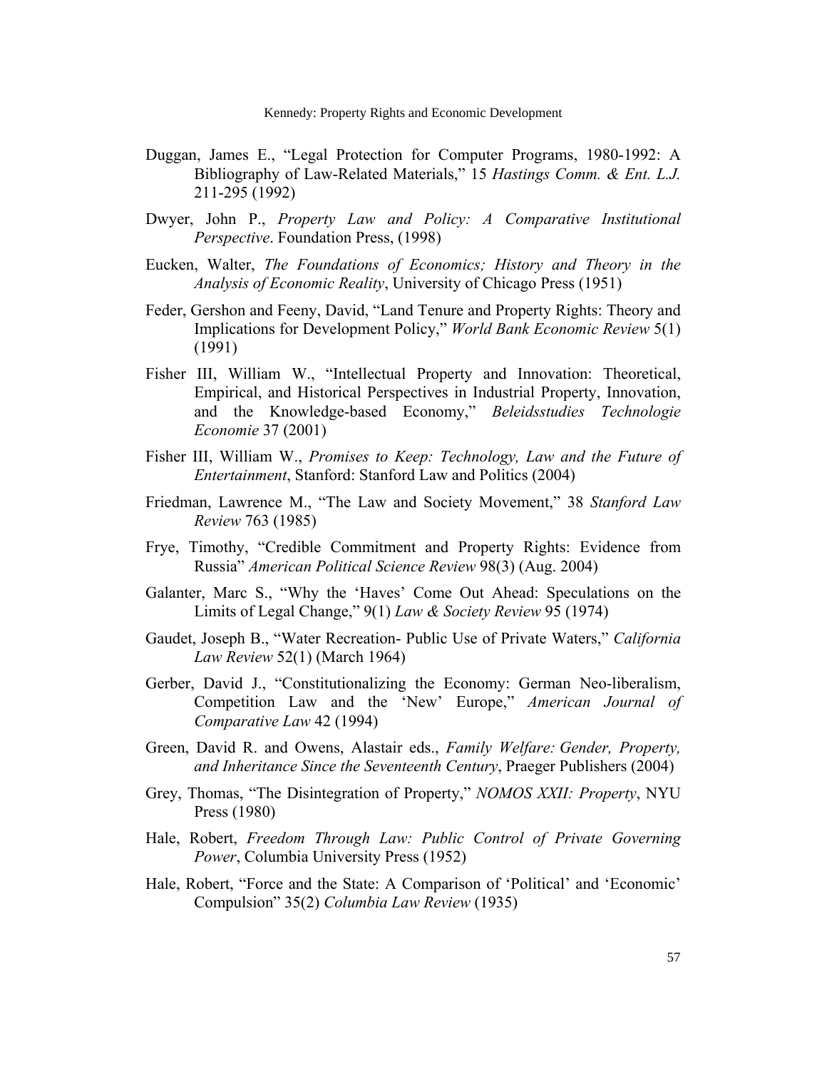Duggan, James E., "Legal Protection for Computer Programs, 1980-1992: A Bibliography of Law-Related Materials," 15 *Hastings Comm. & Ent. L.J.* 211-295 (1992)

Dwyer, John P., *Property Law and Policy: A Comparative Institutional Perspective*. Foundation Press, (1998)

Eucken, Walter, *The Foundations of Economics; History and Theory in the Analysis of Economic Reality*, University of Chicago Press (1951)

Feder, Gershon and Feeny, David, "Land Tenure and Property Rights: Theory and Implications for Development Policy," *World Bank Economic Review* 5(1) (1991)

Fisher III, William W., "Intellectual Property and Innovation: Theoretical, Empirical, and Historical Perspectives in Industrial Property, Innovation, and the Knowledge-based Economy," *Beleidsstudies Technologie Economie* 37 (2001)

Fisher III, William W., *Promises to Keep: Technology, Law and the Future of Entertainment*, Stanford: Stanford Law and Politics (2004)

Friedman, Lawrence M., "The Law and Society Movement," 38 *Stanford Law Review* 763 (1985)

Frye, Timothy, "Credible Commitment and Property Rights: Evidence from Russia" *American Political Science Review* 98(3) (Aug. 2004)

Galanter, Marc S., "Why the 'Haves' Come Out Ahead: Speculations on the Limits of Legal Change," 9(1) *Law & Society Review* 95 (1974)

Gaudet, Joseph B., "Water Recreation- Public Use of Private Waters," *California Law Review* 52(1) (March 1964)

Gerber, David J., "Constitutionalizing the Economy: German Neo-liberalism, Competition Law and the 'New' Europe," *American Journal of Comparative Law* 42 (1994)

Green, David R. and Owens, Alastair eds., *Family Welfare: Gender, Property, and Inheritance Since the Seventeenth Century*, Praeger Publishers (2004)

Grey, Thomas, "The Disintegration of Property," *NOMOS XXII: Property*, NYU Press (1980)

Hale, Robert, *Freedom Through Law: Public Control of Private Governing Power*, Columbia University Press (1952)

Hale, Robert, "Force and the State: A Comparison of 'Political' and 'Economic' Compulsion" 35(2) *Columbia Law Review* (1935)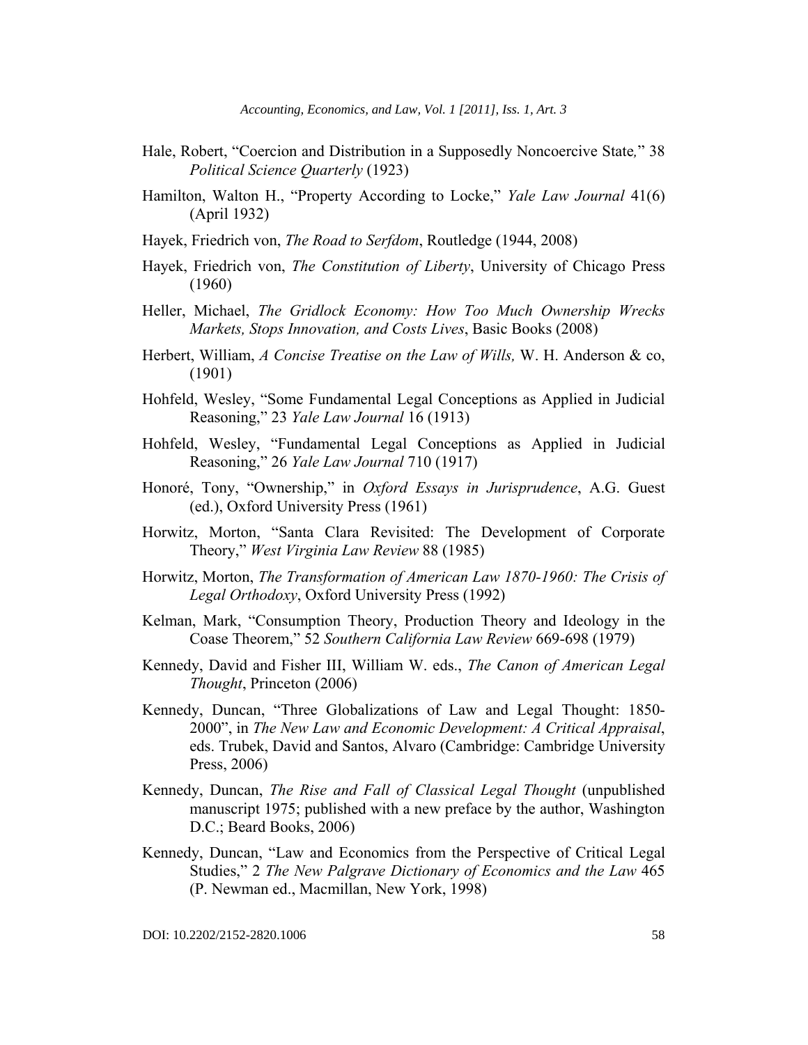Hale, Robert, "Coercion and Distribution in a Supposedly Noncoercive State," 38 *Political Science Quarterly* (1923)

Hamilton, Walton H., "Property According to Locke," *Yale Law Journal* 41(6) (April 1932)

Hayek, Friedrich von, *The Road to Serfdom*, Routledge (1944, 2008)

Hayek, Friedrich von, *The Constitution of Liberty*, University of Chicago Press (1960)

Heller, Michael, *The Gridlock Economy: How Too Much Ownership Wrecks Markets, Stops Innovation, and Costs Lives*, Basic Books (2008)

Herbert, William, *A Concise Treatise on the Law of Wills,* W. H. Anderson & co, (1901)

Hohfeld, Wesley, "Some Fundamental Legal Conceptions as Applied in Judicial Reasoning," 23 *Yale Law Journal* 16 (1913)

Hohfeld, Wesley, "Fundamental Legal Conceptions as Applied in Judicial Reasoning," 26 *Yale Law Journal* 710 (1917)

Honoré, Tony, "Ownership," in *Oxford Essays in Jurisprudence*, A.G. Guest (ed.), Oxford University Press (1961)

Horwitz, Morton, "Santa Clara Revisited: The Development of Corporate Theory," *West Virginia Law Review* 88 (1985)

Horwitz, Morton, *The Transformation of American Law 1870-1960: The Crisis of Legal Orthodoxy*, Oxford University Press (1992)

Kelman, Mark, "Consumption Theory, Production Theory and Ideology in the Coase Theorem," 52 *Southern California Law Review* 669-698 (1979)

Kennedy, David and Fisher III, William W. eds., *The Canon of American Legal Thought*, Princeton (2006)

Kennedy, Duncan, "Three Globalizations of Law and Legal Thought: 1850-2000", in *The New Law and Economic Development: A Critical Appraisal*, eds. Trubek, David and Santos, Alvaro (Cambridge: Cambridge University Press, 2006)

Kennedy, Duncan, *The Rise and Fall of Classical Legal Thought* (unpublished manuscript 1975; published with a new preface by the author, Washington D.C.; Beard Books, 2006)

Kennedy, Duncan, "Law and Economics from the Perspective of Critical Legal Studies," 2 *The New Palgrave Dictionary of Economics and the Law* 465 (P. Newman ed., Macmillan, New York, 1998)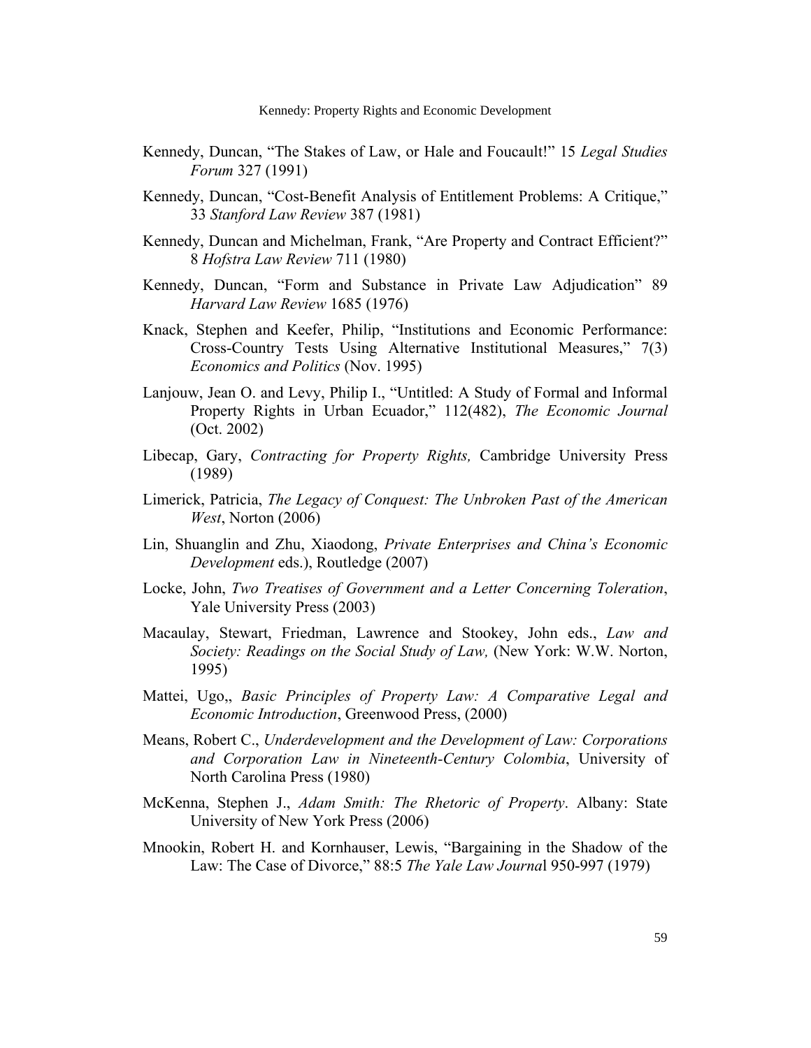Kennedy, Duncan, “The Stakes of Law, or Hale and Foucault!” 15 *Legal Studies Forum* 327 (1991)

Kennedy, Duncan, “Cost-Benefit Analysis of Entitlement Problems: A Critique,” 33 *Stanford Law Review* 387 (1981)

Kennedy, Duncan and Michelman, Frank, “Are Property and Contract Efficient?” 8 *Hofstra Law Review* 711 (1980)

Kennedy, Duncan, “Form and Substance in Private Law Adjudication” 89 *Harvard Law Review* 1685 (1976)

Knack, Stephen and Keefer, Philip, “Institutions and Economic Performance: Cross-Country Tests Using Alternative Institutional Measures,” 7(3) *Economics and Politics* (Nov. 1995)

Lanjouw, Jean O. and Levy, Philip I., “Untitled: A Study of Formal and Informal Property Rights in Urban Ecuador,” 112(482), *The Economic Journal* (Oct. 2002)

Libecap, Gary, *Contracting for Property Rights,* Cambridge University Press (1989)

Limerick, Patricia, *The Legacy of Conquest: The Unbroken Past of the American West*, Norton (2006)

Lin, Shuanglin and Zhu, Xiaodong, *Private Enterprises and China’s Economic Development* eds.), Routledge (2007)

Locke, John, *Two Treatises of Government and a Letter Concerning Toleration*, Yale University Press (2003)

Macaulay, Stewart, Friedman, Lawrence and Stookey, John eds., *Law and Society: Readings on the Social Study of Law,* (New York: W.W. Norton, 1995)

Mattei, Ugo,, *Basic Principles of Property Law: A Comparative Legal and Economic Introduction*, Greenwood Press, (2000)

Means, Robert C., *Underdevelopment and the Development of Law: Corporations and Corporation Law in Nineteenth-Century Colombia*, University of North Carolina Press (1980)

McKenna, Stephen J., *Adam Smith: The Rhetoric of Property*. Albany: State University of New York Press (2006)

Mnookin, Robert H. and Kornhauser, Lewis, “Bargaining in the Shadow of the Law: The Case of Divorce,” 88:5 *The Yale Law Journa*l 950-997 (1979)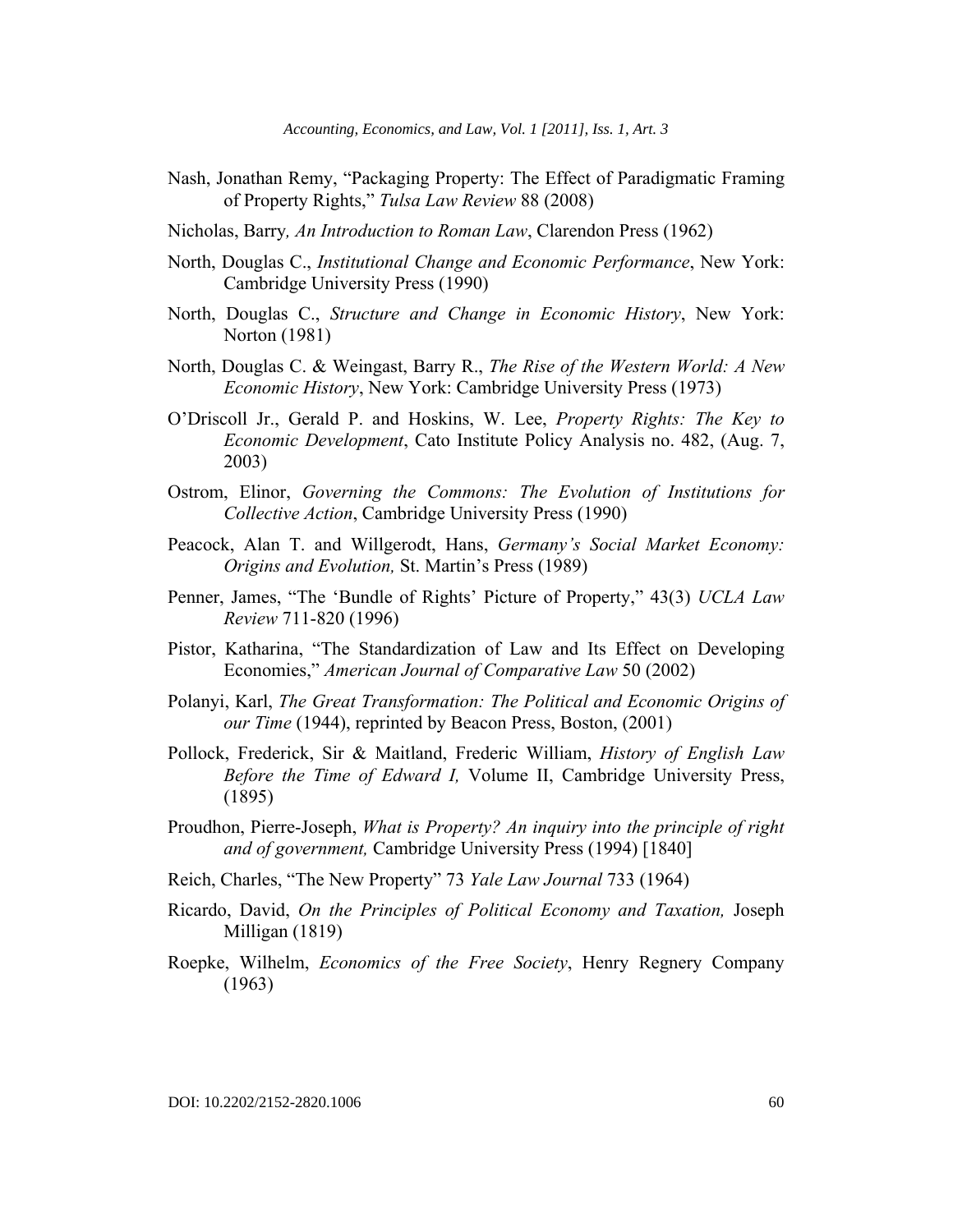Nash, Jonathan Remy, "Packaging Property: The Effect of Paradigmatic Framing of Property Rights," *Tulsa Law Review* 88 (2008)

Nicholas, Barry*, An Introduction to Roman Law*, Clarendon Press (1962)

North, Douglas C., *Institutional Change and Economic Performance*, New York: Cambridge University Press (1990)

North, Douglas C., *Structure and Change in Economic History*, New York: Norton (1981)

North, Douglas C. & Weingast, Barry R., *The Rise of the Western World: A New Economic History*, New York: Cambridge University Press (1973)

O'Driscoll Jr., Gerald P. and Hoskins, W. Lee, *Property Rights: The Key to Economic Development*, Cato Institute Policy Analysis no. 482, (Aug. 7, 2003)

Ostrom, Elinor, *Governing the Commons: The Evolution of Institutions for Collective Action*, Cambridge University Press (1990)

Peacock, Alan T. and Willgerodt, Hans, *Germany's Social Market Economy: Origins and Evolution,* St. Martin's Press (1989)

Penner, James, "The 'Bundle of Rights' Picture of Property," 43(3) *UCLA Law Review* 711-820 (1996)

Pistor, Katharina, "The Standardization of Law and Its Effect on Developing Economies," *American Journal of Comparative Law* 50 (2002)

Polanyi, Karl, *The Great Transformation: The Political and Economic Origins of our Time* (1944), reprinted by Beacon Press, Boston, (2001)

Pollock, Frederick, Sir & Maitland, Frederic William, *History of English Law Before the Time of Edward I,* Volume II, Cambridge University Press, (1895)

Proudhon, Pierre-Joseph, *What is Property? An inquiry into the principle of right and of government,* Cambridge University Press (1994) [1840]

Reich, Charles, "The New Property" 73 *Yale Law Journal* 733 (1964)

Ricardo, David, *On the Principles of Political Economy and Taxation,* Joseph Milligan (1819)

Roepke, Wilhelm, *Economics of the Free Society*, Henry Regnery Company (1963)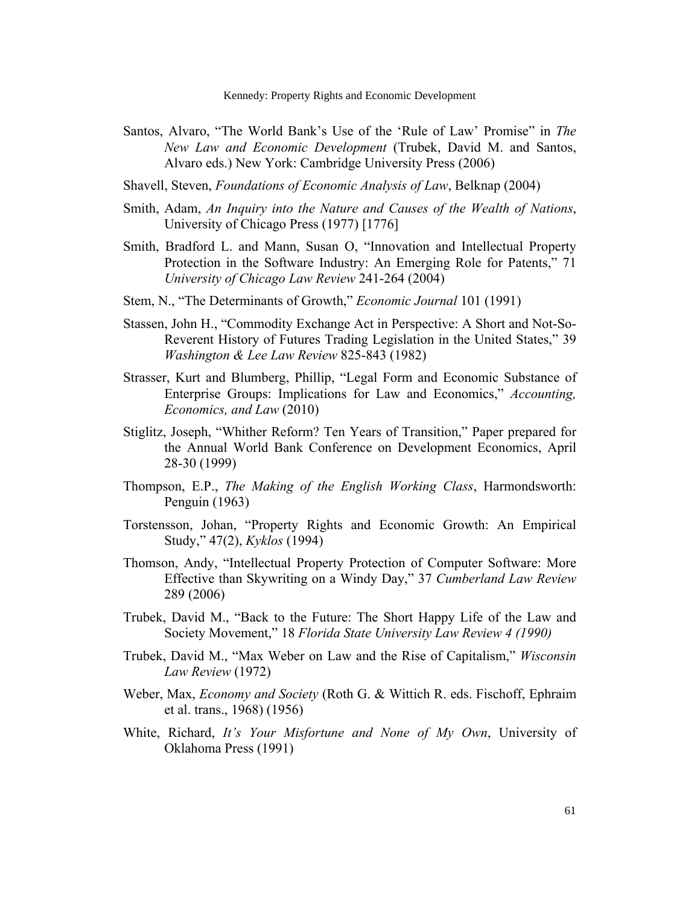Santos, Alvaro, "The World Bank's Use of the 'Rule of Law' Promise" in *The New Law and Economic Development* (Trubek, David M. and Santos, Alvaro eds.) New York: Cambridge University Press (2006)

Shavell, Steven, *Foundations of Economic Analysis of Law*, Belknap (2004)

Smith, Adam, *An Inquiry into the Nature and Causes of the Wealth of Nations*, University of Chicago Press (1977) [1776]

Smith, Bradford L. and Mann, Susan O, "Innovation and Intellectual Property Protection in the Software Industry: An Emerging Role for Patents," 71 *University of Chicago Law Review* 241-264 (2004)

Stem, N., "The Determinants of Growth," *Economic Journal* 101 (1991)

Stassen, John H., "Commodity Exchange Act in Perspective: A Short and Not-So-Reverent History of Futures Trading Legislation in the United States," 39 *Washington & Lee Law Review* 825-843 (1982)

Strasser, Kurt and Blumberg, Phillip, "Legal Form and Economic Substance of Enterprise Groups: Implications for Law and Economics," *Accounting, Economics, and Law* (2010)

Stiglitz, Joseph, "Whither Reform? Ten Years of Transition," Paper prepared for the Annual World Bank Conference on Development Economics, April 28-30 (1999)

Thompson, E.P., *The Making of the English Working Class*, Harmondsworth: Penguin (1963)

Torstensson, Johan, "Property Rights and Economic Growth: An Empirical Study," 47(2), *Kyklos* (1994)

Thomson, Andy, "Intellectual Property Protection of Computer Software: More Effective than Skywriting on a Windy Day," 37 *Cumberland Law Review* 289 (2006)

Trubek, David M., "Back to the Future: The Short Happy Life of the Law and Society Movement," 18 *Florida State University Law Review 4 (1990)*

Trubek, David M., "Max Weber on Law and the Rise of Capitalism," *Wisconsin Law Review* (1972)

Weber, Max, *Economy and Society* (Roth G. & Wittich R. eds. Fischoff, Ephraim et al. trans., 1968) (1956)

White, Richard, *It's Your Misfortune and None of My Own*, University of Oklahoma Press (1991)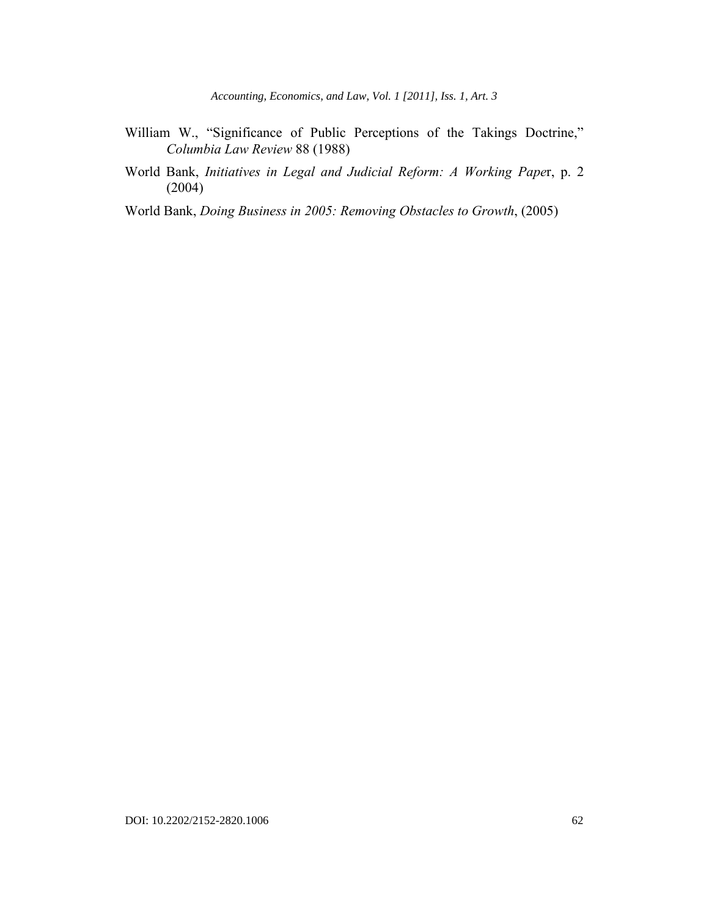William W., "Significance of Public Perceptions of the Takings Doctrine," *Columbia Law Review* 88 (1988)

World Bank, *Initiatives in Legal and Judicial Reform: A Working Pape*r, p. 2 (2004)

World Bank, *Doing Business in 2005: Removing Obstacles to Growth*, (2005)